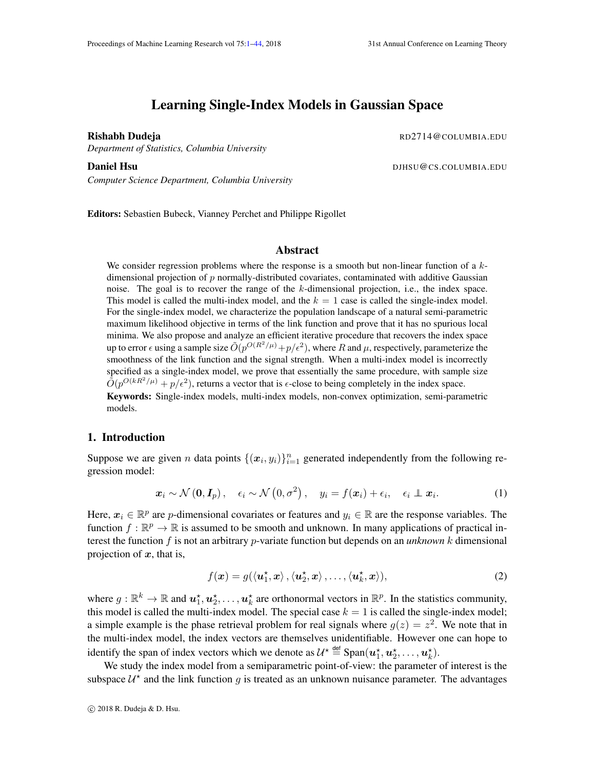# Learning Single-Index Models in Gaussian Space

**Rishabh Dudeja** RD2714@COLUMBIA.EDU
*Department of Statistics, Columbia University*

**Daniel Hsu** DJHSU@CS.COLUMBIA.EDU
*Computer Science Department, Columbia University*

**Editors:** Sebastien Bubeck, Vianney Perchet and Philippe Rigollet

## Abstract

We consider regression problems where the response is a smooth but non-linear function of a $k$-dimensional projection of $p$ normally-distributed covariates, contaminated with additive Gaussian noise. The goal is to recover the range of the $k$-dimensional projection, i.e., the index space. This model is called the multi-index model, and the $k = 1$ case is called the single-index model. For the single-index model, we characterize the population landscape of a natural semi-parametric maximum likelihood objective in terms of the link function and prove that it has no spurious local minima. We also propose and analyze an efficient iterative procedure that recovers the index space up to error $\epsilon$ using a sample size $\tilde{O}(p^{O(R^2/\mu)} + p/\epsilon^2)$, where $R$ and $\mu$, respectively, parameterize the smoothness of the link function and the signal strength. When a multi-index model is incorrectly specified as a single-index model, we prove that essentially the same procedure, with sample size $\tilde{O}(p^{O(kR^2/\mu)} + p/\epsilon^2)$, returns a vector that is $\epsilon$-close to being completely in the index space.

**Keywords:** Single-index models, multi-index models, non-convex optimization, semi-parametric models.

## 1. Introduction

Suppose we are given $n$ data points $\{(\boldsymbol{x}_i, y_i)\}_{i=1}^n$ generated independently from the following regression model:

$$\boldsymbol{x}_i \sim \mathcal{N}(\boldsymbol{0}, \boldsymbol{I}_p), \quad \epsilon_i \sim \mathcal{N}(0, \sigma^2), \quad y_i = f(\boldsymbol{x}_i) + \epsilon_i, \quad \epsilon_i \perp\!\!\!\perp \boldsymbol{x}_i. \tag{1}$$

Here, $\boldsymbol{x}_i \in \mathbb{R}^p$ are $p$-dimensional covariates or features and $y_i \in \mathbb{R}$ are the response variables. The function $f : \mathbb{R}^p \to \mathbb{R}$ is assumed to be smooth and unknown. In many applications of practical interest the function $f$ is not an arbitrary $p$-variate function but depends on an *unknown* $k$ dimensional projection of $\boldsymbol{x}$, that is,

$$f(\boldsymbol{x}) = g(\langle \boldsymbol{u}_1^\star, \boldsymbol{x}\rangle, \langle \boldsymbol{u}_2^\star, \boldsymbol{x}\rangle, \dots, \langle \boldsymbol{u}_k^\star, \boldsymbol{x}\rangle), \tag{2}$$

where $g : \mathbb{R}^k \to \mathbb{R}$ and $\boldsymbol{u}_1^\star, \boldsymbol{u}_2^\star, \dots, \boldsymbol{u}_k^\star$ are orthonormal vectors in $\mathbb{R}^p$. In the statistics community, this model is called the multi-index model. The special case $k = 1$ is called the single-index model; a simple example is the phase retrieval problem for real signals where $g(z) = z^2$. We note that in the multi-index model, the index vectors are themselves unidentifiable. However one can hope to identify the span of index vectors which we denote as $\mathcal{U}^\star \stackrel{\text{def}}{=} \text{Span}(\boldsymbol{u}_1^\star, \boldsymbol{u}_2^\star, \dots, \boldsymbol{u}_k^\star)$.

We study the index model from a semiparametric point-of-view: the parameter of interest is the subspace $\mathcal{U}^\star$ and the link function $g$ is treated as an unknown nuisance parameter. The advantages

© 2018 R. Dudeja & D. Hsu.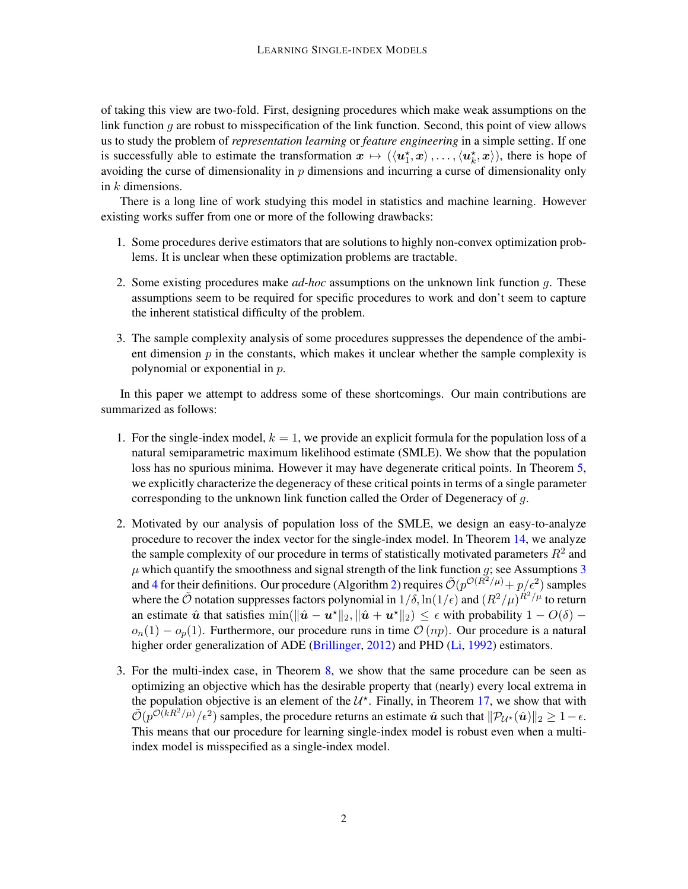of taking this view are two-fold. First, designing procedures which make weak assumptions on the link function $g$ are robust to misspecification of the link function. Second, this point of view allows us to study the problem of *representation learning* or *feature engineering* in a simple setting. If one is successfully able to estimate the transformation $\boldsymbol{x} \mapsto (\langle \boldsymbol{u}_1^\star, \boldsymbol{x} \rangle, \ldots, \langle \boldsymbol{u}_k^\star, \boldsymbol{x} \rangle)$, there is hope of avoiding the curse of dimensionality in $p$ dimensions and incurring a curse of dimensionality only in $k$ dimensions.

There is a long line of work studying this model in statistics and machine learning. However existing works suffer from one or more of the following drawbacks:

1. Some procedures derive estimators that are solutions to highly non-convex optimization problems. It is unclear when these optimization problems are tractable.
2. Some existing procedures make *ad-hoc* assumptions on the unknown link function $g$. These assumptions seem to be required for specific procedures to work and don't seem to capture the inherent statistical difficulty of the problem.
3. The sample complexity analysis of some procedures suppresses the dependence of the ambient dimension $p$ in the constants, which makes it unclear whether the sample complexity is polynomial or exponential in $p$.

In this paper we attempt to address some of these shortcomings. Our main contributions are summarized as follows:

1. For the single-index model, $k = 1$, we provide an explicit formula for the population loss of a natural semiparametric maximum likelihood estimate (SMLE). We show that the population loss has no spurious minima. However it may have degenerate critical points. In Theorem 5, we explicitly characterize the degeneracy of these critical points in terms of a single parameter corresponding to the unknown link function called the Order of Degeneracy of $g$.
2. Motivated by our analysis of population loss of the SMLE, we design an easy-to-analyze procedure to recover the index vector for the single-index model. In Theorem 14, we analyze the sample complexity of our procedure in terms of statistically motivated parameters $R^2$ and $\mu$ which quantify the smoothness and signal strength of the link function $g$; see Assumptions 3 and 4 for their definitions. Our procedure (Algorithm 2) requires $\tilde{\mathcal{O}}(p^{\mathcal{O}(R^2/\mu)} + p/\epsilon^2)$ samples where the $\tilde{\mathcal{O}}$ notation suppresses factors polynomial in $1/\delta, \ln(1/\epsilon)$ and $(R^2/\mu)^{R^2/\mu}$ to return an estimate $\hat{\boldsymbol{u}}$ that satisfies $\min(\|\hat{\boldsymbol{u}} - \boldsymbol{u}^\star\|_2, \|\hat{\boldsymbol{u}} + \boldsymbol{u}^\star\|_2) \leq \epsilon$ with probability $1 - O(\delta) - o_n(1) - o_p(1)$. Furthermore, our procedure runs in time $\mathcal{O}(np)$. Our procedure is a natural higher order generalization of ADE (Brillinger, 2012) and PHD (Li, 1992) estimators.
3. For the multi-index case, in Theorem 8, we show that the same procedure can be seen as optimizing an objective which has the desirable property that (nearly) every local extrema in the population objective is an element of the $\mathcal{U}^\star$. Finally, in Theorem 17, we show that with $\tilde{\mathcal{O}}(p^{\mathcal{O}(kR^2/\mu)}/\epsilon^2)$ samples, the procedure returns an estimate $\hat{\boldsymbol{u}}$ such that $\|\mathcal{P}_{\mathcal{U}^\star}(\hat{\boldsymbol{u}})\|_2 \geq 1 - \epsilon$. This means that our procedure for learning single-index model is robust even when a multi-index model is misspecified as a single-index model.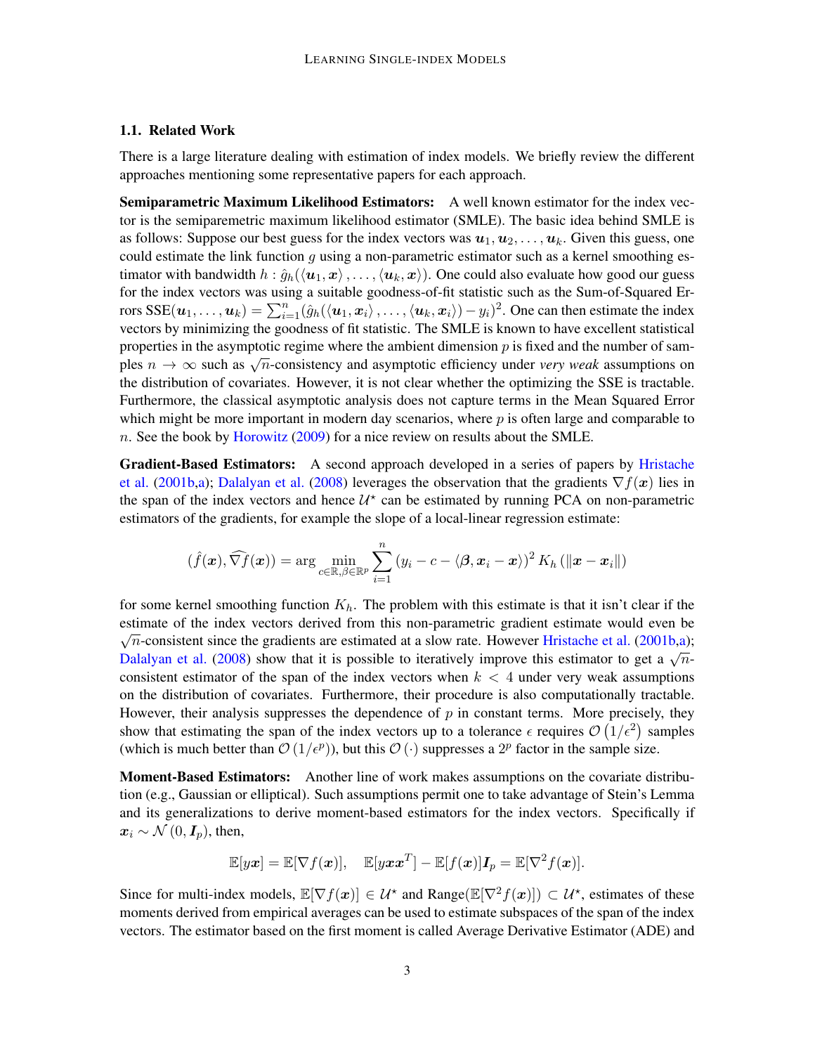### 1.1. Related Work

There is a large literature dealing with estimation of index models. We briefly review the different approaches mentioning some representative papers for each approach.

**Semiparametric Maximum Likelihood Estimators:** A well known estimator for the index vector is the semiparametric maximum likelihood estimator (SMLE). The basic idea behind SMLE is as follows: Suppose our best guess for the index vectors was $\boldsymbol{u}_1, \boldsymbol{u}_2, \ldots, \boldsymbol{u}_k$. Given this guess, one could estimate the link function $g$ using a non-parametric estimator such as a kernel smoothing estimator with bandwidth $h$ : $\hat{g}_h(\langle \boldsymbol{u}_1, \boldsymbol{x}\rangle, \ldots, \langle \boldsymbol{u}_k, \boldsymbol{x}\rangle)$. One could also evaluate how good our guess for the index vectors was using a suitable goodness-of-fit statistic such as the Sum-of-Squared Errors $\text{SSE}(\boldsymbol{u}_1, \ldots, \boldsymbol{u}_k) = \sum_{i=1}^n (\hat{g}_h(\langle \boldsymbol{u}_1, \boldsymbol{x}_i\rangle, \ldots, \langle \boldsymbol{u}_k, \boldsymbol{x}_i\rangle) - y_i)^2$. One can then estimate the index vectors by minimizing the goodness of fit statistic. The SMLE is known to have excellent statistical properties in the asymptotic regime where the ambient dimension $p$ is fixed and the number of samples $n \to \infty$ such as $\sqrt{n}$-consistency and asymptotic efficiency under *very weak* assumptions on the distribution of covariates. However, it is not clear whether the optimizing the SSE is tractable. Furthermore, the classical asymptotic analysis does not capture terms in the Mean Squared Error which might be more important in modern day scenarios, where $p$ is often large and comparable to $n$. See the book by Horowitz (2009) for a nice review on results about the SMLE.

**Gradient-Based Estimators:** A second approach developed in a series of papers by Hristache et al. (2001b,a); Dalalyan et al. (2008) leverages the observation that the gradients $\nabla f(\boldsymbol{x})$ lies in the span of the index vectors and hence $\mathcal{U}^\star$ can be estimated by running PCA on non-parametric estimators of the gradients, for example the slope of a local-linear regression estimate:

$$(\hat{f}(\boldsymbol{x}), \widehat{\nabla} f(\boldsymbol{x})) = \arg \min_{c \in \mathbb{R}, \beta \in \mathbb{R}^p} \sum_{i=1}^n (y_i - c - \langle \boldsymbol{\beta}, \boldsymbol{x}_i - \boldsymbol{x}\rangle)^2 K_h(\|\boldsymbol{x} - \boldsymbol{x}_i\|)$$

for some kernel smoothing function $K_h$. The problem with this estimate is that it isn't clear if the estimate of the index vectors derived from this non-parametric gradient estimate would even be $\sqrt{n}$-consistent since the gradients are estimated at a slow rate. However Hristache et al. (2001b,a); Dalalyan et al. (2008) show that it is possible to iteratively improve this estimator to get a $\sqrt{n}$-consistent estimator of the span of the index vectors when $k < 4$ under very weak assumptions on the distribution of covariates. Furthermore, their procedure is also computationally tractable. However, their analysis suppresses the dependence of $p$ in constant terms. More precisely, they show that estimating the span of the index vectors up to a tolerance $\epsilon$ requires $\mathcal{O}\left(1/\epsilon^2\right)$ samples (which is much better than $\mathcal{O}\left(1/\epsilon^p\right)$), but this $\mathcal{O}\left(\cdot\right)$ suppresses a $2^p$ factor in the sample size.

**Moment-Based Estimators:** Another line of work makes assumptions on the covariate distribution (e.g., Gaussian or elliptical). Such assumptions permit one to take advantage of Stein's Lemma and its generalizations to derive moment-based estimators for the index vectors. Specifically if $\boldsymbol{x}_i \sim \mathcal{N}(0, \boldsymbol{I}_p)$, then,

$$\mathbb{E}[y\boldsymbol{x}] = \mathbb{E}[\nabla f(\boldsymbol{x})], \quad \mathbb{E}[y\boldsymbol{x}\boldsymbol{x}^T] - \mathbb{E}[f(\boldsymbol{x})]\boldsymbol{I}_p = \mathbb{E}[\nabla^2 f(\boldsymbol{x})].$$

Since for multi-index models, $\mathbb{E}[\nabla f(\boldsymbol{x})] \in \mathcal{U}^\star$ and $\text{Range}(\mathbb{E}[\nabla^2 f(\boldsymbol{x})]) \subset \mathcal{U}^\star$, estimates of these moments derived from empirical averages can be used to estimate subspaces of the span of the index vectors. The estimator based on the first moment is called Average Derivative Estimator (ADE) and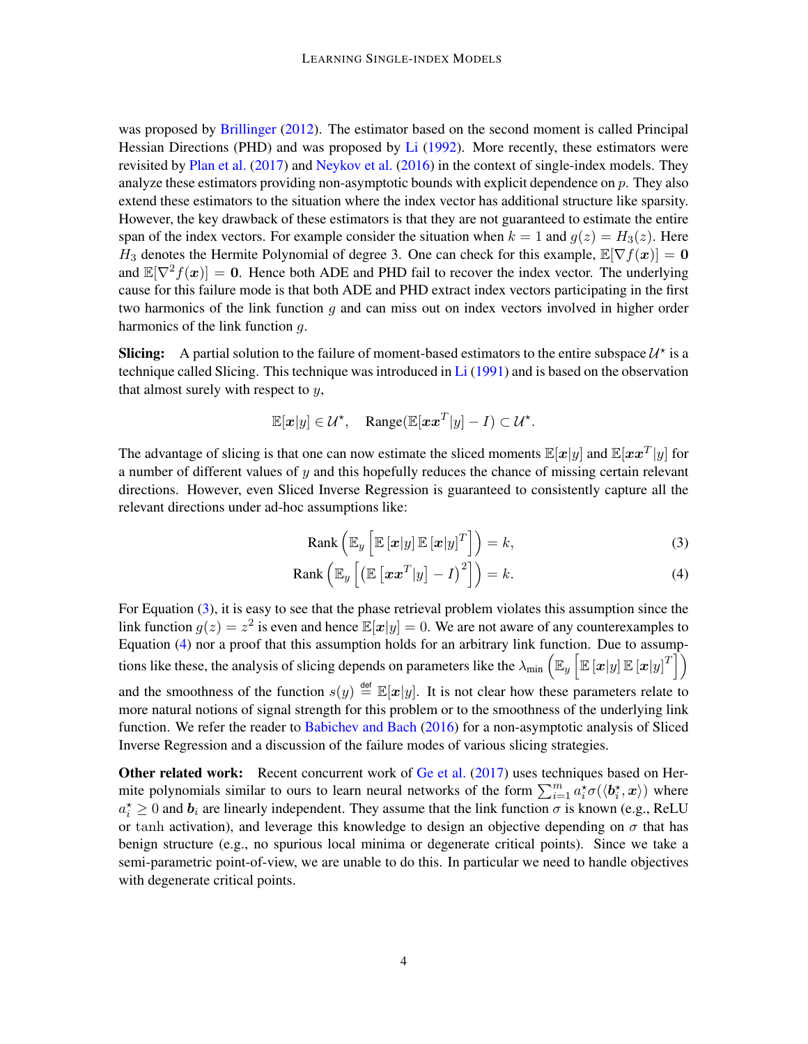was proposed by Brillinger (2012). The estimator based on the second moment is called Principal Hessian Directions (PHD) and was proposed by Li (1992). More recently, these estimators were revisited by Plan et al. (2017) and Neykov et al. (2016) in the context of single-index models. They analyze these estimators providing non-asymptotic bounds with explicit dependence on $p$. They also extend these estimators to the situation where the index vector has additional structure like sparsity. However, the key drawback of these estimators is that they are not guaranteed to estimate the entire span of the index vectors. For example consider the situation when $k = 1$ and $g(z) = H_3(z)$. Here $H_3$ denotes the Hermite Polynomial of degree 3. One can check for this example, $\mathbb{E}[\nabla f(\boldsymbol{x})] = \mathbf{0}$ and $\mathbb{E}[\nabla^2 f(\boldsymbol{x})] = \mathbf{0}$. Hence both ADE and PHD fail to recover the index vector. The underlying cause for this failure mode is that both ADE and PHD extract index vectors participating in the first two harmonics of the link function $g$ and can miss out on index vectors involved in higher order harmonics of the link function $g$.

**Slicing:** A partial solution to the failure of moment-based estimators to the entire subspace $\mathcal{U}^\star$ is a technique called Slicing. This technique was introduced in Li (1991) and is based on the observation that almost surely with respect to $y$,

$$\mathbb{E}[\boldsymbol{x}|y] \in \mathcal{U}^\star, \quad \text{Range}(\mathbb{E}[\boldsymbol{x}\boldsymbol{x}^T|y] - I) \subset \mathcal{U}^\star.$$

The advantage of slicing is that one can now estimate the sliced moments $\mathbb{E}[\boldsymbol{x}|y]$ and $\mathbb{E}[\boldsymbol{x}\boldsymbol{x}^T|y]$ for a number of different values of $y$ and this hopefully reduces the chance of missing certain relevant directions. However, even Sliced Inverse Regression is guaranteed to consistently capture all the relevant directions under ad-hoc assumptions like:

$$\text{Rank}\left(\mathbb{E}_y\left[\mathbb{E}\left[\boldsymbol{x}|y\right]\mathbb{E}\left[\boldsymbol{x}|y\right]^T\right]\right) = k, \tag{3}$$

$$\text{Rank}\left(\mathbb{E}_y\left[\left(\mathbb{E}\left[\boldsymbol{x}\boldsymbol{x}^T|y\right] - I\right)^2\right]\right) = k. \tag{4}$$

For Equation (3), it is easy to see that the phase retrieval problem violates this assumption since the link function $g(z) = z^2$ is even and hence $\mathbb{E}[\boldsymbol{x}|y] = 0$. We are not aware of any counterexamples to Equation (4) nor a proof that this assumption holds for an arbitrary link function. Due to assumptions like these, the analysis of slicing depends on parameters like the $\lambda_{\min}\left(\mathbb{E}_y\left[\mathbb{E}\left[\boldsymbol{x}|y\right]\mathbb{E}\left[\boldsymbol{x}|y\right]^T\right]\right)$ and the smoothness of the function $s(y) \stackrel{\text{def}}{=} \mathbb{E}[\boldsymbol{x}|y]$. It is not clear how these parameters relate to more natural notions of signal strength for this problem or to the smoothness of the underlying link function. We refer the reader to Babichev and Bach (2016) for a non-asymptotic analysis of Sliced Inverse Regression and a discussion of the failure modes of various slicing strategies.

**Other related work:** Recent concurrent work of Ge et al. (2017) uses techniques based on Hermite polynomials similar to ours to learn neural networks of the form $\sum_{i=1}^m a_i^\star \sigma(\langle \boldsymbol{b}_i^\star, \boldsymbol{x}\rangle)$ where $a_i^\star \geq 0$ and $\boldsymbol{b}_i$ are linearly independent. They assume that the link function $\sigma$ is known (e.g., ReLU or $\tanh$ activation), and leverage this knowledge to design an objective depending on $\sigma$ that has benign structure (e.g., no spurious local minima or degenerate critical points). Since we take a semi-parametric point-of-view, we are unable to do this. In particular we need to handle objectives with degenerate critical points.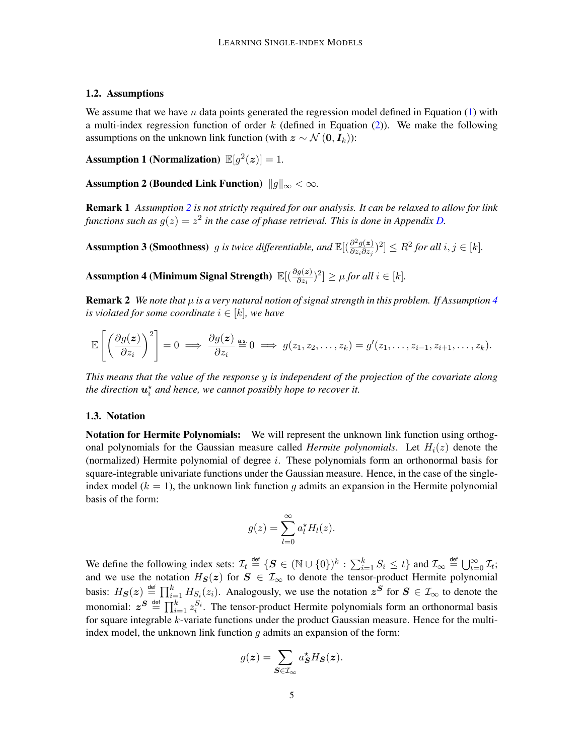### 1.2. Assumptions

We assume that we have $n$ data points generated the regression model defined in Equation (1) with a multi-index regression function of order $k$ (defined in Equation (2)). We make the following assumptions on the unknown link function (with $\boldsymbol{z} \sim \mathcal{N}(\mathbf{0}, \boldsymbol{I}_k)$):

**Assumption 1 (Normalization)** $\mathbb{E}[g^2(\boldsymbol{z})] = 1$.

**Assumption 2 (Bounded Link Function)** $\|g\|_\infty < \infty$.

**Remark 1** *Assumption 2 is not strictly required for our analysis. It can be relaxed to allow for link functions such as $g(z) = z^2$ in the case of phase retrieval. This is done in Appendix D.*

**Assumption 3 (Smoothness)** *$g$ is twice differentiable, and $\mathbb{E}[(\frac{\partial^2 g(\boldsymbol{z})}{\partial z_i \partial z_j})^2] \leq R^2$ for all $i, j \in [k]$.*

**Assumption 4 (Minimum Signal Strength)** $\mathbb{E}[(\frac{\partial g(\boldsymbol{z})}{\partial z_i})^2] \geq \mu$ *for all $i \in [k]$.*

**Remark 2** *We note that $\mu$ is a very natural notion of signal strength in this problem. If Assumption 4 is violated for some coordinate $i \in [k]$, we have*

$$\mathbb{E}\left[\left(\frac{\partial g(\boldsymbol{z})}{\partial z_i}\right)^2\right] = 0 \implies \frac{\partial g(\boldsymbol{z})}{\partial z_i} \overset{\text{a.s.}}{=} 0 \implies g(z_1, z_2, \ldots, z_k) = g'(z_1, \ldots, z_{i-1}, z_{i+1}, \ldots, z_k).$$

*This means that the value of the response $y$ is independent of the projection of the covariate along the direction $\boldsymbol{u}_i^\star$ and hence, we cannot possibly hope to recover it.*

### 1.3. Notation

**Notation for Hermite Polynomials:** We will represent the unknown link function using orthogonal polynomials for the Gaussian measure called *Hermite polynomials*. Let $H_i(z)$ denote the (normalized) Hermite polynomial of degree $i$. These polynomials form an orthonormal basis for square-integrable univariate functions under the Gaussian measure. Hence, in the case of the single-index model ($k = 1$), the unknown link function $g$ admits an expansion in the Hermite polynomial basis of the form:

$$g(z) = \sum_{l=0}^{\infty} a_l^\star H_l(z).$$

We define the following index sets: $\mathcal{I}_t \overset{\text{def}}{=} \{\boldsymbol{S} \in (\mathbb{N} \cup \{0\})^k : \sum_{i=1}^k S_i \leq t\}$ and $\mathcal{I}_\infty \overset{\text{def}}{=} \bigcup_{t=0}^\infty \mathcal{I}_t$; and we use the notation $H_{\boldsymbol{S}}(\boldsymbol{z})$ for $\boldsymbol{S} \in \mathcal{I}_\infty$ to denote the tensor-product Hermite polynomial basis: $H_{\boldsymbol{S}}(\boldsymbol{z}) \overset{\text{def}}{=} \prod_{i=1}^k H_{S_i}(z_i)$. Analogously, we use the notation $\boldsymbol{z}^{\boldsymbol{S}}$ for $\boldsymbol{S} \in \mathcal{I}_\infty$ to denote the monomial: $\boldsymbol{z}^{\boldsymbol{S}} \overset{\text{def}}{=} \prod_{i=1}^k z_i^{S_i}$. The tensor-product Hermite polynomials form an orthonormal basis for square integrable $k$-variate functions under the product Gaussian measure. Hence for the multi-index model, the unknown link function $g$ admits an expansion of the form:

$$g(\boldsymbol{z}) = \sum_{\boldsymbol{S} \in \mathcal{I}_\infty} a_{\boldsymbol{S}}^\star H_{\boldsymbol{S}}(\boldsymbol{z}).$$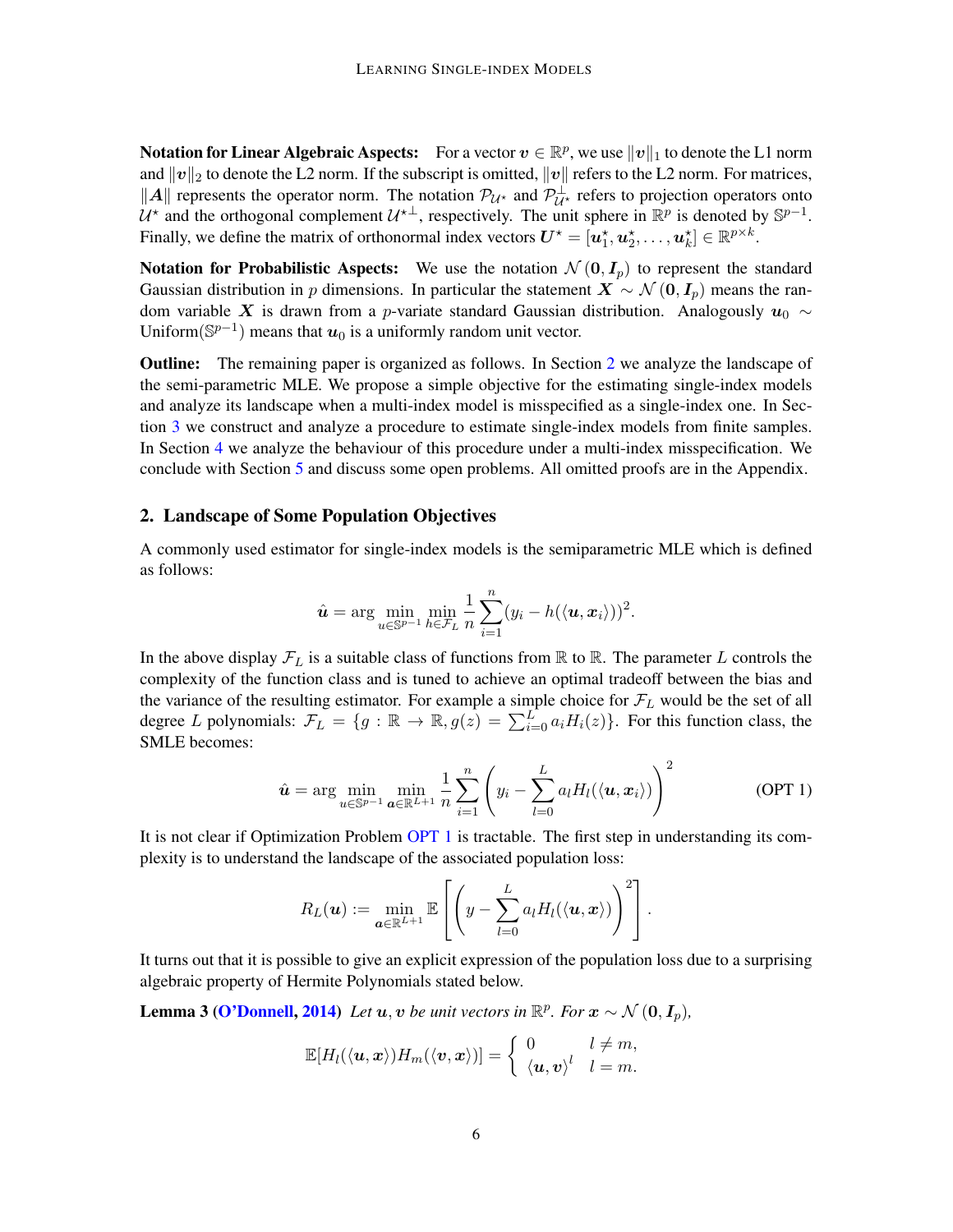**Notation for Linear Algebraic Aspects:** For a vector $\boldsymbol{v} \in \mathbb{R}^p$, we use $\|\boldsymbol{v}\|_1$ to denote the L1 norm and $\|\boldsymbol{v}\|_2$ to denote the L2 norm. If the subscript is omitted, $\|\boldsymbol{v}\|$ refers to the L2 norm. For matrices, $\|\boldsymbol{A}\|$ represents the operator norm. The notation $\mathcal{P}_{\mathcal{U}^\star}$ and $\mathcal{P}_{\mathcal{U}^\star}^\perp$ refers to projection operators onto $\mathcal{U}^\star$ and the orthogonal complement $\mathcal{U}^{\star\perp}$, respectively. The unit sphere in $\mathbb{R}^p$ is denoted by $\mathbb{S}^{p-1}$. Finally, we define the matrix of orthonormal index vectors $\boldsymbol{U}^\star = [\boldsymbol{u}_1^\star, \boldsymbol{u}_2^\star, \ldots, \boldsymbol{u}_k^\star] \in \mathbb{R}^{p \times k}$.

**Notation for Probabilistic Aspects:** We use the notation $\mathcal{N}(\boldsymbol{0}, \boldsymbol{I}_p)$ to represent the standard Gaussian distribution in $p$ dimensions. In particular the statement $\boldsymbol{X} \sim \mathcal{N}(\boldsymbol{0}, \boldsymbol{I}_p)$ means the random variable $\boldsymbol{X}$ is drawn from a $p$-variate standard Gaussian distribution. Analogously $\boldsymbol{u}_0 \sim \text{Uniform}(\mathbb{S}^{p-1})$ means that $\boldsymbol{u}_0$ is a uniformly random unit vector.

**Outline:** The remaining paper is organized as follows. In Section 2 we analyze the landscape of the semi-parametric MLE. We propose a simple objective for the estimating single-index models and analyze its landscape when a multi-index model is misspecified as a single-index one. In Section 3 we construct and analyze a procedure to estimate single-index models from finite samples. In Section 4 we analyze the behaviour of this procedure under a multi-index misspecification. We conclude with Section 5 and discuss some open problems. All omitted proofs are in the Appendix.

## 2. Landscape of Some Population Objectives

A commonly used estimator for single-index models is the semiparametric MLE which is defined as follows:

$$\hat{\boldsymbol{u}} = \arg \min_{u \in \mathbb{S}^{p-1}} \min_{h \in \mathcal{F}_L} \frac{1}{n} \sum_{i=1}^{n} (y_i - h(\langle \boldsymbol{u}, \boldsymbol{x}_i \rangle))^2.$$

In the above display $\mathcal{F}_L$ is a suitable class of functions from $\mathbb{R}$ to $\mathbb{R}$. The parameter $L$ controls the complexity of the function class and is tuned to achieve an optimal tradeoff between the bias and the variance of the resulting estimator. For example a simple choice for $\mathcal{F}_L$ would be the set of all degree $L$ polynomials: $\mathcal{F}_L = \{g : \mathbb{R} \to \mathbb{R}, g(z) = \sum_{i=0}^{L} a_i H_i(z)\}$. For this function class, the SMLE becomes:

$$\hat{\boldsymbol{u}} = \arg \min_{u \in \mathbb{S}^{p-1}} \min_{\boldsymbol{a} \in \mathbb{R}^{L+1}} \frac{1}{n} \sum_{i=1}^{n} \left( y_i - \sum_{l=0}^{L} a_l H_l(\langle \boldsymbol{u}, \boldsymbol{x}_i \rangle) \right)^2 \tag{OPT 1}$$

It is not clear if Optimization Problem OPT 1 is tractable. The first step in understanding its complexity is to understand the landscape of the associated population loss:

$$R_L(\boldsymbol{u}) := \min_{\boldsymbol{a} \in \mathbb{R}^{L+1}} \mathbb{E}\left[ \left( y - \sum_{l=0}^{L} a_l H_l(\langle \boldsymbol{u}, \boldsymbol{x} \rangle) \right)^2 \right].$$

It turns out that it is possible to give an explicit expression of the population loss due to a surprising algebraic property of Hermite Polynomials stated below.

**Lemma 3 (O'Donnell, 2014)** *Let $\boldsymbol{u}, \boldsymbol{v}$ be unit vectors in $\mathbb{R}^p$. For $\boldsymbol{x} \sim \mathcal{N}(\boldsymbol{0}, \boldsymbol{I}_p)$,*

$$\mathbb{E}[H_l(\langle \boldsymbol{u}, \boldsymbol{x} \rangle) H_m(\langle \boldsymbol{v}, \boldsymbol{x} \rangle)] = \begin{cases} 0 & l \neq m, \\ \langle \boldsymbol{u}, \boldsymbol{v} \rangle^l & l = m. \end{cases}$$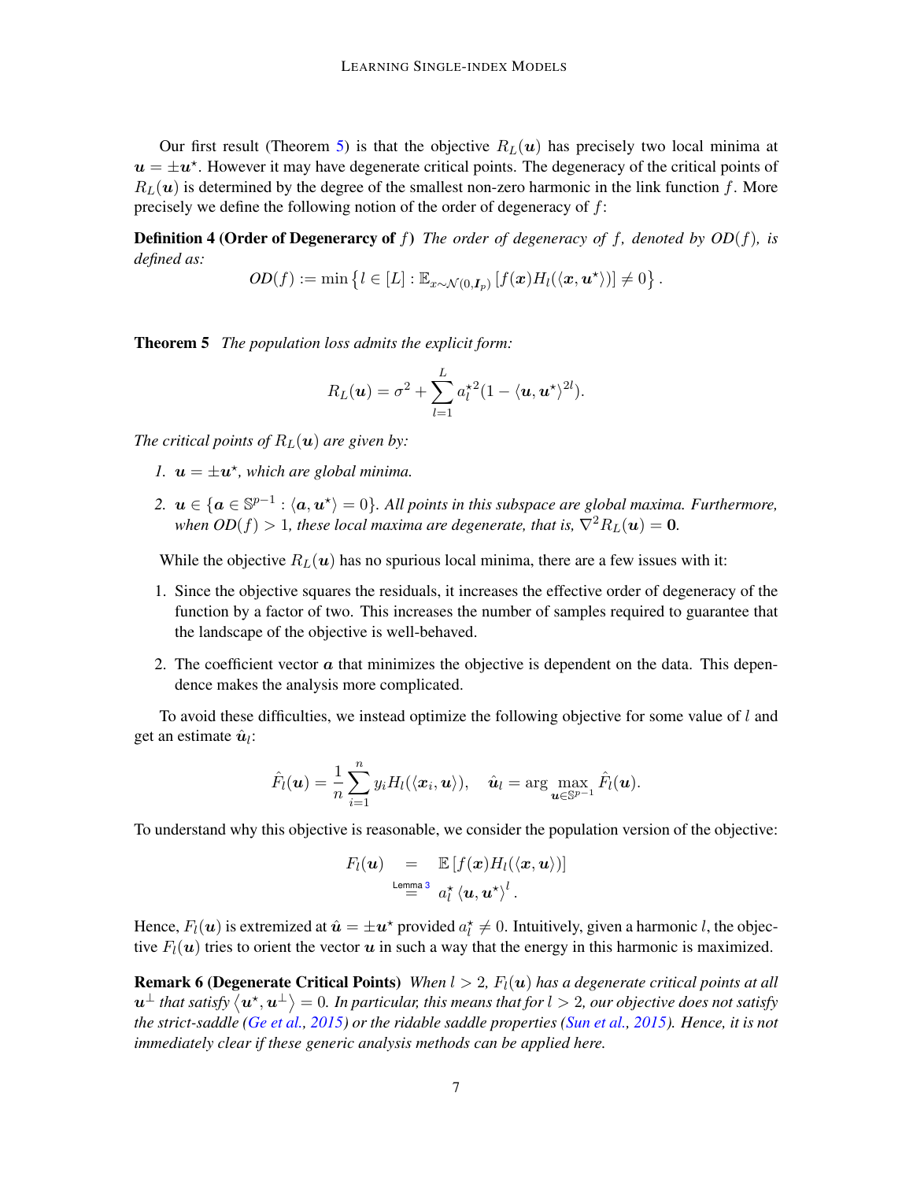Our first result (Theorem 5) is that the objective $R_L(\boldsymbol{u})$ has precisely two local minima at $\boldsymbol{u} = \pm\boldsymbol{u}^\star$. However it may have degenerate critical points. The degeneracy of the critical points of $R_L(\boldsymbol{u})$ is determined by the degree of the smallest non-zero harmonic in the link function $f$. More precisely we define the following notion of the order of degeneracy of $f$:

**Definition 4 (Order of Degenerarcy of $f$)** *The order of degeneracy of $f$, denoted by $OD(f)$, is defined as:*

$$OD(f) := \min\left\{l \in [L] : \mathbb{E}_{x\sim\mathcal{N}(0,\boldsymbol{I}_p)}\left[f(\boldsymbol{x})H_l(\langle \boldsymbol{x}, \boldsymbol{u}^\star\rangle)\right] \neq 0\right\}.$$

**Theorem 5** *The population loss admits the explicit form:*

$$R_L(\boldsymbol{u}) = \sigma^2 + \sum_{l=1}^{L} a_l^{\star 2}(1 - \langle \boldsymbol{u}, \boldsymbol{u}^\star\rangle^{2l}).$$

*The critical points of $R_L(\boldsymbol{u})$ are given by:*

1. *$\boldsymbol{u} = \pm\boldsymbol{u}^\star$, which are global minima.*
2. *$\boldsymbol{u} \in \{\boldsymbol{a} \in \mathbb{S}^{p-1} : \langle \boldsymbol{a}, \boldsymbol{u}^\star\rangle = 0\}$. All points in this subspace are global maxima. Furthermore, when $OD(f) > 1$, these local maxima are degenerate, that is, $\nabla^2 R_L(\boldsymbol{u}) = \boldsymbol{0}$.*

While the objective $R_L(\boldsymbol{u})$ has no spurious local minima, there are a few issues with it:

1. Since the objective squares the residuals, it increases the effective order of degeneracy of the function by a factor of two. This increases the number of samples required to guarantee that the landscape of the objective is well-behaved.
2. The coefficient vector $\boldsymbol{a}$ that minimizes the objective is dependent on the data. This dependence makes the analysis more complicated.

To avoid these difficulties, we instead optimize the following objective for some value of $l$ and get an estimate $\hat{\boldsymbol{u}}_l$:

$$\hat{F}_l(\boldsymbol{u}) = \frac{1}{n}\sum_{i=1}^{n} y_i H_l(\langle \boldsymbol{x}_i, \boldsymbol{u}\rangle), \quad \hat{\boldsymbol{u}}_l = \arg\max_{\boldsymbol{u}\in\mathbb{S}^{p-1}} \hat{F}_l(\boldsymbol{u}).$$

To understand why this objective is reasonable, we consider the population version of the objective:

$$\begin{aligned} F_l(\boldsymbol{u}) &= \mathbb{E}\left[f(\boldsymbol{x})H_l(\langle \boldsymbol{x}, \boldsymbol{u}\rangle)\right] \\ &\overset{\text{Lemma 3}}{=} a_l^\star \langle \boldsymbol{u}, \boldsymbol{u}^\star\rangle^l. \end{aligned}$$

Hence, $F_l(\boldsymbol{u})$ is extremized at $\hat{\boldsymbol{u}} = \pm\boldsymbol{u}^\star$ provided $a_l^\star \neq 0$. Intuitively, given a harmonic $l$, the objective $F_l(\boldsymbol{u})$ tries to orient the vector $\boldsymbol{u}$ in such a way that the energy in this harmonic is maximized.

**Remark 6 (Degenerate Critical Points)** *When $l > 2$, $F_l(\boldsymbol{u})$ has a degenerate critical points at all $\boldsymbol{u}^\perp$ that satisfy $\langle \boldsymbol{u}^\star, \boldsymbol{u}^\perp\rangle = 0$. In particular, this means that for $l > 2$, our objective does not satisfy the strict-saddle (Ge et al., 2015) or the ridable saddle properties (Sun et al., 2015). Hence, it is not immediately clear if these generic analysis methods can be applied here.*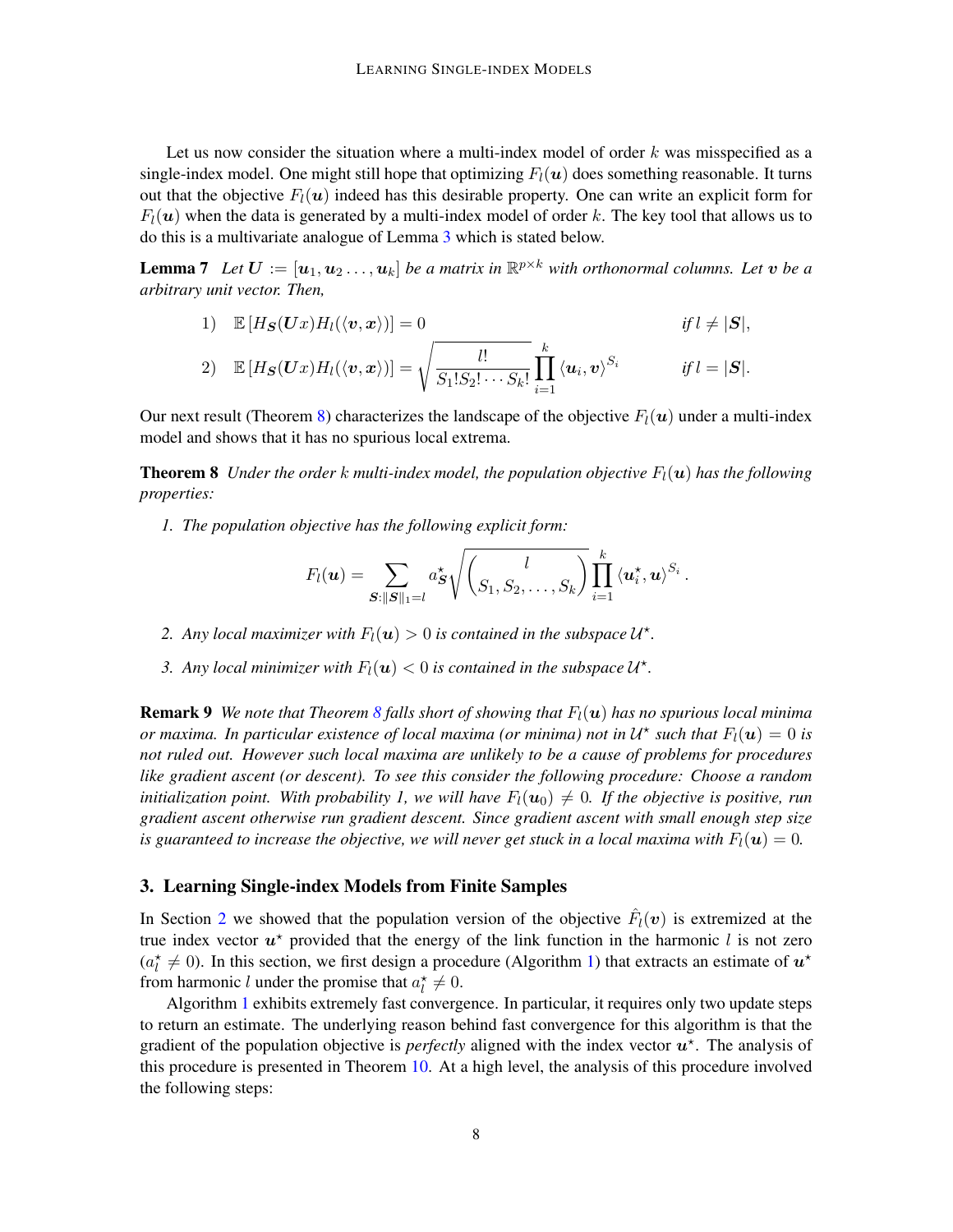Let us now consider the situation where a multi-index model of order $k$ was misspecified as a single-index model. One might still hope that optimizing $F_l(\boldsymbol{u})$ does something reasonable. It turns out that the objective $F_l(\boldsymbol{u})$ indeed has this desirable property. One can write an explicit form for $F_l(\boldsymbol{u})$ when the data is generated by a multi-index model of order $k$. The key tool that allows us to do this is a multivariate analogue of Lemma 3 which is stated below.

**Lemma 7** *Let $\boldsymbol{U} := [\boldsymbol{u}_1, \boldsymbol{u}_2 \ldots, \boldsymbol{u}_k]$ be a matrix in $\mathbb{R}^{p \times k}$ with orthonormal columns. Let $\boldsymbol{v}$ be a arbitrary unit vector. Then,*

$$
\begin{aligned}
&1) \quad \mathbb{E}\left[H_{\boldsymbol{S}}(\boldsymbol{U}x) H_l(\langle \boldsymbol{v}, \boldsymbol{x} \rangle)\right] = 0 && \text{if } l \neq |\boldsymbol{S}|, \\
&2) \quad \mathbb{E}\left[H_{\boldsymbol{S}}(\boldsymbol{U}x) H_l(\langle \boldsymbol{v}, \boldsymbol{x} \rangle)\right] = \sqrt{\frac{l!}{S_1! S_2! \cdots S_k!}} \prod_{i=1}^{k} \langle \boldsymbol{u}_i, \boldsymbol{v} \rangle^{S_i} && \text{if } l = |\boldsymbol{S}|.
\end{aligned}
$$

Our next result (Theorem 8) characterizes the landscape of the objective $F_l(\boldsymbol{u})$ under a multi-index model and shows that it has no spurious local extrema.

**Theorem 8** *Under the order $k$ multi-index model, the population objective $F_l(\boldsymbol{u})$ has the following properties:*

1. *The population objective has the following explicit form:*

$$
F_l(\boldsymbol{u}) = \sum_{\boldsymbol{S} : \|\boldsymbol{S}\|_1 = l} a^\star_{\boldsymbol{S}} \sqrt{\binom{l}{S_1, S_2, \ldots, S_k}} \prod_{i=1}^{k} \langle \boldsymbol{u}^\star_i, \boldsymbol{u} \rangle^{S_i}.
$$

2. *Any local maximizer with $F_l(\boldsymbol{u}) > 0$ is contained in the subspace $\mathcal{U}^\star$.*

3. *Any local minimizer with $F_l(\boldsymbol{u}) < 0$ is contained in the subspace $\mathcal{U}^\star$.*

**Remark 9** *We note that Theorem 8 falls short of showing that $F_l(\boldsymbol{u})$ has no spurious local minima or maxima. In particular existence of local maxima (or minima) not in $\mathcal{U}^\star$ such that $F_l(\boldsymbol{u}) = 0$ is not ruled out. However such local maxima are unlikely to be a cause of problems for procedures like gradient ascent (or descent). To see this consider the following procedure: Choose a random initialization point. With probability 1, we will have $F_l(\boldsymbol{u}_0) \neq 0$. If the objective is positive, run gradient ascent otherwise run gradient descent. Since gradient ascent with small enough step size is guaranteed to increase the objective, we will never get stuck in a local maxima with $F_l(\boldsymbol{u}) = 0$.*

## 3. Learning Single-index Models from Finite Samples

In Section 2 we showed that the population version of the objective $\hat{F}_l(\boldsymbol{v})$ is extremized at the true index vector $\boldsymbol{u}^\star$ provided that the energy of the link function in the harmonic $l$ is not zero ($a^\star_l \neq 0$). In this section, we first design a procedure (Algorithm 1) that extracts an estimate of $\boldsymbol{u}^\star$ from harmonic $l$ under the promise that $a^\star_l \neq 0$.

Algorithm 1 exhibits extremely fast convergence. In particular, it requires only two update steps to return an estimate. The underlying reason behind fast convergence for this algorithm is that the gradient of the population objective is *perfectly* aligned with the index vector $\boldsymbol{u}^\star$. The analysis of this procedure is presented in Theorem 10. At a high level, the analysis of this procedure involved the following steps: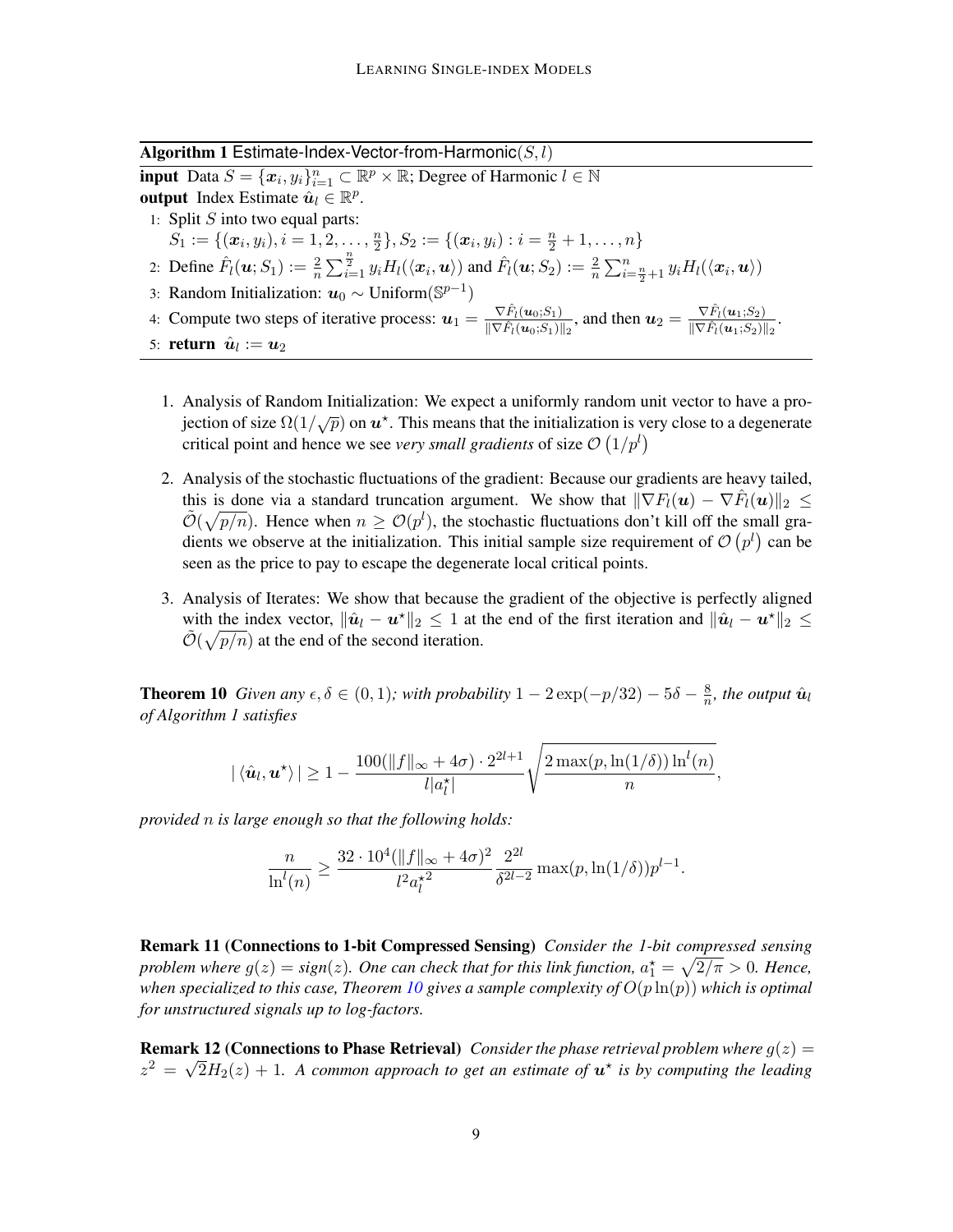**Algorithm 1** Estimate-Index-Vector-from-Harmonic($S, l$)

**input** Data $S = \{\boldsymbol{x}_i, y_i\}_{i=1}^n \subset \mathbb{R}^p \times \mathbb{R}$; Degree of Harmonic $l \in \mathbb{N}$

**output** Index Estimate $\hat{\boldsymbol{u}}_l \in \mathbb{R}^p$.

1: Split $S$ into two equal parts:
$S_1 := \{(\boldsymbol{x}_i, y_i), i = 1, 2, \ldots, \frac{n}{2}\}, S_2 := \{(\boldsymbol{x}_i, y_i) : i = \frac{n}{2}+1, \ldots, n\}$

2: Define $\hat{F}_l(\boldsymbol{u}; S_1) := \frac{2}{n}\sum_{i=1}^{\frac{n}{2}} y_i H_l(\langle \boldsymbol{x}_i, \boldsymbol{u}\rangle)$ and $\hat{F}_l(\boldsymbol{u}; S_2) := \frac{2}{n}\sum_{i=\frac{n}{2}+1}^{n} y_i H_l(\langle \boldsymbol{x}_i, \boldsymbol{u}\rangle)$

3: Random Initialization: $\boldsymbol{u}_0 \sim \text{Uniform}(\mathbb{S}^{p-1})$

4: Compute two steps of iterative process: $\boldsymbol{u}_1 = \frac{\nabla \hat{F}_l(\boldsymbol{u}_0; S_1)}{\|\nabla \hat{F}_l(\boldsymbol{u}_0; S_1)\|_2}$, and then $\boldsymbol{u}_2 = \frac{\nabla \hat{F}_l(\boldsymbol{u}_1; S_2)}{\|\nabla \hat{F}_l(\boldsymbol{u}_1; S_2)\|_2}$.

5: **return** $\hat{\boldsymbol{u}}_l := \boldsymbol{u}_2$

1. Analysis of Random Initialization: We expect a uniformly random unit vector to have a projection of size $\Omega(1/\sqrt{p})$ on $\boldsymbol{u}^\star$. This means that the initialization is very close to a degenerate critical point and hence we see *very small gradients* of size $\mathcal{O}\left(1/p^l\right)$

2. Analysis of the stochastic fluctuations of the gradient: Because our gradients are heavy tailed, this is done via a standard truncation argument. We show that $\|\nabla F_l(\boldsymbol{u}) - \nabla \hat{F}_l(\boldsymbol{u})\|_2 \leq \tilde{\mathcal{O}}(\sqrt{p/n})$. Hence when $n \geq \mathcal{O}(p^l)$, the stochastic fluctuations don't kill off the small gradients we observe at the initialization. This initial sample size requirement of $\mathcal{O}\left(p^l\right)$ can be seen as the price to pay to escape the degenerate local critical points.

3. Analysis of Iterates: We show that because the gradient of the objective is perfectly aligned with the index vector, $\|\hat{\boldsymbol{u}}_l - \boldsymbol{u}^\star\|_2 \leq 1$ at the end of the first iteration and $\|\hat{\boldsymbol{u}}_l - \boldsymbol{u}^\star\|_2 \leq \tilde{\mathcal{O}}(\sqrt{p/n})$ at the end of the second iteration.

**Theorem 10** *Given any $\epsilon, \delta \in (0,1)$; with probability $1 - 2\exp(-p/32) - 5\delta - \frac{8}{n}$, the output $\hat{\boldsymbol{u}}_l$ of Algorithm 1 satisfies*

$$|\langle \hat{\boldsymbol{u}}_l, \boldsymbol{u}^\star\rangle| \geq 1 - \frac{100(\|f\|_\infty + 4\sigma)\cdot 2^{2l+1}}{l|a_l^\star|}\sqrt{\frac{2\max(p, \ln(1/\delta))\ln^l(n)}{n}},$$

*provided $n$ is large enough so that the following holds:*

$$\frac{n}{\ln^l(n)} \geq \frac{32\cdot 10^4(\|f\|_\infty + 4\sigma)^2}{l^2 a_l^{\star 2}}\frac{2^{2l}}{\delta^{2l-2}}\max(p, \ln(1/\delta))p^{l-1}.$$

**Remark 11 (Connections to 1-bit Compressed Sensing)** *Consider the 1-bit compressed sensing problem where $g(z) = sign(z)$. One can check that for this link function, $a_1^\star = \sqrt{2/\pi} > 0$. Hence, when specialized to this case, Theorem 10 gives a sample complexity of $O(p\ln(p))$ which is optimal for unstructured signals up to log-factors.*

**Remark 12 (Connections to Phase Retrieval)** *Consider the phase retrieval problem where $g(z) = z^2 = \sqrt{2}H_2(z) + 1$. A common approach to get an estimate of $\boldsymbol{u}^\star$ is by computing the leading*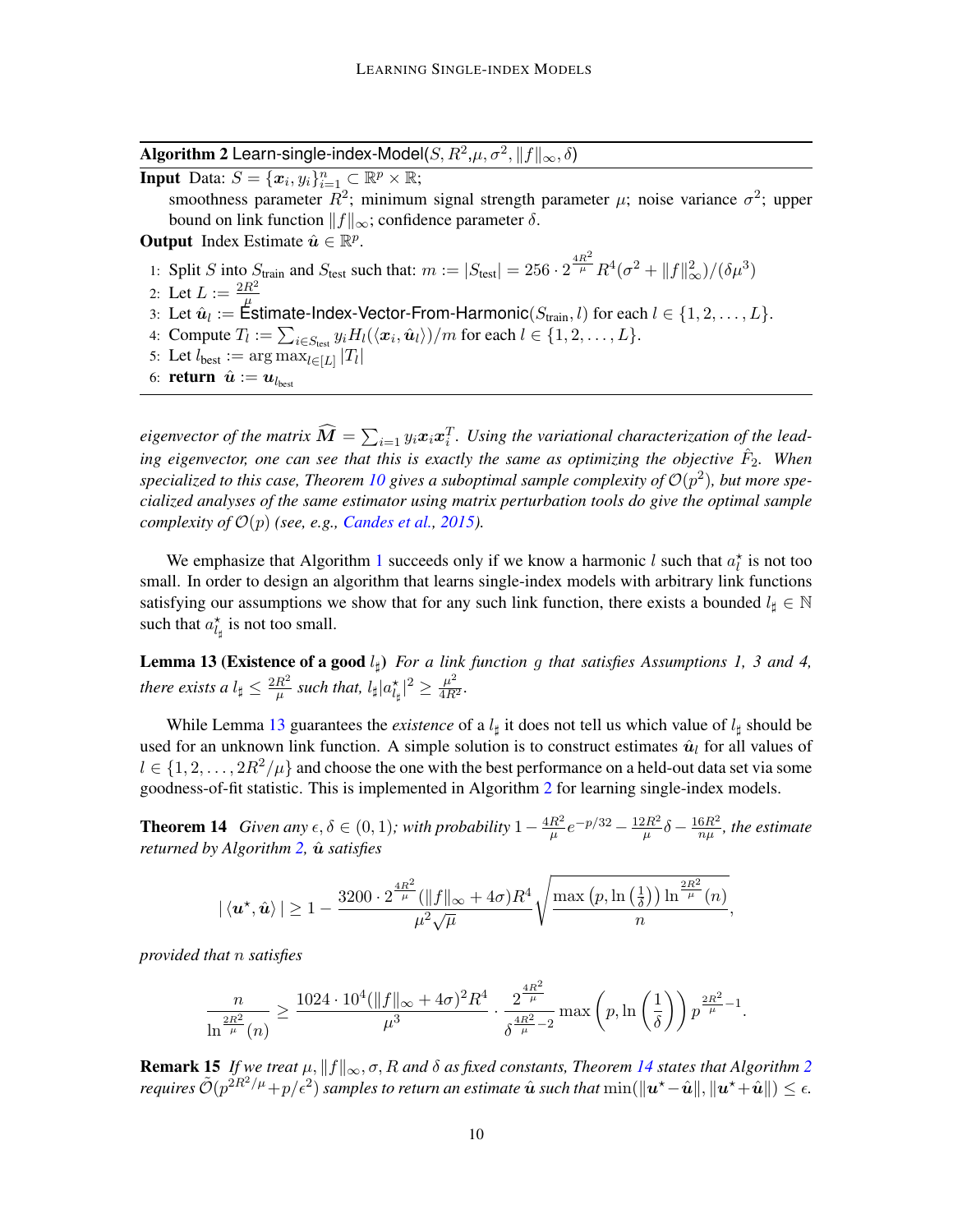**Algorithm 2** Learn-single-index-Model($S$, $R^2$,$\mu$, $\sigma^2$, $\|f\|_\infty$, $\delta$)

**Input** Data: $S = \{\boldsymbol{x}_i, y_i\}_{i=1}^n \subset \mathbb{R}^p \times \mathbb{R}$;
smoothness parameter $R^2$; minimum signal strength parameter $\mu$; noise variance $\sigma^2$; upper bound on link function $\|f\|_\infty$; confidence parameter $\delta$.

**Output** Index Estimate $\hat{\boldsymbol{u}} \in \mathbb{R}^p$.

1: Split $S$ into $S_{\text{train}}$ and $S_{\text{test}}$ such that: $m := |S_{\text{test}}| = 256 \cdot 2^{\frac{4R^2}{\mu}} R^4(\sigma^2 + \|f\|_\infty^2)/(\delta\mu^3)$
2: Let $L := \frac{2R^2}{\mu}$
3: Let $\hat{\boldsymbol{u}}_l :=$ Estimate-Index-Vector-From-Harmonic($S_{\text{train}}, l$) for each $l \in \{1, 2, \ldots, L\}$.
4: Compute $T_l := \sum_{i \in S_{\text{test}}} y_i H_l(\langle \boldsymbol{x}_i, \hat{\boldsymbol{u}}_l \rangle)/m$ for each $l \in \{1, 2, \ldots, L\}$.
5: Let $l_{\text{best}} := \arg\max_{l \in [L]} |T_l|$
6: **return** $\hat{\boldsymbol{u}} := \boldsymbol{u}_{l_{\text{best}}}$

*eigenvector of the matrix $\widehat{\boldsymbol{M}} = \sum_{i=1} y_i \boldsymbol{x}_i \boldsymbol{x}_i^T$. Using the variational characterization of the leading eigenvector, one can see that this is exactly the same as optimizing the objective $\hat{F}_2$. When specialized to this case, Theorem 10 gives a suboptimal sample complexity of $\mathcal{O}(p^2)$, but more specialized analyses of the same estimator using matrix perturbation tools do give the optimal sample complexity of $\mathcal{O}(p)$ (see, e.g., Candes et al., 2015).*

We emphasize that Algorithm 1 succeeds only if we know a harmonic $l$ such that $a_l^\star$ is not too small. In order to design an algorithm that learns single-index models with arbitrary link functions satisfying our assumptions we show that for any such link function, there exists a bounded $l_\sharp \in \mathbb{N}$ such that $a_{l_\sharp}^\star$ is not too small.

**Lemma 13 (Existence of a good $l_\sharp$)** *For a link function $g$ that satisfies Assumptions 1, 3 and 4, there exists a $l_\sharp \leq \frac{2R^2}{\mu}$ such that, $l_\sharp |a_{l_\sharp}^\star|^2 \geq \frac{\mu^2}{4R^2}$.*

While Lemma 13 guarantees the *existence* of a $l_\sharp$ it does not tell us which value of $l_\sharp$ should be used for an unknown link function. A simple solution is to construct estimates $\hat{\boldsymbol{u}}_l$ for all values of $l \in \{1, 2, \ldots, 2R^2/\mu\}$ and choose the one with the best performance on a held-out data set via some goodness-of-fit statistic. This is implemented in Algorithm 2 for learning single-index models.

**Theorem 14** *Given any $\epsilon, \delta \in (0,1)$; with probability $1 - \frac{4R^2}{\mu} e^{-p/32} - \frac{12R^2}{\mu}\delta - \frac{16R^2}{n\mu}$, the estimate returned by Algorithm 2, $\hat{\boldsymbol{u}}$ satisfies*

$$|\langle \boldsymbol{u}^\star, \hat{\boldsymbol{u}} \rangle| \geq 1 - \frac{3200 \cdot 2^{\frac{4R^2}{\mu}} (\|f\|_\infty + 4\sigma) R^4}{\mu^2 \sqrt{\mu}} \sqrt{\frac{\max\left(p, \ln\left(\frac{1}{\delta}\right)\right) \ln^{\frac{2R^2}{\mu}}(n)}{n}},$$

*provided that $n$ satisfies*

$$\frac{n}{\ln^{\frac{2R^2}{\mu}}(n)} \geq \frac{1024 \cdot 10^4 (\|f\|_\infty + 4\sigma)^2 R^4}{\mu^3} \cdot \frac{2^{\frac{4R^2}{\mu}}}{\delta^{\frac{4R^2}{\mu} - 2}} \max\left(p, \ln\left(\frac{1}{\delta}\right)\right) p^{\frac{2R^2}{\mu} - 1}.$$

**Remark 15** *If we treat $\mu, \|f\|_\infty, \sigma, R$ and $\delta$ as fixed constants, Theorem 14 states that Algorithm 2 requires $\tilde{\mathcal{O}}(p^{2R^2/\mu} + p/\epsilon^2)$ samples to return an estimate $\hat{\boldsymbol{u}}$ such that $\min(\|\boldsymbol{u}^\star - \hat{\boldsymbol{u}}\|, \|\boldsymbol{u}^\star + \hat{\boldsymbol{u}}\|) \leq \epsilon$.*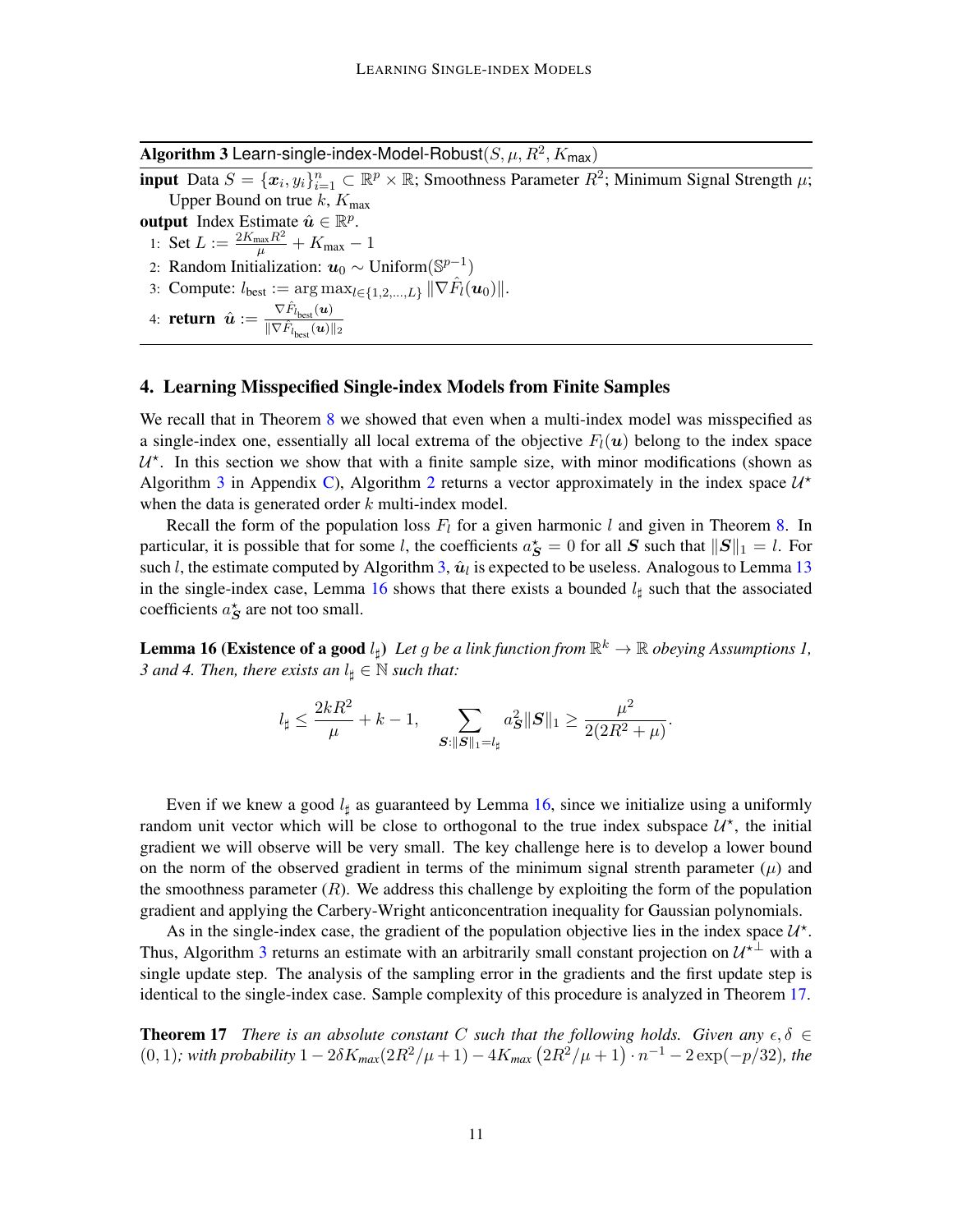**Algorithm 3** Learn-single-index-Model-Robust($S, \mu, R^2, K_{\mathsf{max}}$)

**input** Data $S = \{\boldsymbol{x}_i, y_i\}_{i=1}^n \subset \mathbb{R}^p \times \mathbb{R}$; Smoothness Parameter $R^2$; Minimum Signal Strength $\mu$; Upper Bound on true $k$, $K_{\text{max}}$

**output** Index Estimate $\hat{\boldsymbol{u}} \in \mathbb{R}^p$.

1: Set $L := \frac{2K_{\max}R^2}{\mu} + K_{\max} - 1$

2: Random Initialization: $\boldsymbol{u}_0 \sim \text{Uniform}(\mathbb{S}^{p-1})$

3: Compute: $l_{\text{best}} := \arg\max_{l \in \{1,2,\ldots,L\}} \|\nabla \hat{F}_l(\boldsymbol{u}_0)\|$.

4: **return** $\hat{\boldsymbol{u}} := \frac{\nabla \hat{F}_{l_{\text{best}}}(\boldsymbol{u})}{\|\nabla \hat{F}_{l_{\text{best}}}(\boldsymbol{u})\|_2}$

## 4. Learning Misspecified Single-index Models from Finite Samples

We recall that in Theorem 8 we showed that even when a multi-index model was misspecified as a single-index one, essentially all local extrema of the objective $F_l(\boldsymbol{u})$ belong to the index space $\mathcal{U}^\star$. In this section we show that with a finite sample size, with minor modifications (shown as Algorithm 3 in Appendix C), Algorithm 2 returns a vector approximately in the index space $\mathcal{U}^\star$ when the data is generated order $k$ multi-index model.

Recall the form of the population loss $F_l$ for a given harmonic $l$ and given in Theorem 8. In particular, it is possible that for some $l$, the coefficients $a^\star_{\boldsymbol{S}} = 0$ for all $\boldsymbol{S}$ such that $\|\boldsymbol{S}\|_1 = l$. For such $l$, the estimate computed by Algorithm 3, $\hat{\boldsymbol{u}}_l$ is expected to be useless. Analogous to Lemma 13 in the single-index case, Lemma 16 shows that there exists a bounded $l_\sharp$ such that the associated coefficients $a^\star_{\boldsymbol{S}}$ are not too small.

**Lemma 16 (Existence of a good $l_\sharp$)** *Let $g$ be a link function from $\mathbb{R}^k \to \mathbb{R}$ obeying Assumptions 1, 3 and 4. Then, there exists an $l_\sharp \in \mathbb{N}$ such that:*

$$
l_\sharp \leq \frac{2kR^2}{\mu} + k - 1, \qquad \sum_{\boldsymbol{S}:\|\boldsymbol{S}\|_1 = l_\sharp} a^2_{\boldsymbol{S}} \|\boldsymbol{S}\|_1 \geq \frac{\mu^2}{2(2R^2 + \mu)}.
$$

Even if we knew a good $l_\sharp$ as guaranteed by Lemma 16, since we initialize using a uniformly random unit vector which will be close to orthogonal to the true index subspace $\mathcal{U}^\star$, the initial gradient we will observe will be very small. The key challenge here is to develop a lower bound on the norm of the observed gradient in terms of the minimum signal strenth parameter ($\mu$) and the smoothness parameter ($R$). We address this challenge by exploiting the form of the population gradient and applying the Carbery-Wright anticoncentration inequality for Gaussian polynomials.

As in the single-index case, the gradient of the population objective lies in the index space $\mathcal{U}^\star$. Thus, Algorithm 3 returns an estimate with an arbitrarily small constant projection on $\mathcal{U}^{\star\perp}$ with a single update step. The analysis of the sampling error in the gradients and the first update step is identical to the single-index case. Sample complexity of this procedure is analyzed in Theorem 17.

**Theorem 17** *There is an absolute constant $C$ such that the following holds. Given any $\epsilon, \delta \in (0,1)$; with probability $1 - 2\delta K_{max}(2R^2/\mu + 1) - 4K_{max}\left(2R^2/\mu + 1\right) \cdot n^{-1} - 2\exp(-p/32)$, the*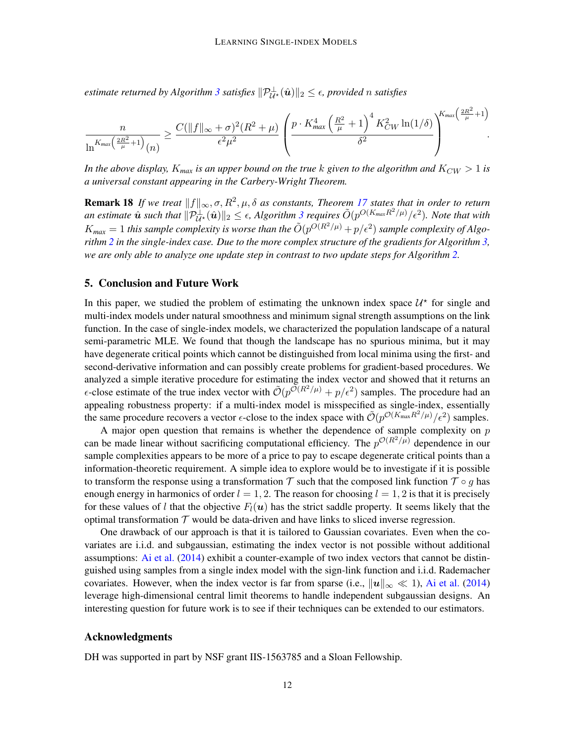*estimate returned by Algorithm 3 satisfies $\|\mathcal{P}^{\perp}_{\mathcal{U}^\star}(\hat{\boldsymbol{u}})\|_2 \leq \epsilon$, provided $n$ satisfies*

$$\frac{n}{\ln^{K_{max}\left(\frac{2R^2}{\mu}+1\right)}(n)} \geq \frac{C(\|f\|_\infty + \sigma)^2(R^2+\mu)}{\epsilon^2\mu^2}\left(\frac{p \cdot K_{max}^4\left(\frac{R^2}{\mu}+1\right)^4 K_{CW}^2 \ln(1/\delta)}{\delta^2}\right)^{K_{max}\left(\frac{2R^2}{\mu}+1\right)}.$$

*In the above display, $K_{max}$ is an upper bound on the true $k$ given to the algorithm and $K_{CW} > 1$ is a universal constant appearing in the Carbery-Wright Theorem.*

**Remark 18** *If we treat $\|f\|_\infty, \sigma, R^2, \mu, \delta$ as constants, Theorem 17 states that in order to return an estimate $\hat{\boldsymbol{u}}$ such that $\|\mathcal{P}^{\perp}_{\mathcal{U}^\star}(\hat{\boldsymbol{u}})\|_2 \leq \epsilon$, Algorithm 3 requires $\tilde{O}(p^{O(K_{max}R^2/\mu)}/\epsilon^2)$. Note that with $K_{max} = 1$ this sample complexity is worse than the $\tilde{O}(p^{O(R^2/\mu)} + p/\epsilon^2)$ sample complexity of Algorithm 2 in the single-index case. Due to the more complex structure of the gradients for Algorithm 3, we are only able to analyze one update step in contrast to two update steps for Algorithm 2.*

## 5. Conclusion and Future Work

In this paper, we studied the problem of estimating the unknown index space $\mathcal{U}^\star$ for single and multi-index models under natural smoothness and minimum signal strength assumptions on the link function. In the case of single-index models, we characterized the population landscape of a natural semi-parametric MLE. We found that though the landscape has no spurious minima, but it may have degenerate critical points which cannot be distinguished from local minima using the first- and second-derivative information and can possibly create problems for gradient-based procedures. We analyzed a simple iterative procedure for estimating the index vector and showed that it returns an $\epsilon$-close estimate of the true index vector with $\tilde{\mathcal{O}}(p^{\mathcal{O}(R^2/\mu)} + p/\epsilon^2)$ samples. The procedure had an appealing robustness property: if a multi-index model is misspecified as single-index, essentially the same procedure recovers a vector $\epsilon$-close to the index space with $\tilde{\mathcal{O}}(p^{\mathcal{O}(K_{\max}R^2/\mu)}/\epsilon^2)$ samples.

A major open question that remains is whether the dependence of sample complexity on $p$ can be made linear without sacrificing computational efficiency. The $p^{\mathcal{O}(R^2/\mu)}$ dependence in our sample complexities appears to be more of a price to pay to escape degenerate critical points than a information-theoretic requirement. A simple idea to explore would be to investigate if it is possible to transform the response using a transformation $\mathcal{T}$ such that the composed link function $\mathcal{T} \circ g$ has enough energy in harmonics of order $l = 1, 2$. The reason for choosing $l = 1, 2$ is that it is precisely for these values of $l$ that the objective $F_l(\boldsymbol{u})$ has the strict saddle property. It seems likely that the optimal transformation $\mathcal{T}$ would be data-driven and have links to sliced inverse regression.

One drawback of our approach is that it is tailored to Gaussian covariates. Even when the covariates are i.i.d. and subgaussian, estimating the index vector is not possible without additional assumptions: Ai et al. (2014) exhibit a counter-example of two index vectors that cannot be distinguished using samples from a single index model with the sign-link function and i.i.d. Rademacher covariates. However, when the index vector is far from sparse (i.e., $\|\boldsymbol{u}\|_\infty \ll 1$), Ai et al. (2014) leverage high-dimensional central limit theorems to handle independent subgaussian designs. An interesting question for future work is to see if their techniques can be extended to our estimators.

## Acknowledgments

DH was supported in part by NSF grant IIS-1563785 and a Sloan Fellowship.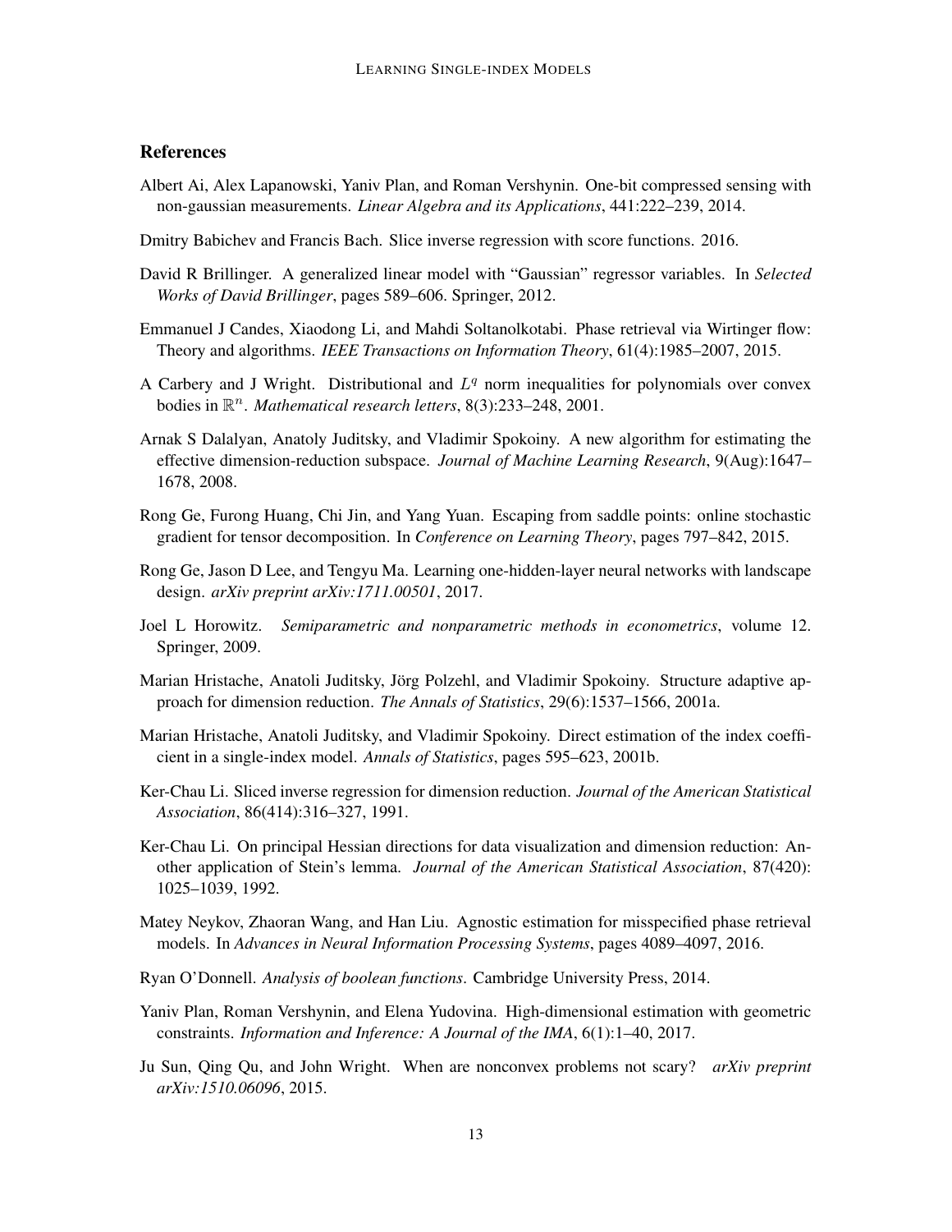## References

Albert Ai, Alex Lapanowski, Yaniv Plan, and Roman Vershynin. One-bit compressed sensing with non-gaussian measurements. *Linear Algebra and its Applications*, 441:222–239, 2014.

Dmitry Babichev and Francis Bach. Slice inverse regression with score functions. 2016.

David R Brillinger. A generalized linear model with "Gaussian" regressor variables. In *Selected Works of David Brillinger*, pages 589–606. Springer, 2012.

Emmanuel J Candes, Xiaodong Li, and Mahdi Soltanolkotabi. Phase retrieval via Wirtinger flow: Theory and algorithms. *IEEE Transactions on Information Theory*, 61(4):1985–2007, 2015.

A Carbery and J Wright. Distributional and $L^q$ norm inequalities for polynomials over convex bodies in $\mathbb{R}^n$. *Mathematical research letters*, 8(3):233–248, 2001.

Arnak S Dalalyan, Anatoly Juditsky, and Vladimir Spokoiny. A new algorithm for estimating the effective dimension-reduction subspace. *Journal of Machine Learning Research*, 9(Aug):1647–1678, 2008.

Rong Ge, Furong Huang, Chi Jin, and Yang Yuan. Escaping from saddle points: online stochastic gradient for tensor decomposition. In *Conference on Learning Theory*, pages 797–842, 2015.

Rong Ge, Jason D Lee, and Tengyu Ma. Learning one-hidden-layer neural networks with landscape design. *arXiv preprint arXiv:1711.00501*, 2017.

Joel L Horowitz. *Semiparametric and nonparametric methods in econometrics*, volume 12. Springer, 2009.

Marian Hristache, Anatoli Juditsky, Jörg Polzehl, and Vladimir Spokoiny. Structure adaptive approach for dimension reduction. *The Annals of Statistics*, 29(6):1537–1566, 2001a.

Marian Hristache, Anatoli Juditsky, and Vladimir Spokoiny. Direct estimation of the index coefficient in a single-index model. *Annals of Statistics*, pages 595–623, 2001b.

Ker-Chau Li. Sliced inverse regression for dimension reduction. *Journal of the American Statistical Association*, 86(414):316–327, 1991.

Ker-Chau Li. On principal Hessian directions for data visualization and dimension reduction: Another application of Stein's lemma. *Journal of the American Statistical Association*, 87(420): 1025–1039, 1992.

Matey Neykov, Zhaoran Wang, and Han Liu. Agnostic estimation for misspecified phase retrieval models. In *Advances in Neural Information Processing Systems*, pages 4089–4097, 2016.

Ryan O'Donnell. *Analysis of boolean functions*. Cambridge University Press, 2014.

Yaniv Plan, Roman Vershynin, and Elena Yudovina. High-dimensional estimation with geometric constraints. *Information and Inference: A Journal of the IMA*, 6(1):1–40, 2017.

Ju Sun, Qing Qu, and John Wright. When are nonconvex problems not scary? *arXiv preprint arXiv:1510.06096*, 2015.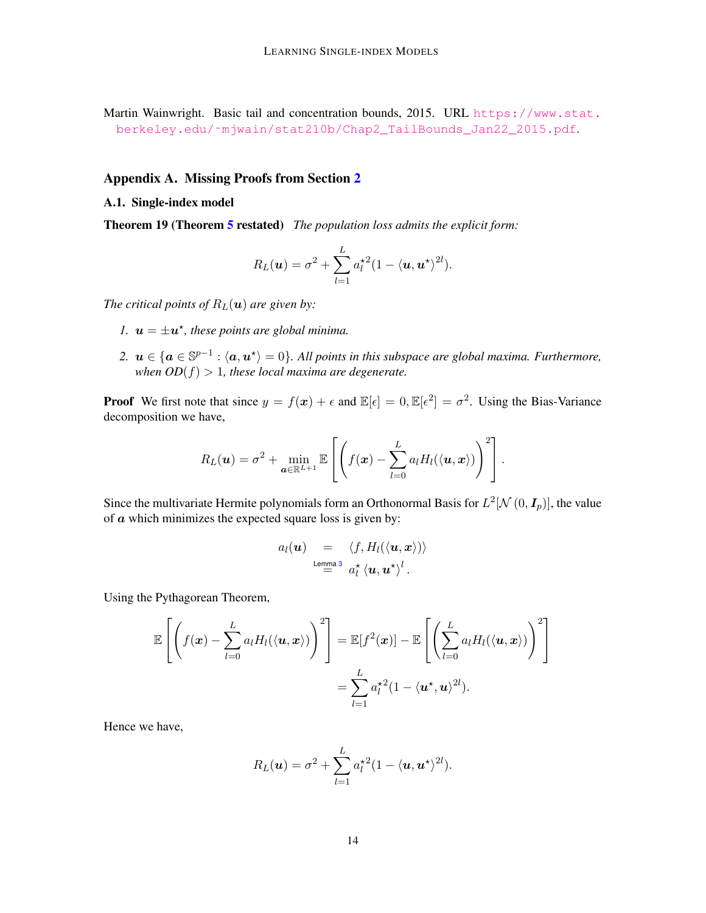Martin Wainwright. Basic tail and concentration bounds, 2015. URL https://www.stat.berkeley.edu/~mjwain/stat210b/Chap2_TailBounds_Jan22_2015.pdf.

## Appendix A. Missing Proofs from Section 2

### A.1. Single-index model

**Theorem 19 (Theorem 5 restated)** *The population loss admits the explicit form:*

$$R_L(\boldsymbol{u}) = \sigma^2 + \sum_{l=1}^{L} a_l^{\star 2}(1 - \langle \boldsymbol{u}, \boldsymbol{u}^\star \rangle^{2l}).$$

*The critical points of $R_L(\boldsymbol{u})$ are given by:*

1. *$\boldsymbol{u} = \pm \boldsymbol{u}^\star$, these points are global minima.*
2. *$\boldsymbol{u} \in \{\boldsymbol{a} \in \mathbb{S}^{p-1} : \langle \boldsymbol{a}, \boldsymbol{u}^\star \rangle = 0\}$. All points in this subspace are global maxima. Furthermore, when $OD(f) > 1$, these local maxima are degenerate.*

**Proof** We first note that since $y = f(\boldsymbol{x}) + \epsilon$ and $\mathbb{E}[\epsilon] = 0, \mathbb{E}[\epsilon^2] = \sigma^2$. Using the Bias-Variance decomposition we have,

$$R_L(\boldsymbol{u}) = \sigma^2 + \min_{\boldsymbol{a} \in \mathbb{R}^{L+1}} \mathbb{E}\left[\left(f(\boldsymbol{x}) - \sum_{l=0}^{L} a_l H_l(\langle \boldsymbol{u}, \boldsymbol{x} \rangle)\right)^2\right].$$

Since the multivariate Hermite polynomials form an Orthonormal Basis for $L^2[\mathcal{N}(0, \boldsymbol{I}_p)]$, the value of $\boldsymbol{a}$ which minimizes the expected square loss is given by:

$$\begin{aligned} a_l(\boldsymbol{u}) &= \langle f, H_l(\langle \boldsymbol{u}, \boldsymbol{x} \rangle) \rangle \\ &\overset{\text{Lemma 3}}{=} a_l^\star \langle \boldsymbol{u}, \boldsymbol{u}^\star \rangle^l . \end{aligned}$$

Using the Pythagorean Theorem,

$$\begin{aligned} \mathbb{E}\left[\left(f(\boldsymbol{x}) - \sum_{l=0}^{L} a_l H_l(\langle \boldsymbol{u}, \boldsymbol{x} \rangle)\right)^2\right] &= \mathbb{E}[f^2(\boldsymbol{x})] - \mathbb{E}\left[\left(\sum_{l=0}^{L} a_l H_l(\langle \boldsymbol{u}, \boldsymbol{x} \rangle)\right)^2\right] \\ &= \sum_{l=1}^{L} a_l^{\star 2}(1 - \langle \boldsymbol{u}^\star, \boldsymbol{u} \rangle^{2l}). \end{aligned}$$

Hence we have,

$$R_L(\boldsymbol{u}) = \sigma^2 + \sum_{l=1}^{L} a_l^{\star 2}(1 - \langle \boldsymbol{u}, \boldsymbol{u}^\star \rangle^{2l}).$$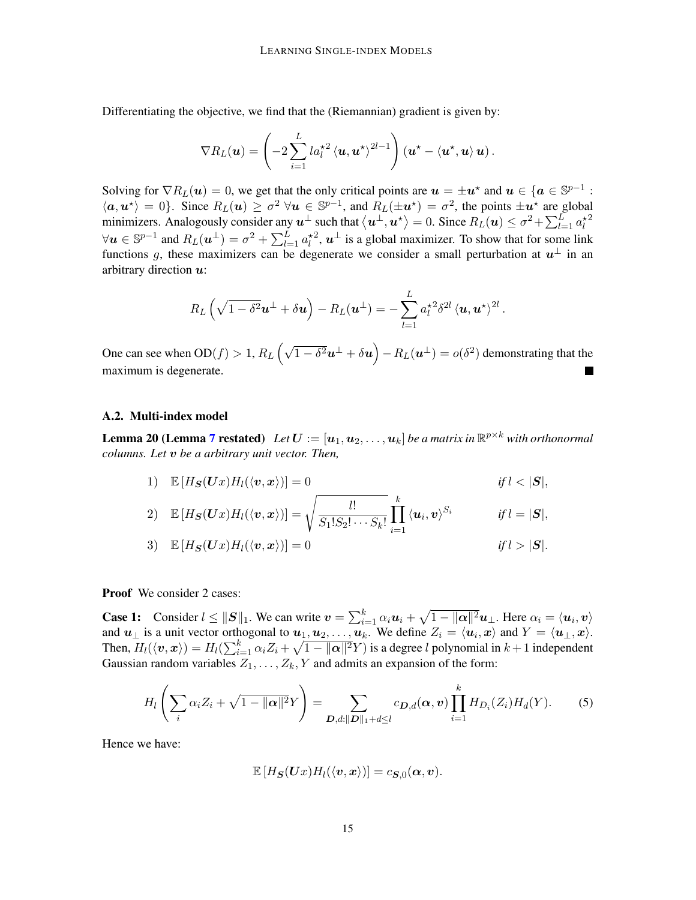Differentiating the objective, we find that the (Riemannian) gradient is given by:

$$\nabla R_L(\boldsymbol{u}) = \left(-2\sum_{i=1}^{L} l a_l^{\star 2} \langle \boldsymbol{u}, \boldsymbol{u}^\star \rangle^{2l-1}\right)(\boldsymbol{u}^\star - \langle \boldsymbol{u}^\star, \boldsymbol{u} \rangle \boldsymbol{u}).$$

Solving for $\nabla R_L(\boldsymbol{u}) = 0$, we get that the only critical points are $\boldsymbol{u} = \pm \boldsymbol{u}^\star$ and $\boldsymbol{u} \in \{\boldsymbol{a} \in \mathbb{S}^{p-1} : \langle \boldsymbol{a}, \boldsymbol{u}^\star \rangle = 0\}$. Since $R_L(\boldsymbol{u}) \geq \sigma^2 \ \forall \boldsymbol{u} \in \mathbb{S}^{p-1}$, and $R_L(\pm \boldsymbol{u}^\star) = \sigma^2$, the points $\pm \boldsymbol{u}^\star$ are global minimizers. Analogously consider any $\boldsymbol{u}^\perp$ such that $\langle \boldsymbol{u}^\perp, \boldsymbol{u}^\star \rangle = 0$. Since $R_L(\boldsymbol{u}) \leq \sigma^2 + \sum_{l=1}^{L} a_l^{\star 2}$ $\forall \boldsymbol{u} \in \mathbb{S}^{p-1}$ and $R_L(\boldsymbol{u}^\perp) = \sigma^2 + \sum_{l=1}^{L} a_l^{\star 2}$, $\boldsymbol{u}^\perp$ is a global maximizer. To show that for some link functions $g$, these maximizers can be degenerate we consider a small perturbation at $\boldsymbol{u}^\perp$ in an arbitrary direction $\boldsymbol{u}$:

$$R_L\left(\sqrt{1-\delta^2}\boldsymbol{u}^\perp + \delta \boldsymbol{u}\right) - R_L(\boldsymbol{u}^\perp) = -\sum_{l=1}^{L} a_l^{\star 2} \delta^{2l} \langle \boldsymbol{u}, \boldsymbol{u}^\star \rangle^{2l}.$$

One can see when $\mathrm{OD}(f) > 1$, $R_L\left(\sqrt{1-\delta^2}\boldsymbol{u}^\perp + \delta \boldsymbol{u}\right) - R_L(\boldsymbol{u}^\perp) = o(\delta^2)$ demonstrating that the maximum is degenerate. ■

### A.2. Multi-index model

**Lemma 20 (Lemma 7 restated)** *Let $\boldsymbol{U} := [\boldsymbol{u}_1, \boldsymbol{u}_2, \ldots, \boldsymbol{u}_k]$ be a matrix in $\mathbb{R}^{p \times k}$ with orthonormal columns. Let $\boldsymbol{v}$ be a arbitrary unit vector. Then,*

$$1) \quad \mathbb{E}\left[H_{\boldsymbol{S}}(\boldsymbol{U}x) H_l(\langle \boldsymbol{v}, \boldsymbol{x} \rangle)\right] = 0 \qquad \text{if } l < |\boldsymbol{S}|,$$

$$2) \quad \mathbb{E}\left[H_{\boldsymbol{S}}(\boldsymbol{U}x) H_l(\langle \boldsymbol{v}, \boldsymbol{x} \rangle)\right] = \sqrt{\frac{l!}{S_1! S_2! \cdots S_k!}} \prod_{i=1}^{k} \langle \boldsymbol{u}_i, \boldsymbol{v} \rangle^{S_i} \qquad \text{if } l = |\boldsymbol{S}|,$$

$$3) \quad \mathbb{E}\left[H_{\boldsymbol{S}}(\boldsymbol{U}x) H_l(\langle \boldsymbol{v}, \boldsymbol{x} \rangle)\right] = 0 \qquad \text{if } l > |\boldsymbol{S}|.$$

**Proof** We consider 2 cases:

**Case 1:** Consider $l \leq \|\boldsymbol{S}\|_1$. We can write $\boldsymbol{v} = \sum_{i=1}^{k} \alpha_i \boldsymbol{u}_i + \sqrt{1 - \|\boldsymbol{\alpha}\|^2} \boldsymbol{u}_\perp$. Here $\alpha_i = \langle \boldsymbol{u}_i, \boldsymbol{v} \rangle$ and $\boldsymbol{u}_\perp$ is a unit vector orthogonal to $\boldsymbol{u}_1, \boldsymbol{u}_2, \ldots, \boldsymbol{u}_k$. We define $Z_i = \langle \boldsymbol{u}_i, \boldsymbol{x} \rangle$ and $Y = \langle \boldsymbol{u}_\perp, \boldsymbol{x} \rangle$. Then, $H_l(\langle \boldsymbol{v}, \boldsymbol{x} \rangle) = H_l(\sum_{i=1}^{k} \alpha_i Z_i + \sqrt{1 - \|\boldsymbol{\alpha}\|^2} Y)$ is a degree $l$ polynomial in $k+1$ independent Gaussian random variables $Z_1, \ldots, Z_k, Y$ and admits an expansion of the form:

$$H_l\left(\sum_i \alpha_i Z_i + \sqrt{1 - \|\boldsymbol{\alpha}\|^2} Y\right) = \sum_{\boldsymbol{D}, d : \|\boldsymbol{D}\|_1 + d \leq l} c_{\boldsymbol{D}, d}(\boldsymbol{\alpha}, \boldsymbol{v}) \prod_{i=1}^{k} H_{D_i}(Z_i) H_d(Y). \tag{5}$$

Hence we have:

$$\mathbb{E}\left[H_{\boldsymbol{S}}(\boldsymbol{U}x) H_l(\langle \boldsymbol{v}, \boldsymbol{x} \rangle)\right] = c_{\boldsymbol{S}, 0}(\boldsymbol{\alpha}, \boldsymbol{v}).$$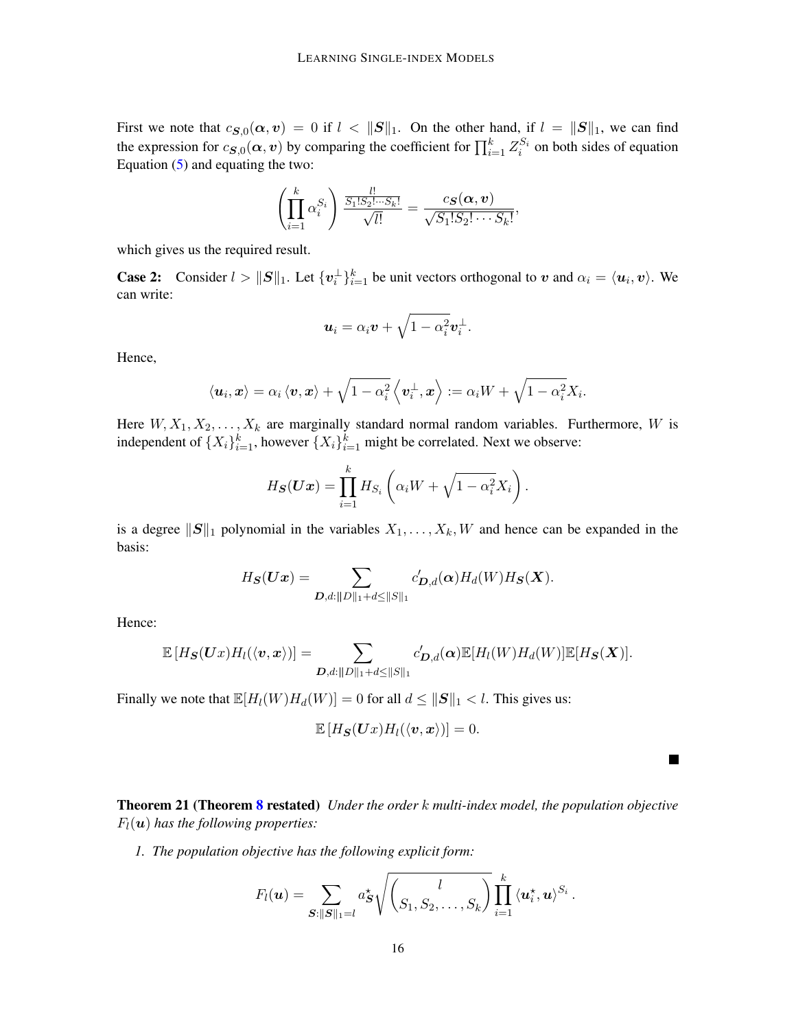First we note that $c_{\boldsymbol{S},0}(\boldsymbol{\alpha}, \boldsymbol{v}) = 0$ if $l < \|\boldsymbol{S}\|_1$. On the other hand, if $l = \|\boldsymbol{S}\|_1$, we can find the expression for $c_{\boldsymbol{S},0}(\boldsymbol{\alpha}, \boldsymbol{v})$ by comparing the coefficient for $\prod_{i=1}^k Z_i^{S_i}$ on both sides of equation Equation (5) and equating the two:

$$\left(\prod_{i=1}^k \alpha_i^{S_i}\right) \frac{\frac{l!}{S_1!S_2!\cdots S_k!}}{\sqrt{l!}} = \frac{c_{\boldsymbol{S}}(\boldsymbol{\alpha}, \boldsymbol{v})}{\sqrt{S_1!S_2!\cdots S_k!}},$$

which gives us the required result.

**Case 2:** Consider $l > \|\boldsymbol{S}\|_1$. Let $\{\boldsymbol{v}_i^\perp\}_{i=1}^k$ be unit vectors orthogonal to $\boldsymbol{v}$ and $\alpha_i = \langle \boldsymbol{u}_i, \boldsymbol{v}\rangle$. We can write:

$$\boldsymbol{u}_i = \alpha_i \boldsymbol{v} + \sqrt{1-\alpha_i^2}\boldsymbol{v}_i^\perp.$$

Hence,

$$\langle \boldsymbol{u}_i, \boldsymbol{x}\rangle = \alpha_i \langle \boldsymbol{v}, \boldsymbol{x}\rangle + \sqrt{1-\alpha_i^2}\left\langle \boldsymbol{v}_i^\perp, \boldsymbol{x}\right\rangle := \alpha_i W + \sqrt{1-\alpha_i^2} X_i.$$

Here $W, X_1, X_2, \ldots, X_k$ are marginally standard normal random variables. Furthermore, $W$ is independent of $\{X_i\}_{i=1}^k$, however $\{X_i\}_{i=1}^k$ might be correlated. Next we observe:

$$H_{\boldsymbol{S}}(\boldsymbol{U}\boldsymbol{x}) = \prod_{i=1}^k H_{S_i}\left(\alpha_i W + \sqrt{1-\alpha_i^2} X_i\right).$$

is a degree $\|\boldsymbol{S}\|_1$ polynomial in the variables $X_1, \ldots, X_k, W$ and hence can be expanded in the basis:

$$H_{\boldsymbol{S}}(\boldsymbol{U}\boldsymbol{x}) = \sum_{\boldsymbol{D},d:\|D\|_1 + d \leq \|S\|_1} c'_{\boldsymbol{D},d}(\boldsymbol{\alpha}) H_d(W) H_{\boldsymbol{S}}(\boldsymbol{X}).$$

Hence:

$$\mathbb{E}\left[H_{\boldsymbol{S}}(\boldsymbol{U}x) H_l(\langle \boldsymbol{v}, \boldsymbol{x}\rangle)\right] = \sum_{\boldsymbol{D},d:\|D\|_1 + d \leq \|S\|_1} c'_{\boldsymbol{D},d}(\boldsymbol{\alpha}) \mathbb{E}[H_l(W) H_d(W)] \mathbb{E}[H_{\boldsymbol{S}}(\boldsymbol{X})].$$

Finally we note that $\mathbb{E}[H_l(W)H_d(W)] = 0$ for all $d \leq \|\boldsymbol{S}\|_1 < l$. This gives us:

$$\mathbb{E}\left[H_{\boldsymbol{S}}(\boldsymbol{U}x) H_l(\langle \boldsymbol{v}, \boldsymbol{x}\rangle)\right] = 0.$$

■

**Theorem 21 (Theorem 8 restated)** *Under the order $k$ multi-index model, the population objective $F_l(\boldsymbol{u})$ has the following properties:*

1. *The population objective has the following explicit form:*

$$F_l(\boldsymbol{u}) = \sum_{\boldsymbol{S}:\|\boldsymbol{S}\|_1 = l} a^\star_{\boldsymbol{S}} \sqrt{\binom{l}{S_1, S_2, \ldots, S_k}} \prod_{i=1}^k \langle \boldsymbol{u}_i^\star, \boldsymbol{u}\rangle^{S_i}.$$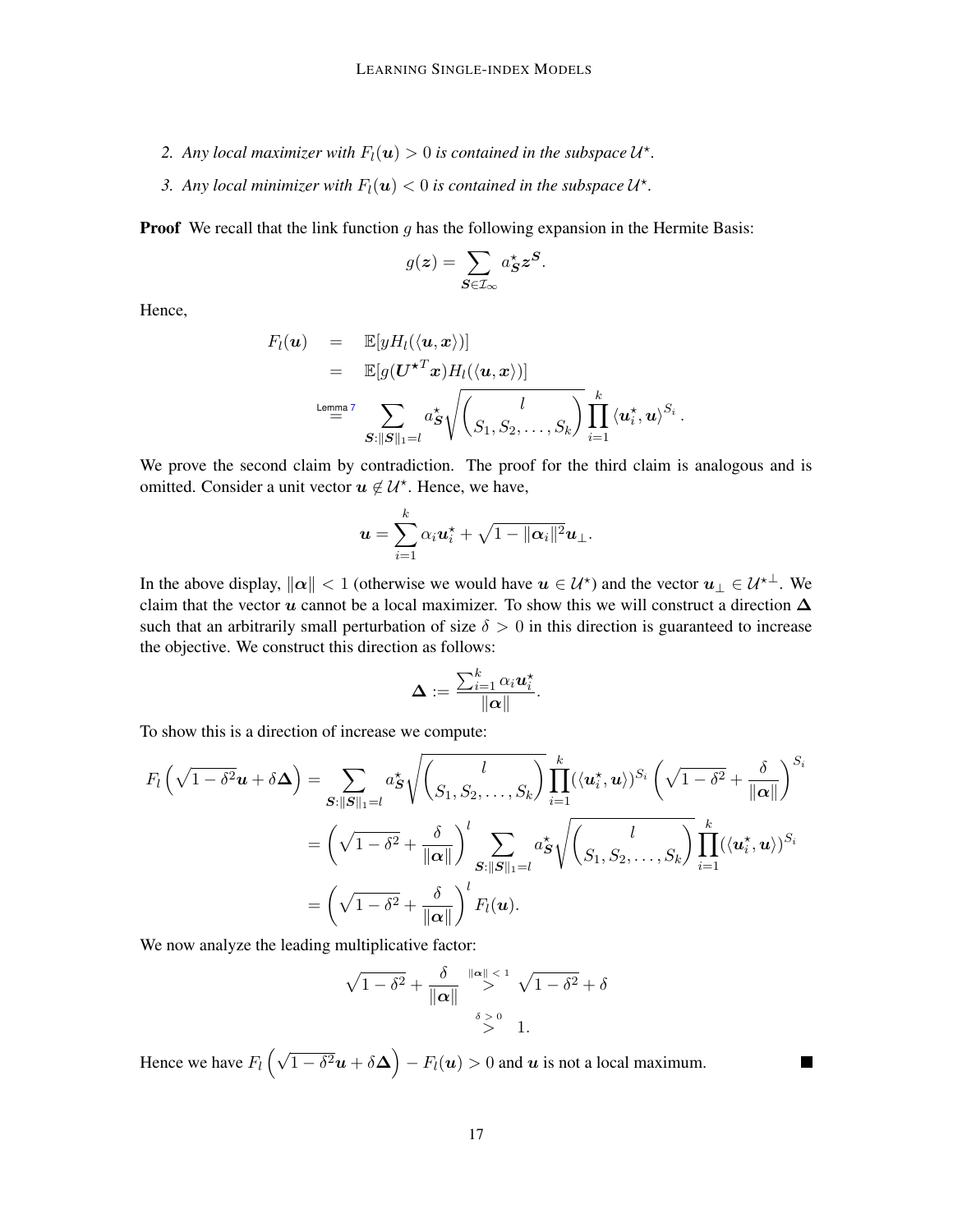2. *Any local maximizer with $F_l(\boldsymbol{u}) > 0$ is contained in the subspace $\mathcal{U}^\star$.*
3. *Any local minimizer with $F_l(\boldsymbol{u}) < 0$ is contained in the subspace $\mathcal{U}^\star$.*

**Proof** We recall that the link function $g$ has the following expansion in the Hermite Basis:

$$g(\boldsymbol{z}) = \sum_{\boldsymbol{S} \in \mathcal{I}_\infty} a_{\boldsymbol{S}}^\star \boldsymbol{z}^{\boldsymbol{S}}.$$

Hence,

$$\begin{aligned} F_l(\boldsymbol{u}) &= \mathbb{E}[y H_l(\langle \boldsymbol{u}, \boldsymbol{x} \rangle)] \\ &= \mathbb{E}[g(\boldsymbol{U}^{\star T} \boldsymbol{x}) H_l(\langle \boldsymbol{u}, \boldsymbol{x} \rangle)] \\ &\overset{\text{Lemma 7}}{=} \sum_{\boldsymbol{S} : \|\boldsymbol{S}\|_1 = l} a_{\boldsymbol{S}}^\star \sqrt{\binom{l}{S_1, S_2, \dots, S_k}} \prod_{i=1}^k \langle \boldsymbol{u}_i^\star, \boldsymbol{u} \rangle^{S_i}. \end{aligned}$$

We prove the second claim by contradiction. The proof for the third claim is analogous and is omitted. Consider a unit vector $\boldsymbol{u} \notin \mathcal{U}^\star$. Hence, we have,

$$\boldsymbol{u} = \sum_{i=1}^k \alpha_i \boldsymbol{u}_i^\star + \sqrt{1 - \|\boldsymbol{\alpha}_i\|^2} \boldsymbol{u}_\perp.$$

In the above display, $\|\boldsymbol{\alpha}\| < 1$ (otherwise we would have $\boldsymbol{u} \in \mathcal{U}^\star$) and the vector $\boldsymbol{u}_\perp \in \mathcal{U}^{\star\perp}$. We claim that the vector $\boldsymbol{u}$ cannot be a local maximizer. To show this we will construct a direction $\boldsymbol{\Delta}$ such that an arbitrarily small perturbation of size $\delta > 0$ in this direction is guaranteed to increase the objective. We construct this direction as follows:

$$\boldsymbol{\Delta} := \frac{\sum_{i=1}^k \alpha_i \boldsymbol{u}_i^\star}{\|\boldsymbol{\alpha}\|}.$$

To show this is a direction of increase we compute:

$$\begin{aligned} F_l\left(\sqrt{1-\delta^2}\boldsymbol{u} + \delta \boldsymbol{\Delta}\right) &= \sum_{\boldsymbol{S} : \|\boldsymbol{S}\|_1 = l} a_{\boldsymbol{S}}^\star \sqrt{\binom{l}{S_1, S_2, \dots, S_k}} \prod_{i=1}^k (\langle \boldsymbol{u}_i^\star, \boldsymbol{u} \rangle)^{S_i} \left(\sqrt{1-\delta^2} + \frac{\delta}{\|\boldsymbol{\alpha}\|}\right)^{S_i} \\ &= \left(\sqrt{1-\delta^2} + \frac{\delta}{\|\boldsymbol{\alpha}\|}\right)^l \sum_{\boldsymbol{S} : \|\boldsymbol{S}\|_1 = l} a_{\boldsymbol{S}}^\star \sqrt{\binom{l}{S_1, S_2, \dots, S_k}} \prod_{i=1}^k (\langle \boldsymbol{u}_i^\star, \boldsymbol{u} \rangle)^{S_i} \\ &= \left(\sqrt{1-\delta^2} + \frac{\delta}{\|\boldsymbol{\alpha}\|}\right)^l F_l(\boldsymbol{u}). \end{aligned}$$

We now analyze the leading multiplicative factor:

$$\begin{aligned} \sqrt{1-\delta^2} + \frac{\delta}{\|\boldsymbol{\alpha}\|} &\overset{\|\boldsymbol{\alpha}\| < 1}{>} \sqrt{1-\delta^2} + \delta \\ &\overset{\delta > 0}{>} 1. \end{aligned}$$

Hence we have $F_l\left(\sqrt{1-\delta^2}\boldsymbol{u} + \delta \boldsymbol{\Delta}\right) - F_l(\boldsymbol{u}) > 0$ and $\boldsymbol{u}$ is not a local maximum. ■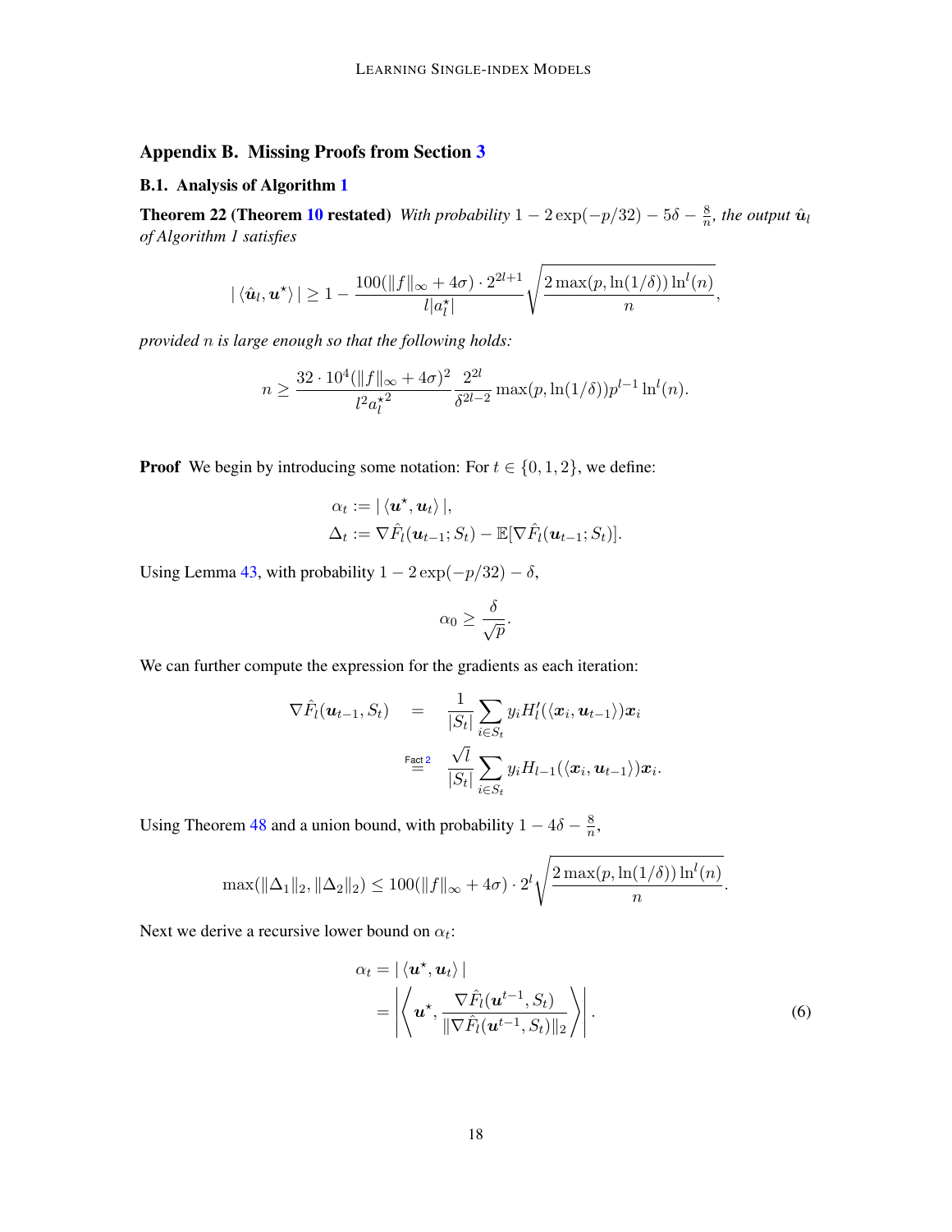## Appendix B. Missing Proofs from Section 3

### B.1. Analysis of Algorithm 1

**Theorem 22 (Theorem 10 restated)** *With probability $1 - 2\exp(-p/32) - 5\delta - \frac{8}{n}$, the output $\hat{\boldsymbol{u}}_l$ of Algorithm 1 satisfies*

$$
|\langle \hat{\boldsymbol{u}}_l, \boldsymbol{u}^\star \rangle| \geq 1 - \frac{100(\|f\|_\infty + 4\sigma) \cdot 2^{2l+1}}{l|a_l^\star|} \sqrt{\frac{2\max(p, \ln(1/\delta)) \ln^l(n)}{n}},
$$

*provided $n$ is large enough so that the following holds:*

$$
n \geq \frac{32 \cdot 10^4 (\|f\|_\infty + 4\sigma)^2}{l^2 {a_l^\star}^2} \frac{2^{2l}}{\delta^{2l-2}} \max(p, \ln(1/\delta)) p^{l-1} \ln^l(n).
$$

**Proof** We begin by introducing some notation: For $t \in \{0, 1, 2\}$, we define:

$$
\begin{aligned}
\alpha_t &:= |\langle \boldsymbol{u}^\star, \boldsymbol{u}_t \rangle|, \\
\Delta_t &:= \nabla \hat{F}_l(\boldsymbol{u}_{t-1}; S_t) - \mathbb{E}[\nabla \hat{F}_l(\boldsymbol{u}_{t-1}; S_t)].
\end{aligned}
$$

Using Lemma 43, with probability $1 - 2\exp(-p/32) - \delta$,

$$
\alpha_0 \geq \frac{\delta}{\sqrt{p}}.
$$

We can further compute the expression for the gradients as each iteration:

$$
\begin{aligned}
\nabla \hat{F}_l(\boldsymbol{u}_{t-1}, S_t) &= \frac{1}{|S_t|} \sum_{i \in S_t} y_i H_l'(\langle \boldsymbol{x}_i, \boldsymbol{u}_{t-1} \rangle) \boldsymbol{x}_i \\
&\overset{\text{Fact 2}}{=} \frac{\sqrt{l}}{|S_t|} \sum_{i \in S_t} y_i H_{l-1}(\langle \boldsymbol{x}_i, \boldsymbol{u}_{t-1} \rangle) \boldsymbol{x}_i.
\end{aligned}
$$

Using Theorem 48 and a union bound, with probability $1 - 4\delta - \frac{8}{n}$,

$$
\max(\|\Delta_1\|_2, \|\Delta_2\|_2) \leq 100(\|f\|_\infty + 4\sigma) \cdot 2^l \sqrt{\frac{2\max(p, \ln(1/\delta)) \ln^l(n)}{n}}.
$$

Next we derive a recursive lower bound on $\alpha_t$:

$$
\begin{aligned}
\alpha_t &= |\langle \boldsymbol{u}^\star, \boldsymbol{u}_t \rangle| \\
&= \left| \left\langle \boldsymbol{u}^\star, \frac{\nabla \hat{F}_l(\boldsymbol{u}^{t-1}, S_t)}{\|\nabla \hat{F}_l(\boldsymbol{u}^{t-1}, S_t)\|_2} \right\rangle \right|. \qquad (6)
\end{aligned}
$$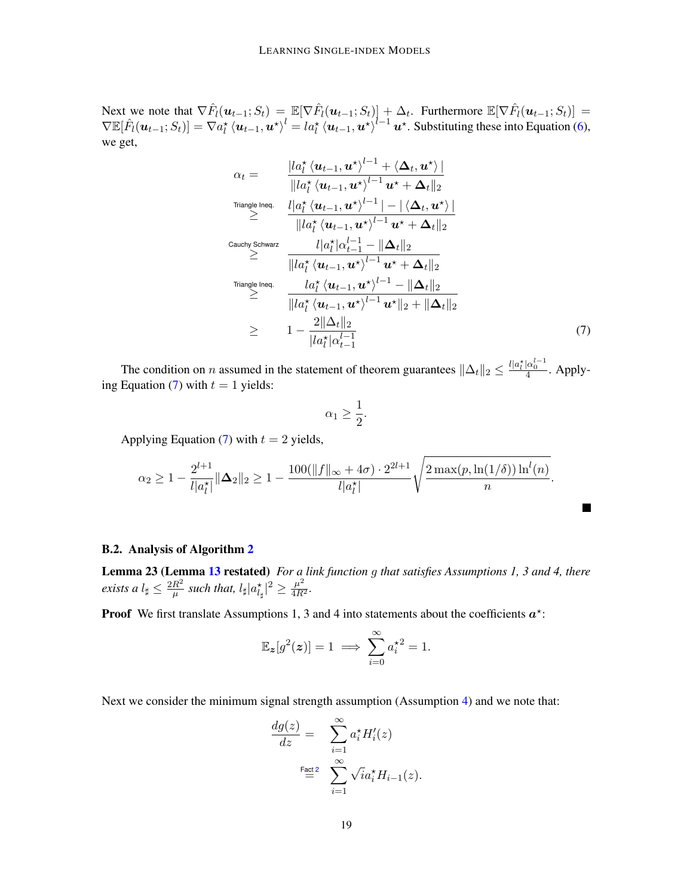Next we note that $\nabla \hat{F}_l(\boldsymbol{u}_{t-1}; S_t) = \mathbb{E}[\nabla \hat{F}_l(\boldsymbol{u}_{t-1}; S_t)] + \Delta_t$. Furthermore $\mathbb{E}[\nabla \hat{F}_l(\boldsymbol{u}_{t-1}; S_t)] = \nabla \mathbb{E}[\hat{F}_l(\boldsymbol{u}_{t-1}; S_t)] = \nabla a_l^\star \langle \boldsymbol{u}_{t-1}, \boldsymbol{u}^\star \rangle^l = l a_l^\star \langle \boldsymbol{u}_{t-1}, \boldsymbol{u}^\star \rangle^{l-1} \boldsymbol{u}^\star$. Substituting these into Equation (6), we get,

$$
\begin{aligned}
\alpha_t = \quad & \frac{|l a_l^\star \langle \boldsymbol{u}_{t-1}, \boldsymbol{u}^\star \rangle^{l-1} + \langle \boldsymbol{\Delta}_t, \boldsymbol{u}^\star \rangle|}{\|l a_l^\star \langle \boldsymbol{u}_{t-1}, \boldsymbol{u}^\star \rangle^{l-1} \boldsymbol{u}^\star + \boldsymbol{\Delta}_t\|_2} \\
\overset{\text{Triangle Ineq.}}{\geq} \quad & \frac{l|a_l^\star \langle \boldsymbol{u}_{t-1}, \boldsymbol{u}^\star \rangle^{l-1}| - |\langle \boldsymbol{\Delta}_t, \boldsymbol{u}^\star \rangle|}{\|l a_l^\star \langle \boldsymbol{u}_{t-1}, \boldsymbol{u}^\star \rangle^{l-1} \boldsymbol{u}^\star + \boldsymbol{\Delta}_t\|_2} \\
\overset{\text{Cauchy Schwarz}}{\geq} \quad & \frac{l|a_l^\star| \alpha_{t-1}^{l-1} - \|\boldsymbol{\Delta}_t\|_2}{\|l a_l^\star \langle \boldsymbol{u}_{t-1}, \boldsymbol{u}^\star \rangle^{l-1} \boldsymbol{u}^\star + \boldsymbol{\Delta}_t\|_2} \\
\overset{\text{Triangle Ineq.}}{\geq} \quad & \frac{l a_l^\star \langle \boldsymbol{u}_{t-1}, \boldsymbol{u}^\star \rangle^{l-1} - \|\boldsymbol{\Delta}_t\|_2}{\|l a_l^\star \langle \boldsymbol{u}_{t-1}, \boldsymbol{u}^\star \rangle^{l-1} \boldsymbol{u}^\star\|_2 + \|\boldsymbol{\Delta}_t\|_2} \\
\geq \quad & 1 - \frac{2\|\Delta_t\|_2}{|l a_l^\star| \alpha_{t-1}^{l-1}}
\end{aligned}
\tag{7}
$$

The condition on $n$ assumed in the statement of theorem guarantees $\|\Delta_t\|_2 \leq \frac{l|a_l^\star|\alpha_0^{l-1}}{4}$. Applying Equation (7) with $t = 1$ yields:

$$
\alpha_1 \geq \frac{1}{2}.
$$

Applying Equation (7) with $t = 2$ yields,

$$
\alpha_2 \geq 1 - \frac{2^{l+1}}{l|a_l^\star|}\|\boldsymbol{\Delta}_2\|_2 \geq 1 - \frac{100(\|f\|_\infty + 4\sigma) \cdot 2^{2l+1}}{l|a_l^\star|}\sqrt{\frac{2\max(p, \ln(1/\delta)) \ln^l(n)}{n}}.
$$

■

### B.2. Analysis of Algorithm 2

**Lemma 23 (Lemma 13 restated)** *For a link function $g$ that satisfies Assumptions 1, 3 and 4, there exists a $l_\sharp \leq \frac{2R^2}{\mu}$ such that, $l_\sharp |a_{l_\sharp}^\star|^2 \geq \frac{\mu^2}{4R^2}$.*

**Proof** We first translate Assumptions 1, 3 and 4 into statements about the coefficients $\boldsymbol{a}^\star$:

$$
\mathbb{E}_{\boldsymbol{z}}[g^2(\boldsymbol{z})] = 1 \implies \sum_{i=0}^{\infty} a_i^{\star 2} = 1.
$$

Next we consider the minimum signal strength assumption (Assumption 4) and we note that:

$$
\begin{aligned}
\frac{dg(z)}{dz} = \quad & \sum_{i=1}^{\infty} a_i^\star H_i'(z) \\
\overset{\text{Fact 2}}{=} \quad & \sum_{i=1}^{\infty} \sqrt{i} a_i^\star H_{i-1}(z).
\end{aligned}
$$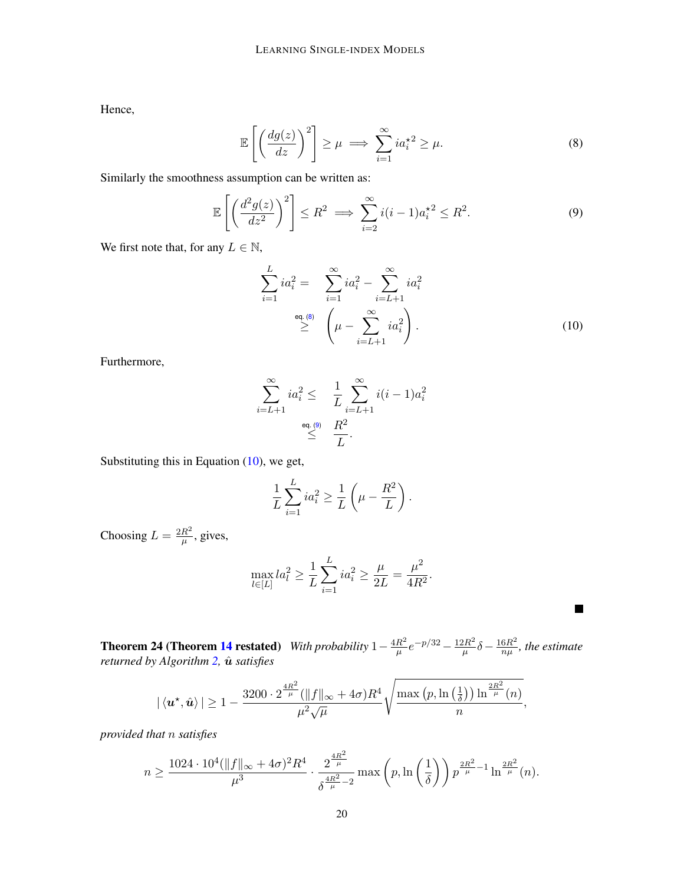Hence,

$$\mathbb{E}\left[\left(\frac{dg(z)}{dz}\right)^2\right] \geq \mu \implies \sum_{i=1}^{\infty} i a_i^{\star 2} \geq \mu. \tag{8}$$

Similarly the smoothness assumption can be written as:

$$\mathbb{E}\left[\left(\frac{d^2 g(z)}{dz^2}\right)^2\right] \leq R^2 \implies \sum_{i=2}^{\infty} i(i-1) a_i^{\star 2} \leq R^2. \tag{9}$$

We first note that, for any $L \in \mathbb{N}$,

$$\begin{aligned}
\sum_{i=1}^{L} i a_i^2 = & \sum_{i=1}^{\infty} i a_i^2 - \sum_{i=L+1}^{\infty} i a_i^2 \\
\overset{\text{eq. (8)}}{\geq} & \left(\mu - \sum_{i=L+1}^{\infty} i a_i^2\right).
\end{aligned} \tag{10}$$

Furthermore,

$$\begin{aligned}
\sum_{i=L+1}^{\infty} i a_i^2 \leq & \frac{1}{L} \sum_{i=L+1}^{\infty} i(i-1) a_i^2 \\
\overset{\text{eq. (9)}}{\leq} & \frac{R^2}{L}.
\end{aligned}$$

Substituting this in Equation (10), we get,

$$\frac{1}{L}\sum_{i=1}^{L} i a_i^2 \geq \frac{1}{L}\left(\mu - \frac{R^2}{L}\right).$$

Choosing $L = \frac{2R^2}{\mu}$, gives,

$$\max_{l \in [L]} l a_l^2 \geq \frac{1}{L}\sum_{i=1}^{L} i a_i^2 \geq \frac{\mu}{2L} = \frac{\mu^2}{4R^2}.$$

■

**Theorem 24 (Theorem 14 restated)** *With probability $1 - \frac{4R^2}{\mu} e^{-p/32} - \frac{12R^2}{\mu}\delta - \frac{16R^2}{n\mu}$, the estimate returned by Algorithm 2, $\hat{\boldsymbol{u}}$ satisfies*

$$|\langle \boldsymbol{u}^\star, \hat{\boldsymbol{u}} \rangle| \geq 1 - \frac{3200 \cdot 2^{\frac{4R^2}{\mu}} (\|f\|_\infty + 4\sigma) R^4}{\mu^2 \sqrt{\mu}} \sqrt{\frac{\max\left(p, \ln\left(\frac{1}{\delta}\right)\right) \ln^{\frac{2R^2}{\mu}}(n)}{n}},$$

*provided that $n$ satisfies*

$$n \geq \frac{1024 \cdot 10^4 (\|f\|_\infty + 4\sigma)^2 R^4}{\mu^3} \cdot \frac{2^{\frac{4R^2}{\mu}}}{\delta^{\frac{4R^2}{\mu} - 2}} \max\left(p, \ln\left(\frac{1}{\delta}\right)\right) p^{\frac{2R^2}{\mu} - 1} \ln^{\frac{2R^2}{\mu}}(n).$$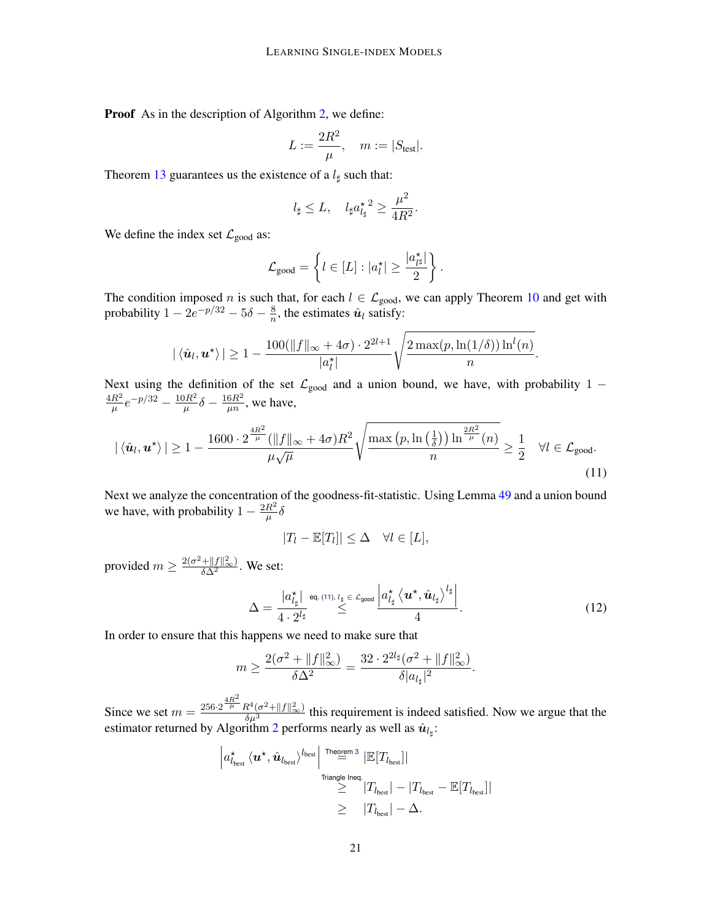**Proof** As in the description of Algorithm 2, we define:

$$L := \frac{2R^2}{\mu}, \quad m := |S_{\text{test}}|.$$

Theorem 13 guarantees us the existence of a $l_\sharp$ such that:

$$l_\sharp \leq L, \quad l_\sharp {a^\star_{l_\sharp}}^2 \geq \frac{\mu^2}{4R^2}.$$

We define the index set $\mathcal{L}_{\text{good}}$ as:

$$\mathcal{L}_{\text{good}} = \left\{ l \in [L] : |a^\star_l| \geq \frac{|a^\star_{l_\sharp}|}{2} \right\}.$$

The condition imposed $n$ is such that, for each $l \in \mathcal{L}_{\text{good}}$, we can apply Theorem 10 and get with probability $1 - 2e^{-p/32} - 5\delta - \frac{8}{n}$, the estimates $\hat{\boldsymbol{u}}_l$ satisfy:

$$|\langle \hat{\boldsymbol{u}}_l, \boldsymbol{u}^\star \rangle| \geq 1 - \frac{100(\|f\|_\infty + 4\sigma) \cdot 2^{2l+1}}{|a^\star_l|} \sqrt{\frac{2\max(p, \ln(1/\delta)) \ln^l(n)}{n}}.$$

Next using the definition of the set $\mathcal{L}_{\text{good}}$ and a union bound, we have, with probability $1 - \frac{4R^2}{\mu}e^{-p/32} - \frac{10R^2}{\mu}\delta - \frac{16R^2}{\mu n}$, we have,

$$|\langle \hat{\boldsymbol{u}}_l, \boldsymbol{u}^\star \rangle| \geq 1 - \frac{1600 \cdot 2^{\frac{4R^2}{\mu}}(\|f\|_\infty + 4\sigma)R^2}{\mu\sqrt{\mu}} \sqrt{\frac{\max\left(p, \ln\left(\frac{1}{\delta}\right)\right) \ln^{\frac{2R^2}{\mu}}(n)}{n}} \geq \frac{1}{2} \quad \forall l \in \mathcal{L}_{\text{good}}. \tag{11}$$

Next we analyze the concentration of the goodness-fit-statistic. Using Lemma 49 and a union bound we have, with probability $1 - \frac{2R^2}{\mu}\delta$

$$|T_l - \mathbb{E}[T_l]| \leq \Delta \quad \forall l \in [L],$$

provided $m \geq \frac{2(\sigma^2 + \|f\|_\infty^2)}{\delta\Delta^2}$. We set:

$$\Delta = \frac{|a^\star_{l_\sharp}|}{4 \cdot 2^{l_\sharp}} \overset{\text{eq. (11)}, \, l_\sharp \in \mathcal{L}_{\text{good}}}{\leq} \frac{\left| a^\star_{l_\sharp} \langle \boldsymbol{u}^\star, \hat{\boldsymbol{u}}_{l_\sharp} \rangle^{l_\sharp} \right|}{4}. \tag{12}$$

In order to ensure that this happens we need to make sure that

$$m \geq \frac{2(\sigma^2 + \|f\|_\infty^2)}{\delta\Delta^2} = \frac{32 \cdot 2^{2l_\sharp}(\sigma^2 + \|f\|_\infty^2)}{\delta|a_{l_\sharp}|^2}.$$

Since we set $m = \frac{256 \cdot 2^{\frac{4R^2}{\mu}} R^4(\sigma^2 + \|f\|_\infty^2)}{\delta\mu^3}$ this requirement is indeed satisfied. Now we argue that the estimator returned by Algorithm 2 performs nearly as well as $\hat{\boldsymbol{u}}_{l_\sharp}$:

$$\begin{aligned}
\left| a^\star_{l_{\text{best}}} \langle \boldsymbol{u}^\star, \hat{\boldsymbol{u}}_{l_{\text{best}}} \rangle^{l_{\text{best}}} \right| &\overset{\text{Theorem 3}}{=} |\mathbb{E}[T_{l_{\text{best}}}]| \\
&\overset{\text{Triangle Ineq.}}{\geq} |T_{l_{\text{best}}}| - |T_{l_{\text{best}}} - \mathbb{E}[T_{l_{\text{best}}}]| \\
&\geq |T_{l_{\text{best}}}| - \Delta.
\end{aligned}$$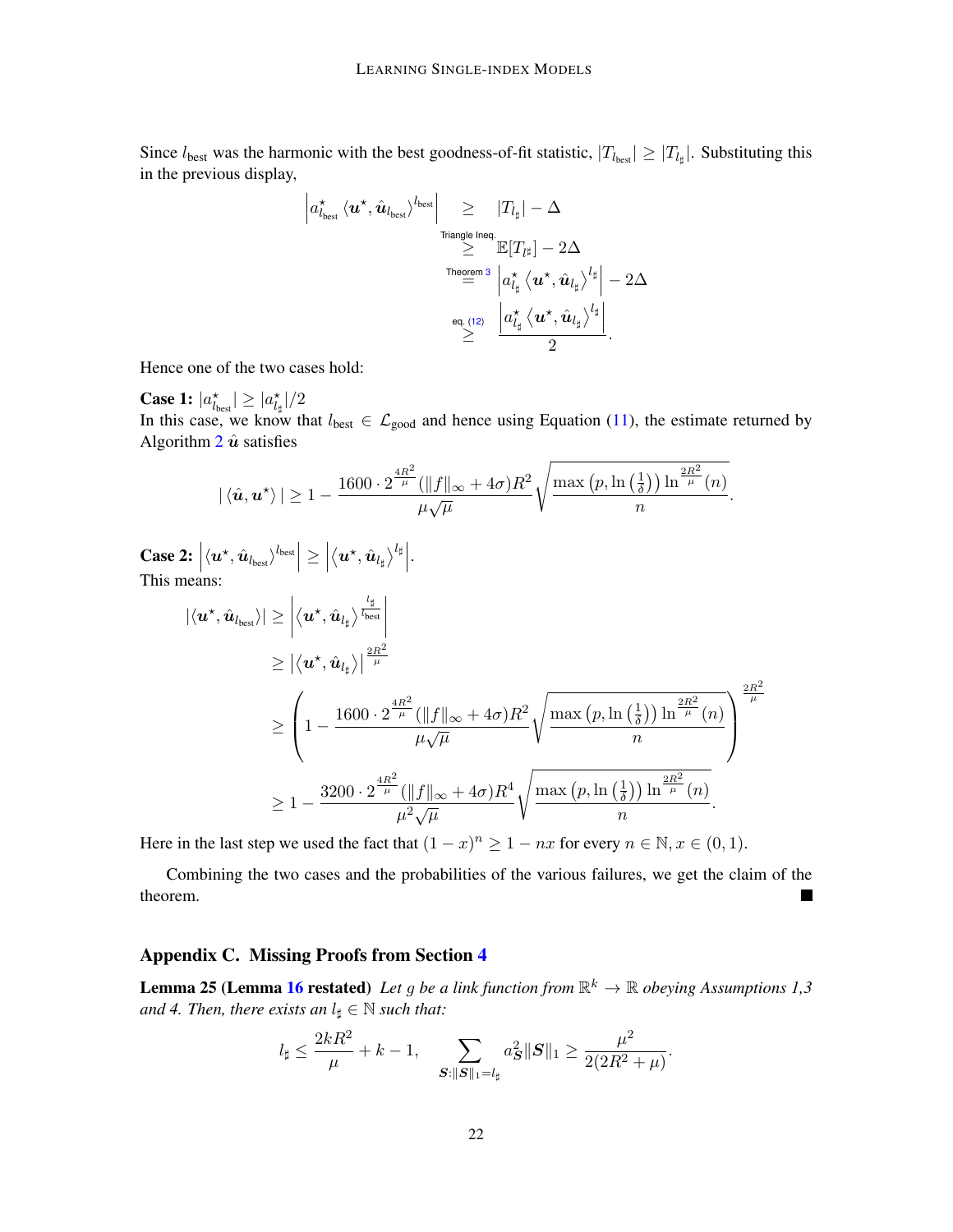Since $l_{\text{best}}$ was the harmonic with the best goodness-of-fit statistic, $|T_{l_{\text{best}}}| \geq |T_{l_\sharp}|$. Substituting this in the previous display,

$$
\begin{aligned}
\left| a^\star_{l_{\text{best}}} \left\langle \boldsymbol{u}^\star, \hat{\boldsymbol{u}}_{l_{\text{best}}} \right\rangle^{l_{\text{best}}} \right| &\geq |T_{l_\sharp}| - \Delta \\
&\overset{\text{Triangle Ineq.}}{\geq} \mathbb{E}[T_{l_\sharp}] - 2\Delta \\
&\overset{\text{Theorem 3}}{=} \left| a^\star_{l_\sharp} \left\langle \boldsymbol{u}^\star, \hat{\boldsymbol{u}}_{l_\sharp} \right\rangle^{l_\sharp} \right| - 2\Delta \\
&\overset{\text{eq. (12)}}{\geq} \frac{\left| a^\star_{l_\sharp} \left\langle \boldsymbol{u}^\star, \hat{\boldsymbol{u}}_{l_\sharp} \right\rangle^{l_\sharp} \right|}{2}.
\end{aligned}
$$

Hence one of the two cases hold:

**Case 1:** $|a^\star_{l_{\text{best}}}| \geq |a^\star_{l_\sharp}|/2$
In this case, we know that $l_{\text{best}} \in \mathcal{L}_{\text{good}}$ and hence using Equation (11), the estimate returned by Algorithm 2 $\hat{\boldsymbol{u}}$ satisfies

$$
|\langle \hat{\boldsymbol{u}}, \boldsymbol{u}^\star \rangle| \geq 1 - \frac{1600 \cdot 2^{\frac{4R^2}{\mu}} (\|f\|_\infty + 4\sigma) R^2}{\mu\sqrt{\mu}} \sqrt{\frac{\max\left(p, \ln\left(\frac{1}{\delta}\right)\right) \ln^{\frac{2R^2}{\mu}}(n)}{n}}.
$$

**Case 2:** $\left| \left\langle \boldsymbol{u}^\star, \hat{\boldsymbol{u}}_{l_{\text{best}}} \right\rangle^{l_{\text{best}}} \right| \geq \left| \left\langle \boldsymbol{u}^\star, \hat{\boldsymbol{u}}_{l_\sharp} \right\rangle^{l_\sharp} \right|$.
This means:

$$
\begin{aligned}
|\langle \boldsymbol{u}^\star, \hat{\boldsymbol{u}}_{l_{\text{best}}} \rangle| &\geq \left| \left\langle \boldsymbol{u}^\star, \hat{\boldsymbol{u}}_{l_\sharp} \right\rangle^{\frac{l_\sharp}{l_{\text{best}}}} \right| \\
&\geq \left| \left\langle \boldsymbol{u}^\star, \hat{\boldsymbol{u}}_{l_\sharp} \right\rangle \right|^{\frac{2R^2}{\mu}} \\
&\geq \left( 1 - \frac{1600 \cdot 2^{\frac{4R^2}{\mu}} (\|f\|_\infty + 4\sigma) R^2}{\mu\sqrt{\mu}} \sqrt{\frac{\max\left(p, \ln\left(\frac{1}{\delta}\right)\right) \ln^{\frac{2R^2}{\mu}}(n)}{n}} \right)^{\frac{2R^2}{\mu}} \\
&\geq 1 - \frac{3200 \cdot 2^{\frac{4R^2}{\mu}} (\|f\|_\infty + 4\sigma) R^4}{\mu^2\sqrt{\mu}} \sqrt{\frac{\max\left(p, \ln\left(\frac{1}{\delta}\right)\right) \ln^{\frac{2R^2}{\mu}}(n)}{n}}.
\end{aligned}
$$

Here in the last step we used the fact that $(1-x)^n \geq 1 - nx$ for every $n \in \mathbb{N}, x \in (0,1)$.

Combining the two cases and the probabilities of the various failures, we get the claim of the theorem. ∎

## Appendix C. Missing Proofs from Section 4

**Lemma 25 (Lemma 16 restated)** *Let $g$ be a link function from $\mathbb{R}^k \to \mathbb{R}$ obeying Assumptions 1,3 and 4. Then, there exists an $l_\sharp \in \mathbb{N}$ such that:*

$$
l_\sharp \leq \frac{2kR^2}{\mu} + k - 1, \qquad \sum_{\boldsymbol{S}:\|\boldsymbol{S}\|_1 = l_\sharp} a^2_{\boldsymbol{S}} \|\boldsymbol{S}\|_1 \geq \frac{\mu^2}{2(2R^2 + \mu)}.
$$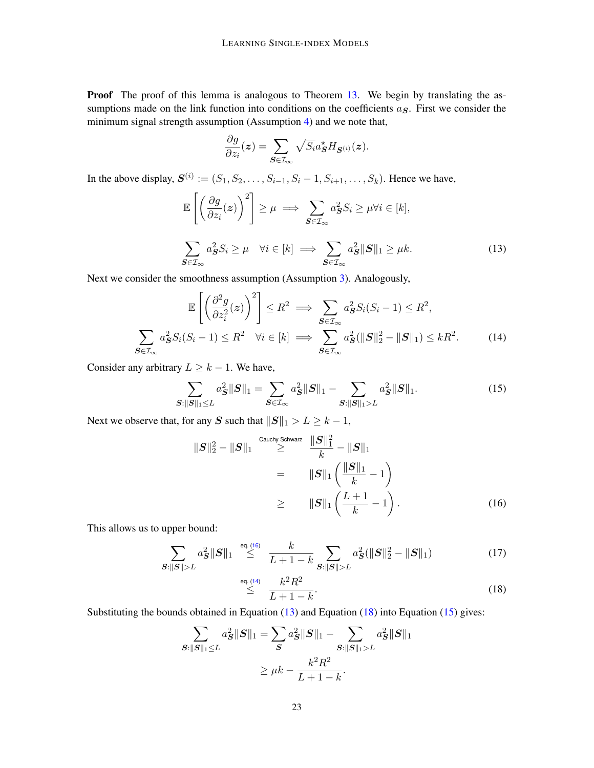**Proof** The proof of this lemma is analogous to Theorem 13. We begin by translating the assumptions made on the link function into conditions on the coefficients $a_{\boldsymbol{S}}$. First we consider the minimum signal strength assumption (Assumption 4) and we note that,

$$\frac{\partial g}{\partial z_i}(\boldsymbol{z}) = \sum_{\boldsymbol{S} \in \mathcal{I}_\infty} \sqrt{S_i} a^\star_{\boldsymbol{S}} H_{\boldsymbol{S}^{(i)}}(\boldsymbol{z}).$$

In the above display, $\boldsymbol{S}^{(i)} := (S_1, S_2, \dots, S_{i-1}, S_i - 1, S_{i+1}, \dots, S_k)$. Hence we have,

$$\mathbb{E}\left[\left(\frac{\partial g}{\partial z_i}(\boldsymbol{z})\right)^2\right] \geq \mu \implies \sum_{\boldsymbol{S} \in \mathcal{I}_\infty} a_{\boldsymbol{S}}^2 S_i \geq \mu \forall i \in [k],$$

$$\sum_{\boldsymbol{S} \in \mathcal{I}_\infty} a_{\boldsymbol{S}}^2 S_i \geq \mu \quad \forall i \in [k] \implies \sum_{\boldsymbol{S} \in \mathcal{I}_\infty} a_{\boldsymbol{S}}^2 \|\boldsymbol{S}\|_1 \geq \mu k. \tag{13}$$

Next we consider the smoothness assumption (Assumption 3). Analogously,

$$\mathbb{E}\left[\left(\frac{\partial^2 g}{\partial z_i^2}(\boldsymbol{z})\right)^2\right] \leq R^2 \implies \sum_{\boldsymbol{S} \in \mathcal{I}_\infty} a_{\boldsymbol{S}}^2 S_i(S_i - 1) \leq R^2,$$

$$\sum_{\boldsymbol{S} \in \mathcal{I}_\infty} a_{\boldsymbol{S}}^2 S_i(S_i - 1) \leq R^2 \quad \forall i \in [k] \implies \sum_{\boldsymbol{S} \in \mathcal{I}_\infty} a_{\boldsymbol{S}}^2 (\|\boldsymbol{S}\|_2^2 - \|\boldsymbol{S}\|_1) \leq kR^2. \tag{14}$$

Consider any arbitrary $L \geq k - 1$. We have,

$$\sum_{\boldsymbol{S}: \|\boldsymbol{S}\|_1 \leq L} a_{\boldsymbol{S}}^2 \|\boldsymbol{S}\|_1 = \sum_{\boldsymbol{S} \in \mathcal{I}_\infty} a_{\boldsymbol{S}}^2 \|\boldsymbol{S}\|_1 - \sum_{\boldsymbol{S}: \|\boldsymbol{S}\|_1 > L} a_{\boldsymbol{S}}^2 \|\boldsymbol{S}\|_1. \tag{15}$$

Next we observe that, for any $\boldsymbol{S}$ such that $\|\boldsymbol{S}\|_1 > L \geq k - 1$,

$$\begin{aligned}
\|\boldsymbol{S}\|_2^2 - \|\boldsymbol{S}\|_1 &\overset{\text{Cauchy Schwarz}}{\geq} \frac{\|\boldsymbol{S}\|_1^2}{k} - \|\boldsymbol{S}\|_1 \\
&= \|\boldsymbol{S}\|_1 \left(\frac{\|\boldsymbol{S}\|_1}{k} - 1\right) \\
&\geq \|\boldsymbol{S}\|_1 \left(\frac{L+1}{k} - 1\right).
\end{aligned} \tag{16}$$

This allows us to upper bound:

$$\sum_{\boldsymbol{S}: \|\boldsymbol{S}\| > L} a_{\boldsymbol{S}}^2 \|\boldsymbol{S}\|_1 \overset{\text{eq. (16)}}{\leq} \frac{k}{L + 1 - k} \sum_{\boldsymbol{S}: \|\boldsymbol{S}\| > L} a_{\boldsymbol{S}}^2 (\|\boldsymbol{S}\|_2^2 - \|\boldsymbol{S}\|_1) \tag{17}$$

$$\overset{\text{eq. (14)}}{\leq} \frac{k^2 R^2}{L + 1 - k}. \tag{18}$$

Substituting the bounds obtained in Equation (13) and Equation (18) into Equation (15) gives:

$$\begin{aligned}
\sum_{\boldsymbol{S}: \|\boldsymbol{S}\|_1 \leq L} a_{\boldsymbol{S}}^2 \|\boldsymbol{S}\|_1 &= \sum_{\boldsymbol{S}} a_{\boldsymbol{S}}^2 \|\boldsymbol{S}\|_1 - \sum_{\boldsymbol{S}: \|\boldsymbol{S}\|_1 > L} a_{\boldsymbol{S}}^2 \|\boldsymbol{S}\|_1 \\
&\geq \mu k - \frac{k^2 R^2}{L + 1 - k}.
\end{aligned}$$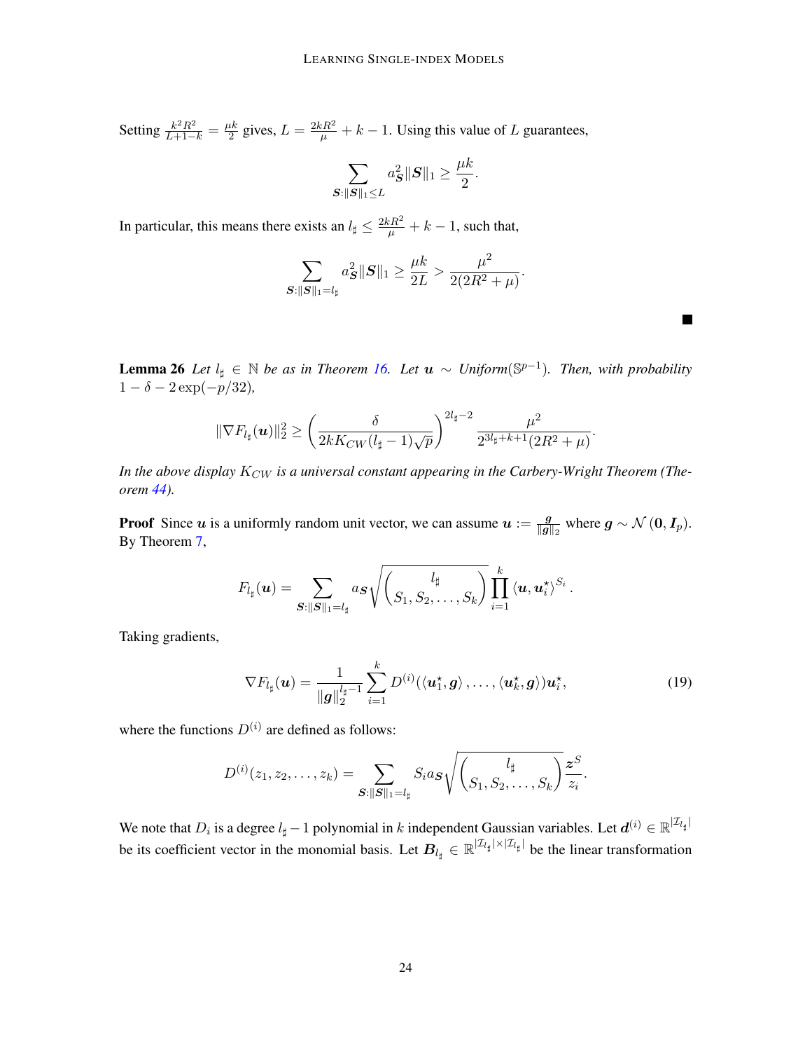Setting $\frac{k^2 R^2}{L+1-k} = \frac{\mu k}{2}$ gives, $L = \frac{2kR^2}{\mu} + k - 1$. Using this value of $L$ guarantees,

$$\sum_{\boldsymbol{S}:\|\boldsymbol{S}\|_1 \leq L} a_{\boldsymbol{S}}^2 \|\boldsymbol{S}\|_1 \geq \frac{\mu k}{2}.$$

In particular, this means there exists an $l_\sharp \leq \frac{2kR^2}{\mu} + k - 1$, such that,

$$\sum_{\boldsymbol{S}:\|\boldsymbol{S}\|_1 = l_\sharp} a_{\boldsymbol{S}}^2 \|\boldsymbol{S}\|_1 \geq \frac{\mu k}{2L} > \frac{\mu^2}{2(2R^2+\mu)}.$$

■

**Lemma 26** *Let $l_\sharp \in \mathbb{N}$ be as in Theorem 16. Let $\boldsymbol{u} \sim$ Uniform$(\mathbb{S}^{p-1})$. Then, with probability $1 - \delta - 2\exp(-p/32)$,*

$$\|\nabla F_{l_\sharp}(\boldsymbol{u})\|_2^2 \geq \left(\frac{\delta}{2kK_{CW}(l_\sharp - 1)\sqrt{p}}\right)^{2l_\sharp - 2} \frac{\mu^2}{2^{3l_\sharp + k + 1}(2R^2 + \mu)}.$$

*In the above display $K_{CW}$ is a universal constant appearing in the Carbery-Wright Theorem (Theorem 44).*

**Proof** Since $\boldsymbol{u}$ is a uniformly random unit vector, we can assume $\boldsymbol{u} := \frac{\boldsymbol{g}}{\|\boldsymbol{g}\|_2}$ where $\boldsymbol{g} \sim \mathcal{N}(\boldsymbol{0}, \boldsymbol{I}_p)$. By Theorem 7,

$$F_{l_\sharp}(\boldsymbol{u}) = \sum_{\boldsymbol{S}:\|\boldsymbol{S}\|_1 = l_\sharp} a_{\boldsymbol{S}} \sqrt{\binom{l_\sharp}{S_1, S_2, \ldots, S_k}} \prod_{i=1}^{k} \langle \boldsymbol{u}, \boldsymbol{u}_i^\star \rangle^{S_i}.$$

Taking gradients,

$$\nabla F_{l_\sharp}(\boldsymbol{u}) = \frac{1}{\|\boldsymbol{g}\|_2^{l_\sharp - 1}} \sum_{i=1}^{k} D^{(i)}(\langle \boldsymbol{u}_1^\star, \boldsymbol{g} \rangle, \ldots, \langle \boldsymbol{u}_k^\star, \boldsymbol{g} \rangle) \boldsymbol{u}_i^\star, \tag{19}$$

where the functions $D^{(i)}$ are defined as follows:

$$D^{(i)}(z_1, z_2, \ldots, z_k) = \sum_{\boldsymbol{S}:\|\boldsymbol{S}\|_1 = l_\sharp} S_i a_{\boldsymbol{S}} \sqrt{\binom{l_\sharp}{S_1, S_2, \ldots, S_k}} \frac{\boldsymbol{z}^S}{z_i}.$$

We note that $D_i$ is a degree $l_\sharp - 1$ polynomial in $k$ independent Gaussian variables. Let $\boldsymbol{d}^{(i)} \in \mathbb{R}^{|\mathcal{I}_{l_\sharp}|}$ be its coefficient vector in the monomial basis. Let $\boldsymbol{B}_{l_\sharp} \in \mathbb{R}^{|\mathcal{I}_{l_\sharp}| \times |\mathcal{I}_{l_\sharp}|}$ be the linear transformation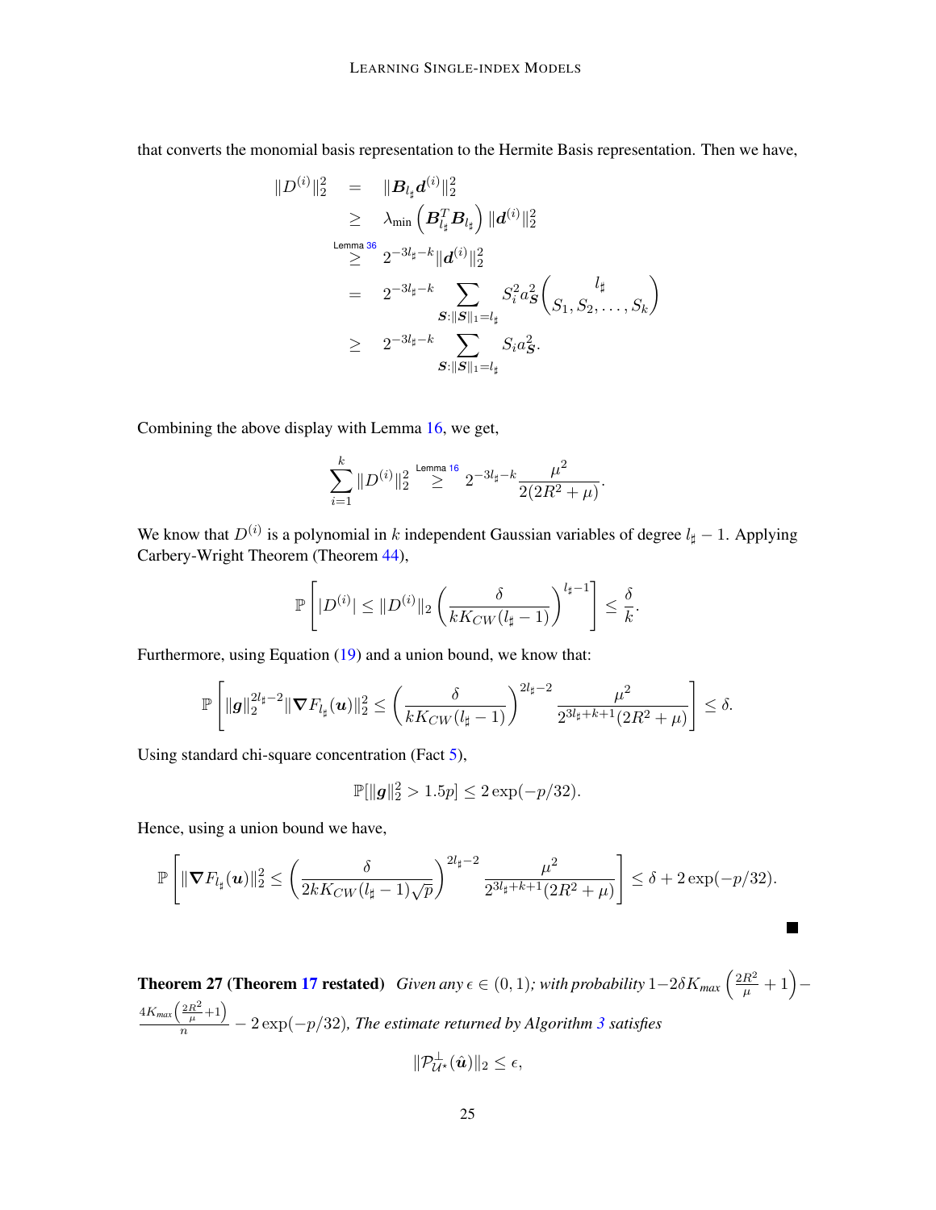that converts the monomial basis representation to the Hermite Basis representation. Then we have,

$$
\begin{aligned}
\|D^{(i)}\|_2^2 &= \|\boldsymbol{B}_{l_\sharp} \boldsymbol{d}^{(i)}\|_2^2 \\
&\geq \lambda_{\min}\left(\boldsymbol{B}_{l_\sharp}^T \boldsymbol{B}_{l_\sharp}\right) \|\boldsymbol{d}^{(i)}\|_2^2 \\
&\overset{\text{Lemma 36}}{\geq} 2^{-3l_\sharp - k} \|\boldsymbol{d}^{(i)}\|_2^2 \\
&= 2^{-3l_\sharp - k} \sum_{\boldsymbol{S}: \|\boldsymbol{S}\|_1 = l_\sharp} S_i^2 a_{\boldsymbol{S}}^2 \binom{l_\sharp}{S_1, S_2, \ldots, S_k} \\
&\geq 2^{-3l_\sharp - k} \sum_{\boldsymbol{S}: \|\boldsymbol{S}\|_1 = l_\sharp} S_i a_{\boldsymbol{S}}^2.
\end{aligned}
$$

Combining the above display with Lemma 16, we get,

$$
\sum_{i=1}^{k} \|D^{(i)}\|_2^2 \overset{\text{Lemma 16}}{\geq} 2^{-3l_\sharp - k} \frac{\mu^2}{2(2R^2 + \mu)}.
$$

We know that $D^{(i)}$ is a polynomial in $k$ independent Gaussian variables of degree $l_\sharp - 1$. Applying Carbery-Wright Theorem (Theorem 44),

$$
\mathbb{P}\left[|D^{(i)}| \leq \|D^{(i)}\|_2 \left(\frac{\delta}{kK_{CW}(l_\sharp - 1)}\right)^{l_\sharp - 1}\right] \leq \frac{\delta}{k}.
$$

Furthermore, using Equation (19) and a union bound, we know that:

$$
\mathbb{P}\left[\|\boldsymbol{g}\|_2^{2l_\sharp - 2} \|\boldsymbol{\nabla} F_{l_\sharp}(\boldsymbol{u})\|_2^2 \leq \left(\frac{\delta}{kK_{CW}(l_\sharp - 1)}\right)^{2l_\sharp - 2} \frac{\mu^2}{2^{3l_\sharp + k + 1}(2R^2 + \mu)}\right] \leq \delta.
$$

Using standard chi-square concentration (Fact 5),

$$
\mathbb{P}[\|\boldsymbol{g}\|_2^2 > 1.5p] \leq 2\exp(-p/32).
$$

Hence, using a union bound we have,

$$
\mathbb{P}\left[\|\boldsymbol{\nabla} F_{l_\sharp}(\boldsymbol{u})\|_2^2 \leq \left(\frac{\delta}{2kK_{CW}(l_\sharp - 1)\sqrt{p}}\right)^{2l_\sharp - 2} \frac{\mu^2}{2^{3l_\sharp + k + 1}(2R^2 + \mu)}\right] \leq \delta + 2\exp(-p/32).
$$

■

**Theorem 27 (Theorem 17 restated)** *Given any $\epsilon \in (0, 1)$; with probability $1 - 2\delta K_{max}\left(\frac{2R^2}{\mu} + 1\right) - \frac{4K_{max}\left(\frac{2R^2}{\mu} + 1\right)}{n} - 2\exp(-p/32)$, The estimate returned by Algorithm 3 satisfies*

$$
\|\mathcal{P}_{\mathcal{U}^\star}^{\perp}(\hat{\boldsymbol{u}})\|_2 \leq \epsilon,
$$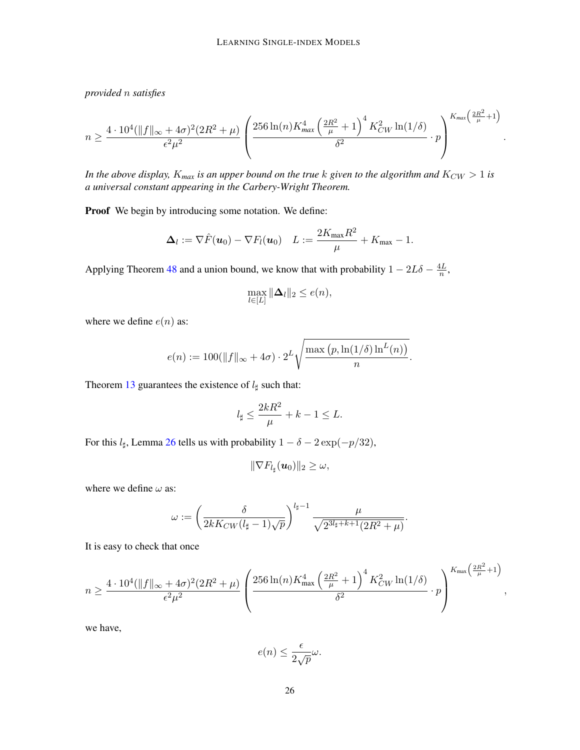*provided $n$ satisfies*

$$n \geq \frac{4 \cdot 10^4 (\|f\|_\infty + 4\sigma)^2 (2R^2 + \mu)}{\epsilon^2 \mu^2} \left( \frac{256 \ln(n) K_{max}^4 \left(\frac{2R^2}{\mu} + 1\right)^4 K_{CW}^2 \ln(1/\delta)}{\delta^2} \cdot p \right)^{K_{max}\left(\frac{2R^2}{\mu}+1\right)}.$$

*In the above display, $K_{max}$ is an upper bound on the true $k$ given to the algorithm and $K_{CW} > 1$ is a universal constant appearing in the Carbery-Wright Theorem.*

**Proof** We begin by introducing some notation. We define:

$$\boldsymbol{\Delta}_l := \nabla \hat{F}(\boldsymbol{u}_0) - \nabla F_l(\boldsymbol{u}_0) \quad L := \frac{2K_{\max}R^2}{\mu} + K_{\max} - 1.$$

Applying Theorem 48 and a union bound, we know that with probability $1 - 2L\delta - \frac{4L}{n}$,

$$\max_{l \in [L]} \|\boldsymbol{\Delta}_l\|_2 \leq e(n),$$

where we define $e(n)$ as:

$$e(n) := 100(\|f\|_\infty + 4\sigma) \cdot 2^L \sqrt{\frac{\max\left(p, \ln(1/\delta)\ln^L(n)\right)}{n}}.$$

Theorem 13 guarantees the existence of $l_\sharp$ such that:

$$l_\sharp \leq \frac{2kR^2}{\mu} + k - 1 \leq L.$$

For this $l_\sharp$, Lemma 26 tells us with probability $1 - \delta - 2\exp(-p/32)$,

$$\|\nabla F_{l_\sharp}(\boldsymbol{u}_0)\|_2 \geq \omega,$$

where we define $\omega$ as:

$$\omega := \left(\frac{\delta}{2kK_{CW}(l_\sharp - 1)\sqrt{p}}\right)^{l_\sharp - 1} \frac{\mu}{\sqrt{2^{3l_\sharp + k + 1}(2R^2 + \mu)}}.$$

It is easy to check that once

$$n \geq \frac{4 \cdot 10^4 (\|f\|_\infty + 4\sigma)^2 (2R^2 + \mu)}{\epsilon^2 \mu^2} \left( \frac{256 \ln(n) K_{\max}^4 \left(\frac{2R^2}{\mu} + 1\right)^4 K_{CW}^2 \ln(1/\delta)}{\delta^2} \cdot p \right)^{K_{\max}\left(\frac{2R^2}{\mu}+1\right)},$$

we have,

$$e(n) \leq \frac{\epsilon}{2\sqrt{p}}\omega.$$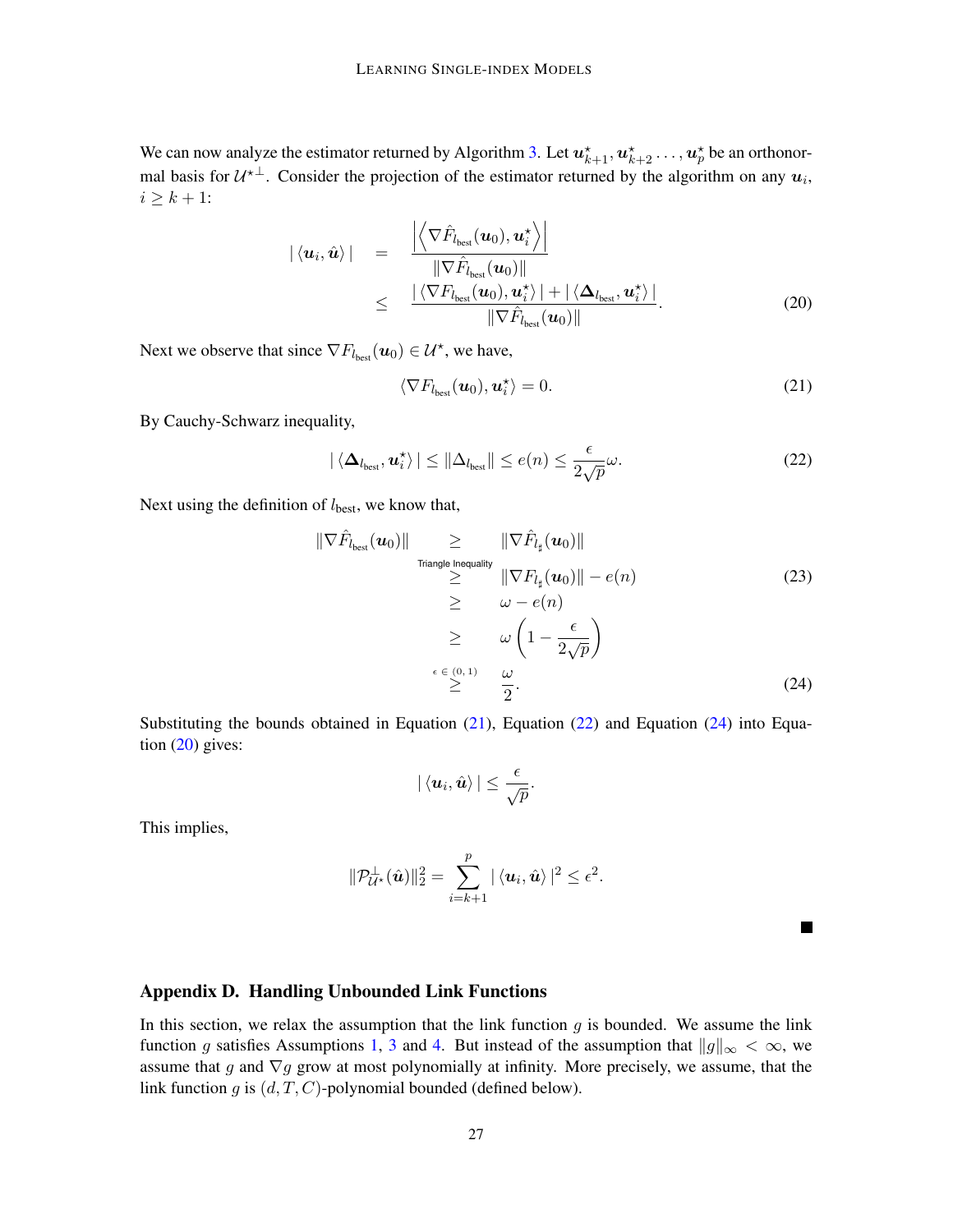We can now analyze the estimator returned by Algorithm 3. Let $\boldsymbol{u}_{k+1}^\star, \boldsymbol{u}_{k+2}^\star \dots, \boldsymbol{u}_p^\star$ be an orthonormal basis for $\mathcal{U}^{\star\perp}$. Consider the projection of the estimator returned by the algorithm on any $\boldsymbol{u}_i$, $i \geq k+1$:

$$
\begin{aligned}
|\langle \boldsymbol{u}_i, \hat{\boldsymbol{u}} \rangle| &= \frac{\left|\left\langle \nabla \hat{F}_{l_{\text{best}}}(\boldsymbol{u}_0), \boldsymbol{u}_i^\star \right\rangle\right|}{\|\nabla \hat{F}_{l_{\text{best}}}(\boldsymbol{u}_0)\|} \\
&\leq \frac{|\langle \nabla F_{l_{\text{best}}}(\boldsymbol{u}_0), \boldsymbol{u}_i^\star \rangle| + |\langle \boldsymbol{\Delta}_{l_{\text{best}}}, \boldsymbol{u}_i^\star \rangle|}{\|\nabla \hat{F}_{l_{\text{best}}}(\boldsymbol{u}_0)\|}.
\end{aligned} \tag{20}
$$

Next we observe that since $\nabla F_{l_{\text{best}}}(\boldsymbol{u}_0) \in \mathcal{U}^\star$, we have,

$$
\langle \nabla F_{l_{\text{best}}}(\boldsymbol{u}_0), \boldsymbol{u}_i^\star \rangle = 0. \tag{21}
$$

By Cauchy-Schwarz inequality,

$$
|\langle \boldsymbol{\Delta}_{l_{\text{best}}}, \boldsymbol{u}_i^\star \rangle| \leq \|\Delta_{l_{\text{best}}}\| \leq e(n) \leq \frac{\epsilon}{2\sqrt{p}}\omega. \tag{22}
$$

Next using the definition of $l_{\text{best}}$, we know that,

$$
\begin{aligned}
\|\nabla \hat{F}_{l_{\text{best}}}(\boldsymbol{u}_0)\| &\geq \|\nabla \hat{F}_{l_\sharp}(\boldsymbol{u}_0)\| \\
&\overset{\text{Triangle Inequality}}{\geq} \|\nabla F_{l_\sharp}(\boldsymbol{u}_0)\| - e(n) \\
&\geq \omega - e(n) \\
&\geq \omega\left(1 - \frac{\epsilon}{2\sqrt{p}}\right) \\
&\overset{\epsilon \in (0,1)}{\geq} \frac{\omega}{2}.
\end{aligned} \tag{23, 24}
$$

Substituting the bounds obtained in Equation (21), Equation (22) and Equation (24) into Equation (20) gives:

$$
|\langle \boldsymbol{u}_i, \hat{\boldsymbol{u}} \rangle| \leq \frac{\epsilon}{\sqrt{p}}.
$$

This implies,

$$
\|\mathcal{P}_{\mathcal{U}^\star}^\perp(\hat{\boldsymbol{u}})\|_2^2 = \sum_{i=k+1}^{p} |\langle \boldsymbol{u}_i, \hat{\boldsymbol{u}} \rangle|^2 \leq \epsilon^2.
$$

■

## Appendix D. Handling Unbounded Link Functions

In this section, we relax the assumption that the link function $g$ is bounded. We assume the link function $g$ satisfies Assumptions 1, 3 and 4. But instead of the assumption that $\|g\|_\infty < \infty$, we assume that $g$ and $\nabla g$ grow at most polynomially at infinity. More precisely, we assume, that the link function $g$ is $(d, T, C)$-polynomial bounded (defined below).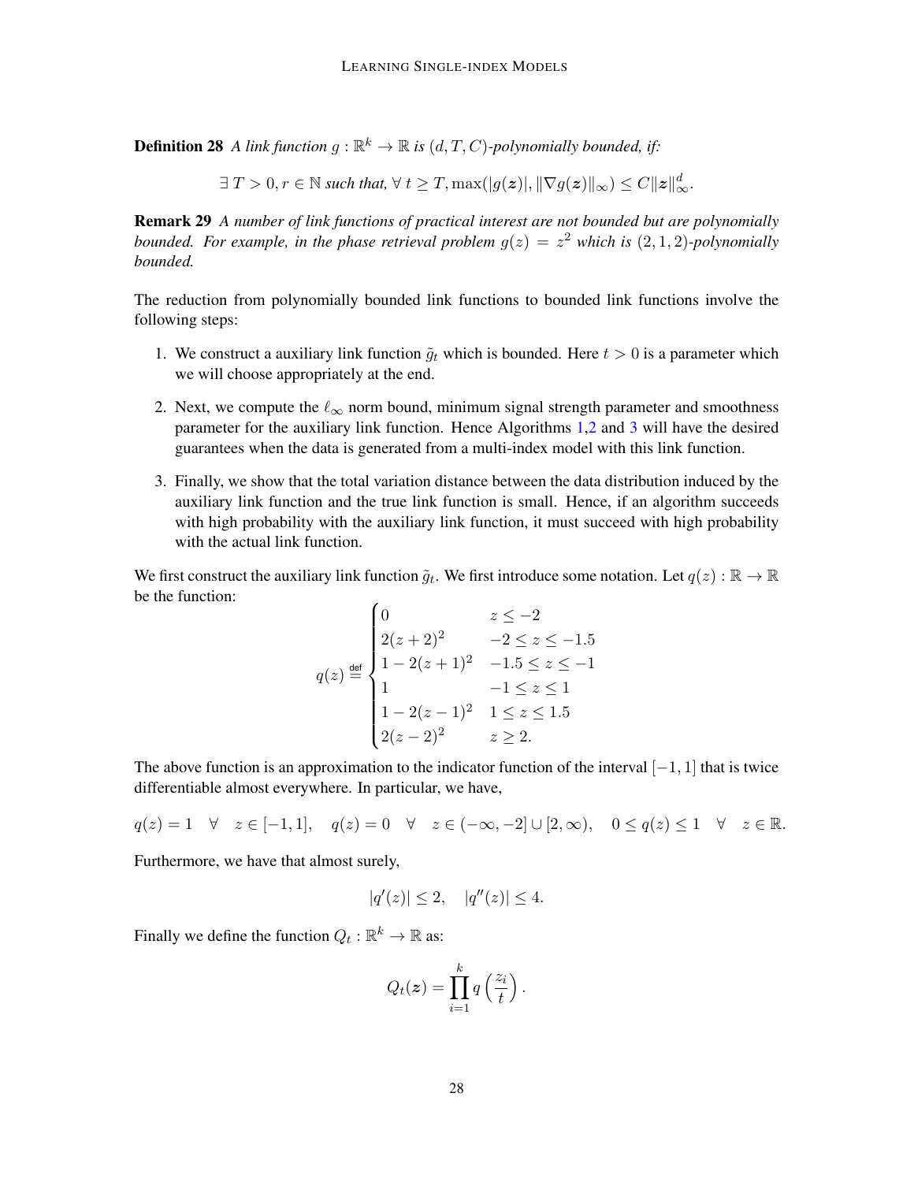**Definition 28** *A link function $g : \mathbb{R}^k \to \mathbb{R}$ is $(d, T, C)$-polynomially bounded, if:*

$$\exists\, T > 0, r \in \mathbb{N} \text{ such that, } \forall\, t \geq T, \max(|g(\boldsymbol{z})|, \|\nabla g(\boldsymbol{z})\|_\infty) \leq C\|\boldsymbol{z}\|_\infty^d.$$

**Remark 29** *A number of link functions of practical interest are not bounded but are polynomially bounded. For example, in the phase retrieval problem $g(z) = z^2$ which is $(2, 1, 2)$-polynomially bounded.*

The reduction from polynomially bounded link functions to bounded link functions involve the following steps:

1. We construct a auxiliary link function $\tilde{g}_t$ which is bounded. Here $t > 0$ is a parameter which we will choose appropriately at the end.
2. Next, we compute the $\ell_\infty$ norm bound, minimum signal strength parameter and smoothness parameter for the auxiliary link function. Hence Algorithms 1,2 and 3 will have the desired guarantees when the data is generated from a multi-index model with this link function.
3. Finally, we show that the total variation distance between the data distribution induced by the auxiliary link function and the true link function is small. Hence, if an algorithm succeeds with high probability with the auxiliary link function, it must succeed with high probability with the actual link function.

We first construct the auxiliary link function $\tilde{g}_t$. We first introduce some notation. Let $q(z) : \mathbb{R} \to \mathbb{R}$ be the function:

$$q(z) \stackrel{\mathsf{def}}{=} \begin{cases} 0 & z \leq -2 \\ 2(z+2)^2 & -2 \leq z \leq -1.5 \\ 1 - 2(z+1)^2 & -1.5 \leq z \leq -1 \\ 1 & -1 \leq z \leq 1 \\ 1 - 2(z-1)^2 & 1 \leq z \leq 1.5 \\ 2(z-2)^2 & z \geq 2. \end{cases}$$

The above function is an approximation to the indicator function of the interval $[-1, 1]$ that is twice differentiable almost everywhere. In particular, we have,

$$q(z) = 1 \quad \forall \quad z \in [-1, 1], \quad q(z) = 0 \quad \forall \quad z \in (-\infty, -2] \cup [2, \infty), \quad 0 \leq q(z) \leq 1 \quad \forall \quad z \in \mathbb{R}.$$

Furthermore, we have that almost surely,

$$|q'(z)| \leq 2, \quad |q''(z)| \leq 4.$$

Finally we define the function $Q_t : \mathbb{R}^k \to \mathbb{R}$ as:

$$Q_t(\boldsymbol{z}) = \prod_{i=1}^{k} q\left(\frac{z_i}{t}\right).$$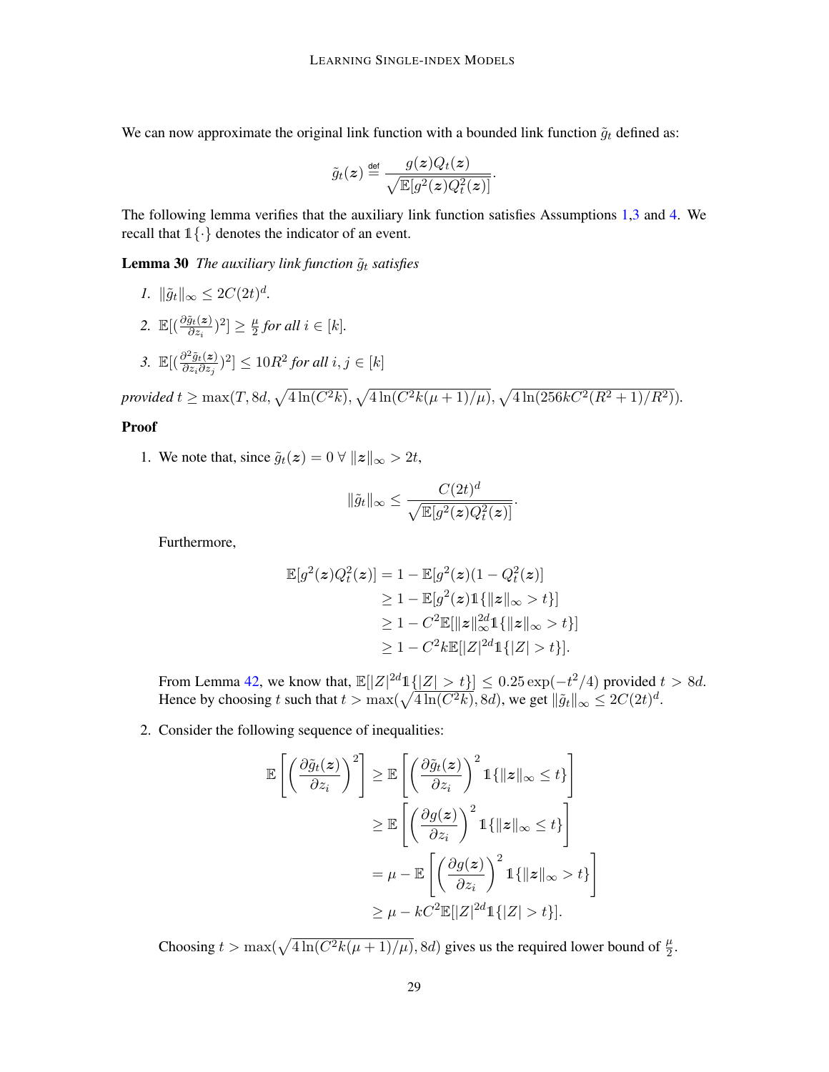We can now approximate the original link function with a bounded link function $\tilde{g}_t$ defined as:

$$\tilde{g}_t(\boldsymbol{z}) \stackrel{\text{def}}{=} \frac{g(\boldsymbol{z})Q_t(\boldsymbol{z})}{\sqrt{\mathbb{E}[g^2(\boldsymbol{z})Q_t^2(\boldsymbol{z})]}}.$$

The following lemma verifies that the auxiliary link function satisfies Assumptions 1,3 and 4. We recall that $\mathbb{1}\{\cdot\}$ denotes the indicator of an event.

**Lemma 30** *The auxiliary link function $\tilde{g}_t$ satisfies*

1. $\|\tilde{g}_t\|_\infty \leq 2C(2t)^d$.
2. $\mathbb{E}[(\frac{\partial \tilde{g}_t(\boldsymbol{z})}{\partial z_i})^2] \geq \frac{\mu}{2}$ *for all* $i \in [k]$.
3. $\mathbb{E}[(\frac{\partial^2 \tilde{g}_t(\boldsymbol{z})}{\partial z_i \partial z_j})^2] \leq 10R^2$ *for all* $i, j \in [k]$

*provided* $t \geq \max(T, 8d, \sqrt{4\ln(C^2k)}, \sqrt{4\ln(C^2k(\mu+1)/\mu)}, \sqrt{4\ln(256kC^2(R^2+1)/R^2)})$.

**Proof**

1. We note that, since $\tilde{g}_t(\boldsymbol{z}) = 0 \; \forall \; \|\boldsymbol{z}\|_\infty > 2t$,

$$\|\tilde{g}_t\|_\infty \leq \frac{C(2t)^d}{\sqrt{\mathbb{E}[g^2(\boldsymbol{z})Q_t^2(\boldsymbol{z})]}}.$$

Furthermore,

$$\begin{aligned}
\mathbb{E}[g^2(\boldsymbol{z})Q_t^2(\boldsymbol{z})] &= 1 - \mathbb{E}[g^2(\boldsymbol{z})(1 - Q_t^2(\boldsymbol{z})] \\
&\geq 1 - \mathbb{E}[g^2(\boldsymbol{z})\mathbb{1}\{\|\boldsymbol{z}\|_\infty > t\}] \\
&\geq 1 - C^2\mathbb{E}[\|\boldsymbol{z}\|_\infty^{2d}\mathbb{1}\{\|\boldsymbol{z}\|_\infty > t\}] \\
&\geq 1 - C^2k\mathbb{E}[|Z|^{2d}\mathbb{1}\{|Z| > t\}].
\end{aligned}$$

From Lemma 42, we know that, $\mathbb{E}[|Z|^{2d}\mathbb{1}\{|Z| > t\}] \leq 0.25\exp(-t^2/4)$ provided $t > 8d$. Hence by choosing $t$ such that $t > \max(\sqrt{4\ln(C^2k)}, 8d)$, we get $\|\tilde{g}_t\|_\infty \leq 2C(2t)^d$.

2. Consider the following sequence of inequalities:

$$\begin{aligned}
\mathbb{E}\left[\left(\frac{\partial \tilde{g}_t(\boldsymbol{z})}{\partial z_i}\right)^2\right] &\geq \mathbb{E}\left[\left(\frac{\partial \tilde{g}_t(\boldsymbol{z})}{\partial z_i}\right)^2 \mathbb{1}\{\|\boldsymbol{z}\|_\infty \leq t\}\right] \\
&\geq \mathbb{E}\left[\left(\frac{\partial g(\boldsymbol{z})}{\partial z_i}\right)^2 \mathbb{1}\{\|\boldsymbol{z}\|_\infty \leq t\}\right] \\
&= \mu - \mathbb{E}\left[\left(\frac{\partial g(\boldsymbol{z})}{\partial z_i}\right)^2 \mathbb{1}\{\|\boldsymbol{z}\|_\infty > t\}\right] \\
&\geq \mu - kC^2\mathbb{E}[|Z|^{2d}\mathbb{1}\{|Z| > t\}].
\end{aligned}$$

Choosing $t > \max(\sqrt{4\ln(C^2k(\mu+1)/\mu)}, 8d)$ gives us the required lower bound of $\frac{\mu}{2}$.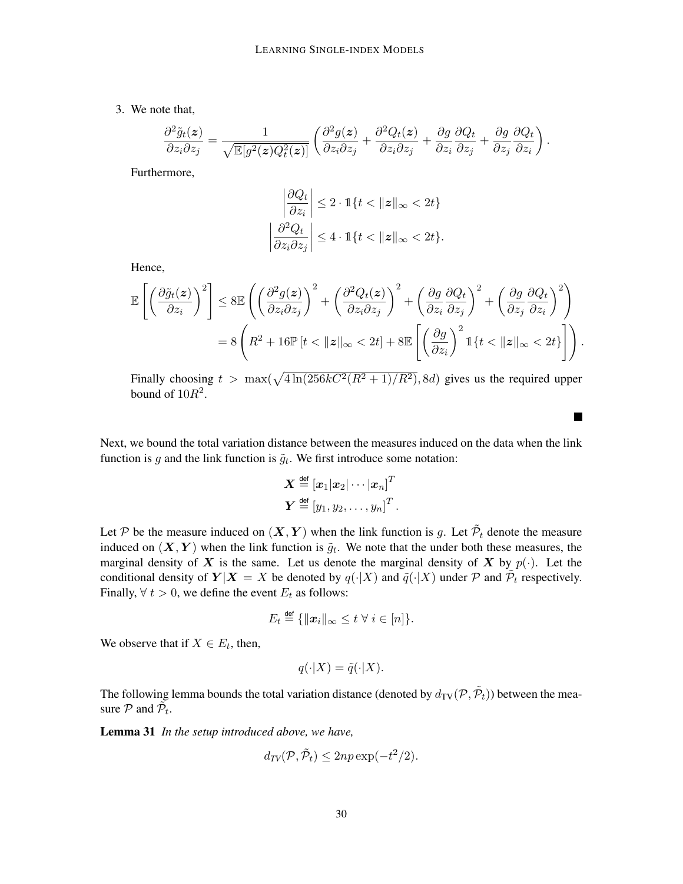3. We note that,

$$\frac{\partial^2 \tilde{g}_t(\boldsymbol{z})}{\partial z_i \partial z_j} = \frac{1}{\sqrt{\mathbb{E}[g^2(\boldsymbol{z}) Q_t^2(\boldsymbol{z})]}} \left( \frac{\partial^2 g(\boldsymbol{z})}{\partial z_i \partial z_j} + \frac{\partial^2 Q_t(\boldsymbol{z})}{\partial z_i \partial z_j} + \frac{\partial g}{\partial z_i}\frac{\partial Q_t}{\partial z_j} + \frac{\partial g}{\partial z_j}\frac{\partial Q_t}{\partial z_i} \right).$$

Furthermore,

$$\left| \frac{\partial Q_t}{\partial z_i} \right| \leq 2 \cdot \mathbb{1}\{t < \|\boldsymbol{z}\|_\infty < 2t\}$$
$$\left| \frac{\partial^2 Q_t}{\partial z_i \partial z_j} \right| \leq 4 \cdot \mathbb{1}\{t < \|\boldsymbol{z}\|_\infty < 2t\}.$$

Hence,

$$\begin{aligned}
\mathbb{E}\left[ \left( \frac{\partial \tilde{g}_t(\boldsymbol{z})}{\partial z_i} \right)^2 \right] &\leq 8\mathbb{E}\left( \left( \frac{\partial^2 g(\boldsymbol{z})}{\partial z_i \partial z_j} \right)^2 + \left( \frac{\partial^2 Q_t(\boldsymbol{z})}{\partial z_i \partial z_j} \right)^2 + \left( \frac{\partial g}{\partial z_i}\frac{\partial Q_t}{\partial z_j} \right)^2 + \left( \frac{\partial g}{\partial z_j}\frac{\partial Q_t}{\partial z_i} \right)^2 \right) \\
&= 8\left( R^2 + 16\mathbb{P}\left[t < \|\boldsymbol{z}\|_\infty < 2t\right] + 8\mathbb{E}\left[ \left( \frac{\partial g}{\partial z_i} \right)^2 \mathbb{1}\{t < \|\boldsymbol{z}\|_\infty < 2t\} \right] \right).
\end{aligned}$$

Finally choosing $t > \max(\sqrt{4\ln(256kC^2(R^2+1)/R^2)}, 8d)$ gives us the required upper bound of $10R^2$.

■

Next, we bound the total variation distance between the measures induced on the data when the link function is $g$ and the link function is $\tilde{g}_t$. We first introduce some notation:

$$\boldsymbol{X} \overset{\text{def}}{=} [\boldsymbol{x}_1|\boldsymbol{x}_2|\cdots|\boldsymbol{x}_n]^T$$
$$\boldsymbol{Y} \overset{\text{def}}{=} [y_1, y_2, \ldots, y_n]^T.$$

Let $\mathcal{P}$ be the measure induced on $(\boldsymbol{X}, \boldsymbol{Y})$ when the link function is $g$. Let $\tilde{\mathcal{P}}_t$ denote the measure induced on $(\boldsymbol{X}, \boldsymbol{Y})$ when the link function is $\tilde{g}_t$. We note that the under both these measures, the marginal density of $\boldsymbol{X}$ is the same. Let us denote the marginal density of $\boldsymbol{X}$ by $p(\cdot)$. Let the conditional density of $\boldsymbol{Y}|\boldsymbol{X} = X$ be denoted by $q(\cdot|X)$ and $\tilde{q}(\cdot|X)$ under $\mathcal{P}$ and $\tilde{\mathcal{P}}_t$ respectively. Finally, $\forall\ t > 0$, we define the event $E_t$ as follows:

$$E_t \overset{\text{def}}{=} \{\|\boldsymbol{x}_i\|_\infty \leq t \ \forall\ i \in [n]\}.$$

We observe that if $X \in E_t$, then,

$$q(\cdot|X) = \tilde{q}(\cdot|X).$$

The following lemma bounds the total variation distance (denoted by $d_{\text{TV}}(\mathcal{P}, \tilde{\mathcal{P}}_t)$) between the measure $\mathcal{P}$ and $\tilde{\mathcal{P}}_t$.

**Lemma 31** *In the setup introduced above, we have,*

$$d_{TV}(\mathcal{P}, \tilde{\mathcal{P}}_t) \leq 2np\exp(-t^2/2).$$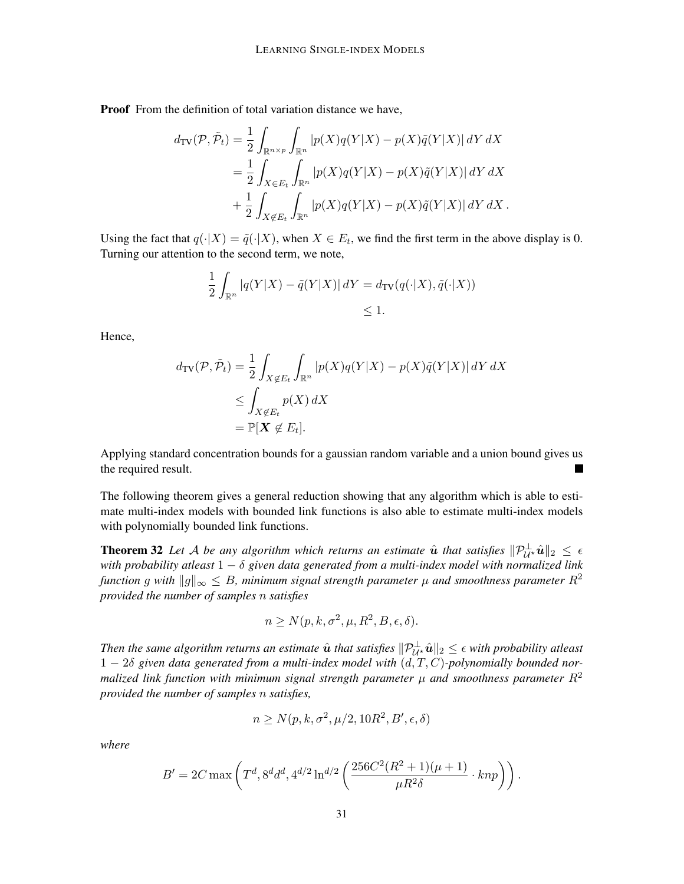**Proof** From the definition of total variation distance we have,

$$
\begin{aligned}
d_{\text{TV}}(\mathcal{P}, \tilde{\mathcal{P}}_t) &= \frac{1}{2}\int_{\mathbb{R}^{n\times p}}\int_{\mathbb{R}^n} |p(X)q(Y|X) - p(X)\tilde{q}(Y|X)|\, dY\, dX \\
&= \frac{1}{2}\int_{X\in E_t}\int_{\mathbb{R}^n} |p(X)q(Y|X) - p(X)\tilde{q}(Y|X)|\, dY\, dX \\
&+ \frac{1}{2}\int_{X\notin E_t}\int_{\mathbb{R}^n} |p(X)q(Y|X) - p(X)\tilde{q}(Y|X)|\, dY\, dX\,.
\end{aligned}
$$

Using the fact that $q(\cdot|X) = \tilde{q}(\cdot|X)$, when $X \in E_t$, we find the first term in the above display is 0. Turning our attention to the second term, we note,

$$
\begin{aligned}
\frac{1}{2}\int_{\mathbb{R}^n} |q(Y|X) - \tilde{q}(Y|X)|\, dY &= d_{\text{TV}}(q(\cdot|X), \tilde{q}(\cdot|X)) \\
&\leq 1.
\end{aligned}
$$

Hence,

$$
\begin{aligned}
d_{\text{TV}}(\mathcal{P}, \tilde{\mathcal{P}}_t) &= \frac{1}{2}\int_{X\notin E_t}\int_{\mathbb{R}^n} |p(X)q(Y|X) - p(X)\tilde{q}(Y|X)|\, dY\, dX \\
&\leq \int_{X\notin E_t} p(X)\, dX \\
&= \mathbb{P}[\boldsymbol{X} \notin E_t].
\end{aligned}
$$

Applying standard concentration bounds for a gaussian random variable and a union bound gives us the required result. ■

The following theorem gives a general reduction showing that any algorithm which is able to estimate multi-index models with bounded link functions is also able to estimate multi-index models with polynomially bounded link functions.

**Theorem 32** *Let $\mathcal{A}$ be any algorithm which returns an estimate $\hat{\boldsymbol{u}}$ that satisfies $\|\mathcal{P}^{\perp}_{\mathcal{U}^\star}\hat{\boldsymbol{u}}\|_2 \leq \epsilon$ with probability atleast $1-\delta$ given data generated from a multi-index model with normalized link function $g$ with $\|g\|_\infty \leq B$, minimum signal strength parameter $\mu$ and smoothness parameter $R^2$ provided the number of samples $n$ satisfies*

$$
n \geq N(p, k, \sigma^2, \mu, R^2, B, \epsilon, \delta).
$$

*Then the same algorithm returns an estimate $\hat{\boldsymbol{u}}$ that satisfies $\|\mathcal{P}^{\perp}_{\mathcal{U}^\star}\hat{\boldsymbol{u}}\|_2 \leq \epsilon$ with probability atleast $1-2\delta$ given data generated from a multi-index model with $(d, T, C)$-polynomially bounded normalized link function with minimum signal strength parameter $\mu$ and smoothness parameter $R^2$ provided the number of samples $n$ satisfies,*

$$
n \geq N(p, k, \sigma^2, \mu/2, 10R^2, B', \epsilon, \delta)
$$

*where*

$$
B' = 2C \max\left(T^d, 8^d d^d, 4^{d/2}\ln^{d/2}\left(\frac{256C^2(R^2+1)(\mu+1)}{\mu R^2 \delta}\cdot knp\right)\right).
$$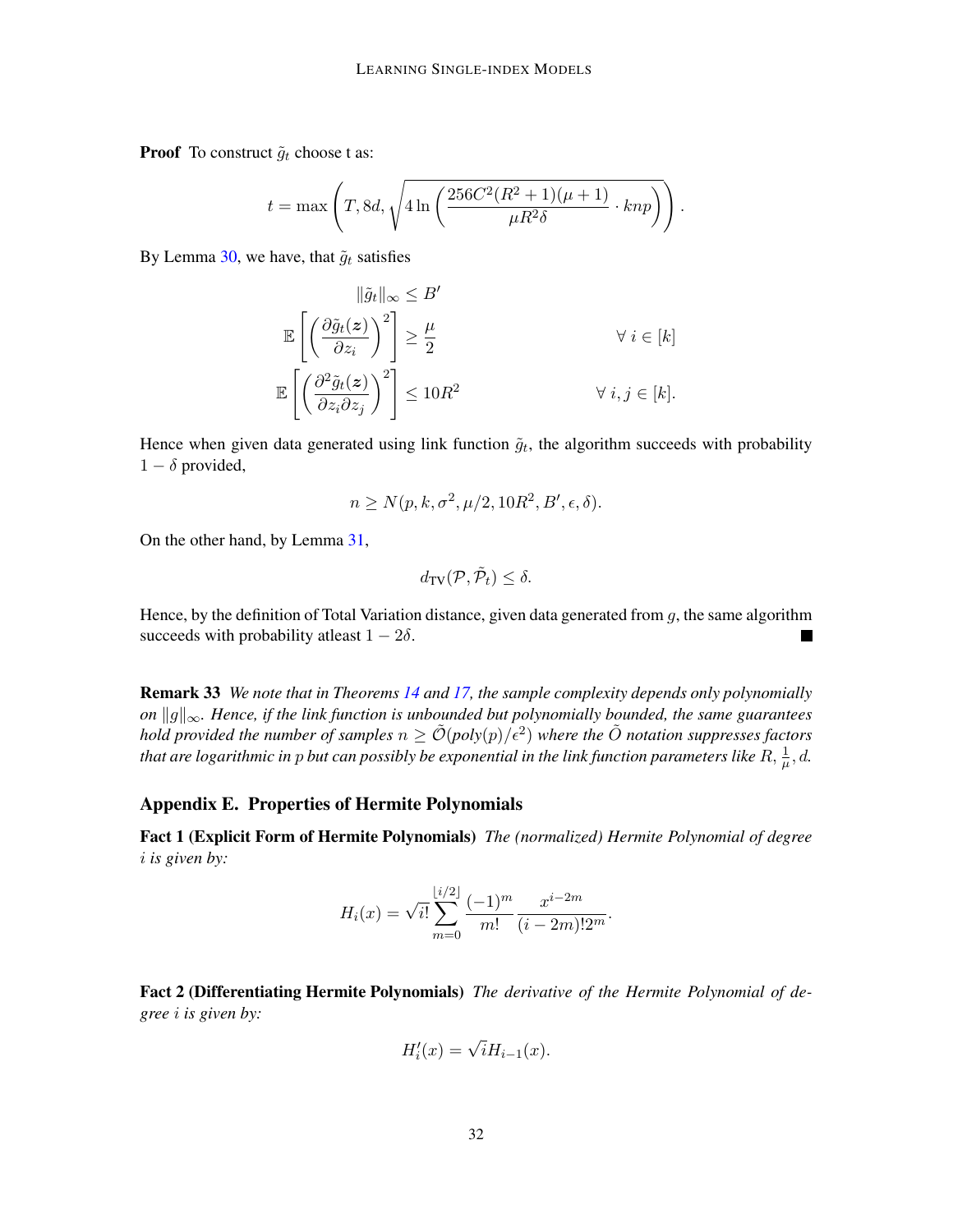**Proof** To construct $\tilde{g}_t$ choose t as:

$$t = \max\left(T, 8d, \sqrt{4\ln\left(\frac{256C^2(R^2+1)(\mu+1)}{\mu R^2 \delta} \cdot knp\right)}\right).$$

By Lemma 30, we have, that $\tilde{g}_t$ satisfies

$$\|\tilde{g}_t\|_\infty \leq B'$$

$$\mathbb{E}\left[\left(\frac{\partial \tilde{g}_t(\boldsymbol{z})}{\partial z_i}\right)^2\right] \geq \frac{\mu}{2} \qquad \forall\, i \in [k]$$

$$\mathbb{E}\left[\left(\frac{\partial^2 \tilde{g}_t(\boldsymbol{z})}{\partial z_i \partial z_j}\right)^2\right] \leq 10R^2 \qquad \forall\, i,j \in [k].$$

Hence when given data generated using link function $\tilde{g}_t$, the algorithm succeeds with probability $1-\delta$ provided,

$$n \geq N(p, k, \sigma^2, \mu/2, 10R^2, B', \epsilon, \delta).$$

On the other hand, by Lemma 31,

$$d_{\text{TV}}(\mathcal{P}, \tilde{\mathcal{P}}_t) \leq \delta.$$

Hence, by the definition of Total Variation distance, given data generated from $g$, the same algorithm succeeds with probability atleast $1-2\delta$. ■

**Remark 33** *We note that in Theorems 14 and 17, the sample complexity depends only polynomially on $\|g\|_\infty$. Hence, if the link function is unbounded but polynomially bounded, the same guarantees hold provided the number of samples $n \geq \tilde{\mathcal{O}}(poly(p)/\epsilon^2)$ where the $\tilde{O}$ notation suppresses factors that are logarithmic in $p$ but can possibly be exponential in the link function parameters like $R, \frac{1}{\mu}, d$.*

## Appendix E. Properties of Hermite Polynomials

**Fact 1 (Explicit Form of Hermite Polynomials)** *The (normalized) Hermite Polynomial of degree $i$ is given by:*

$$H_i(x) = \sqrt{i!}\sum_{m=0}^{\lfloor i/2 \rfloor} \frac{(-1)^m}{m!} \frac{x^{i-2m}}{(i-2m)!2^m}.$$

**Fact 2 (Differentiating Hermite Polynomials)** *The derivative of the Hermite Polynomial of degree $i$ is given by:*

$$H_i'(x) = \sqrt{i}H_{i-1}(x).$$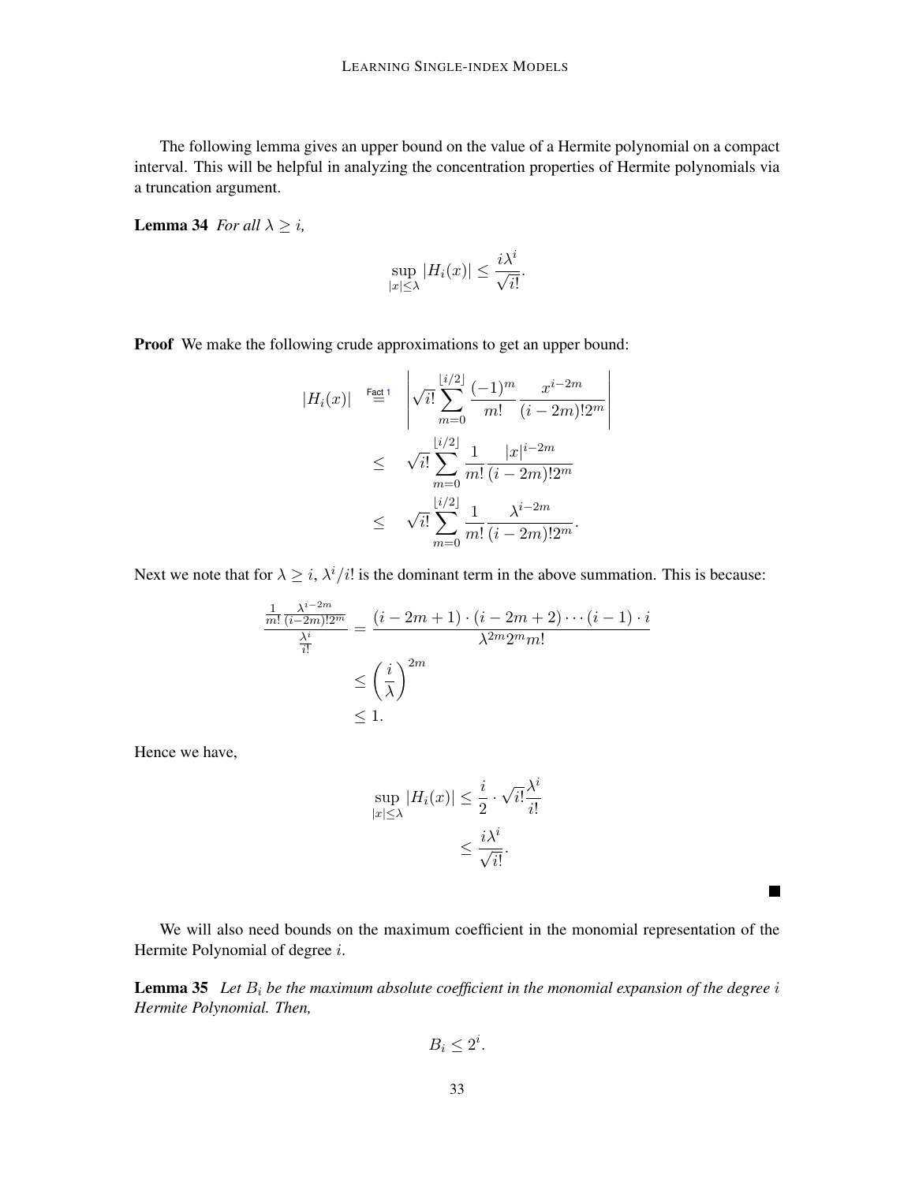The following lemma gives an upper bound on the value of a Hermite polynomial on a compact interval. This will be helpful in analyzing the concentration properties of Hermite polynomials via a truncation argument.

**Lemma 34** *For all $\lambda \geq i$,*

$$\sup_{|x| \leq \lambda} |H_i(x)| \leq \frac{i\lambda^i}{\sqrt{i!}}.$$

**Proof** We make the following crude approximations to get an upper bound:

$$\begin{aligned}
|H_i(x)| &\overset{\text{Fact 1}}{=} \left| \sqrt{i!} \sum_{m=0}^{\lfloor i/2 \rfloor} \frac{(-1)^m}{m!} \frac{x^{i-2m}}{(i-2m)!2^m} \right| \\
&\leq \sqrt{i!} \sum_{m=0}^{\lfloor i/2 \rfloor} \frac{1}{m!} \frac{|x|^{i-2m}}{(i-2m)!2^m} \\
&\leq \sqrt{i!} \sum_{m=0}^{\lfloor i/2 \rfloor} \frac{1}{m!} \frac{\lambda^{i-2m}}{(i-2m)!2^m}.
\end{aligned}$$

Next we note that for $\lambda \geq i$, $\lambda^i/i!$ is the dominant term in the above summation. This is because:

$$\begin{aligned}
\frac{\frac{1}{m!}\frac{\lambda^{i-2m}}{(i-2m)!2^m}}{\frac{\lambda^i}{i!}} &= \frac{(i-2m+1)\cdot(i-2m+2)\cdots(i-1)\cdot i}{\lambda^{2m}2^m m!} \\
&\leq \left(\frac{i}{\lambda}\right)^{2m} \\
&\leq 1.
\end{aligned}$$

Hence we have,

$$\begin{aligned}
\sup_{|x| \leq \lambda} |H_i(x)| &\leq \frac{i}{2} \cdot \sqrt{i!}\frac{\lambda^i}{i!} \\
&\leq \frac{i\lambda^i}{\sqrt{i!}}.
\end{aligned}$$

■

We will also need bounds on the maximum coefficient in the monomial representation of the Hermite Polynomial of degree $i$.

**Lemma 35** *Let $B_i$ be the maximum absolute coefficient in the monomial expansion of the degree $i$ Hermite Polynomial. Then,*

$$B_i \leq 2^i.$$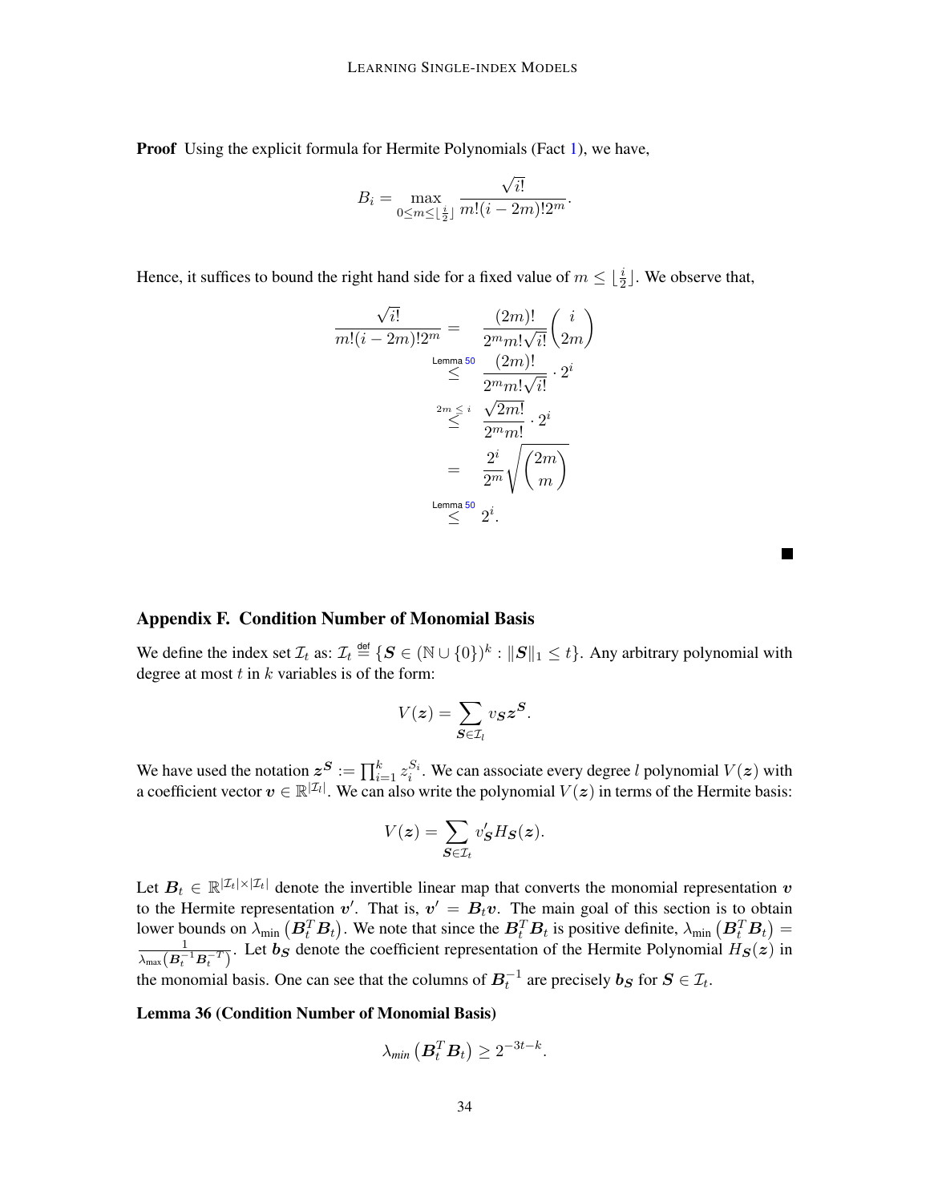**Proof** Using the explicit formula for Hermite Polynomials (Fact 1), we have,

$$B_i = \max_{0 \le m \le \lfloor \frac{i}{2} \rfloor} \frac{\sqrt{i!}}{m!(i-2m)!2^m}.$$

Hence, it suffices to bound the right hand side for a fixed value of $m \le \lfloor \frac{i}{2} \rfloor$. We observe that,

$$\begin{aligned}
\frac{\sqrt{i!}}{m!(i-2m)!2^m} &= \frac{(2m)!}{2^m m! \sqrt{i!}} \binom{i}{2m} \\
&\overset{\text{Lemma 50}}{\le} \frac{(2m)!}{2^m m! \sqrt{i!}} \cdot 2^i \\
&\overset{2m \le i}{\le} \frac{\sqrt{2m!}}{2^m m!} \cdot 2^i \\
&= \frac{2^i}{2^m} \sqrt{\binom{2m}{m}} \\
&\overset{\text{Lemma 50}}{\le} 2^i.
\end{aligned}$$

■

## Appendix F. Condition Number of Monomial Basis

We define the index set $\mathcal{I}_t$ as: $\mathcal{I}_t \overset{\text{def}}{=} \{\boldsymbol{S} \in (\mathbb{N} \cup \{0\})^k : \|\boldsymbol{S}\|_1 \le t\}$. Any arbitrary polynomial with degree at most $t$ in $k$ variables is of the form:

$$V(\boldsymbol{z}) = \sum_{\boldsymbol{S} \in \mathcal{I}_l} v_{\boldsymbol{S}} \boldsymbol{z}^{\boldsymbol{S}}.$$

We have used the notation $\boldsymbol{z}^{\boldsymbol{S}} := \prod_{i=1}^k z_i^{S_i}$. We can associate every degree $l$ polynomial $V(\boldsymbol{z})$ with a coefficient vector $\boldsymbol{v} \in \mathbb{R}^{|\mathcal{I}_l|}$. We can also write the polynomial $V(\boldsymbol{z})$ in terms of the Hermite basis:

$$V(\boldsymbol{z}) = \sum_{\boldsymbol{S} \in \mathcal{I}_t} v'_{\boldsymbol{S}} H_{\boldsymbol{S}}(\boldsymbol{z}).$$

Let $\boldsymbol{B}_t \in \mathbb{R}^{|\mathcal{I}_t| \times |\mathcal{I}_t|}$ denote the invertible linear map that converts the monomial representation $\boldsymbol{v}$ to the Hermite representation $\boldsymbol{v}'$. That is, $\boldsymbol{v}' = \boldsymbol{B}_t \boldsymbol{v}$. The main goal of this section is to obtain lower bounds on $\lambda_{\min}\left(\boldsymbol{B}_t^T \boldsymbol{B}_t\right)$. We note that since the $\boldsymbol{B}_t^T \boldsymbol{B}_t$ is positive definite, $\lambda_{\min}\left(\boldsymbol{B}_t^T \boldsymbol{B}_t\right) = \frac{1}{\lambda_{\max}\left(\boldsymbol{B}_t^{-1} \boldsymbol{B}_t^{-T}\right)}$. Let $\boldsymbol{b}_{\boldsymbol{S}}$ denote the coefficient representation of the Hermite Polynomial $H_{\boldsymbol{S}}(\boldsymbol{z})$ in the monomial basis. One can see that the columns of $\boldsymbol{B}_t^{-1}$ are precisely $\boldsymbol{b}_{\boldsymbol{S}}$ for $\boldsymbol{S} \in \mathcal{I}_t$.

**Lemma 36 (Condition Number of Monomial Basis)**

$$\lambda_{min}\left(\boldsymbol{B}_t^T \boldsymbol{B}_t\right) \ge 2^{-3t-k}.$$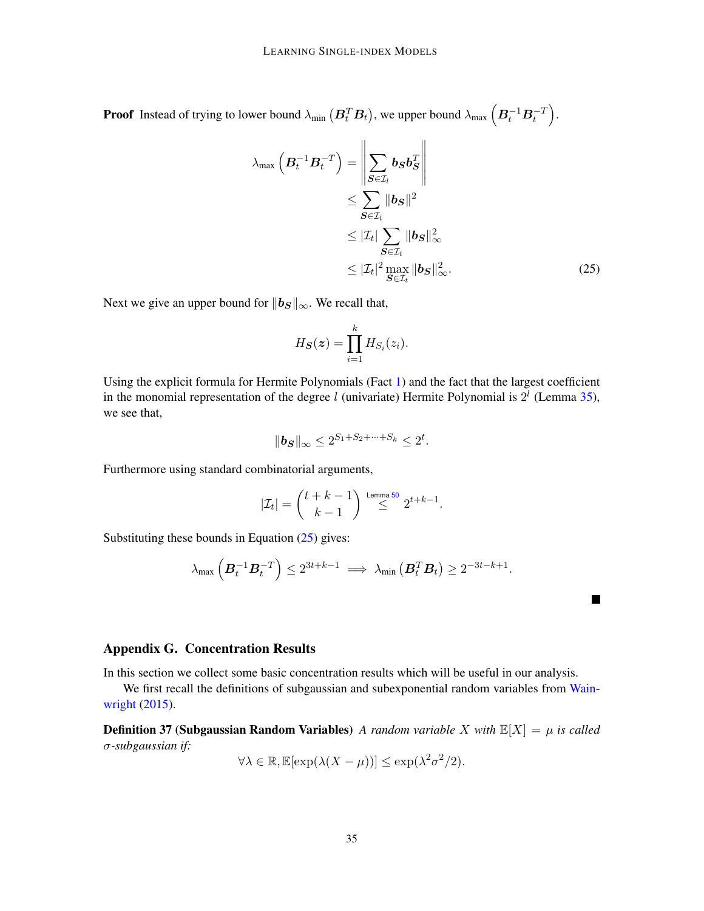**Proof** Instead of trying to lower bound $\lambda_{\min}\left(\boldsymbol{B}_t^T \boldsymbol{B}_t\right)$, we upper bound $\lambda_{\max}\left(\boldsymbol{B}_t^{-1} \boldsymbol{B}_t^{-T}\right)$.

$$
\begin{aligned}
\lambda_{\max}\left(\boldsymbol{B}_t^{-1} \boldsymbol{B}_t^{-T}\right) &= \left\| \sum_{\boldsymbol{S} \in \mathcal{I}_l} \boldsymbol{b}_{\boldsymbol{S}} \boldsymbol{b}_{\boldsymbol{S}}^T \right\| \\
&\leq \sum_{\boldsymbol{S} \in \mathcal{I}_l} \|\boldsymbol{b}_{\boldsymbol{S}}\|^2 \\
&\leq |\mathcal{I}_t| \sum_{\boldsymbol{S} \in \mathcal{I}_t} \|\boldsymbol{b}_{\boldsymbol{S}}\|_\infty^2 \\
&\leq |\mathcal{I}_t|^2 \max_{\boldsymbol{S} \in \mathcal{I}_t} \|\boldsymbol{b}_{\boldsymbol{S}}\|_\infty^2. 
\end{aligned} \tag{25}
$$

Next we give an upper bound for $\|\boldsymbol{b}_{\boldsymbol{S}}\|_\infty$. We recall that,

$$
H_{\boldsymbol{S}}(\boldsymbol{z}) = \prod_{i=1}^{k} H_{S_i}(z_i).
$$

Using the explicit formula for Hermite Polynomials (Fact 1) and the fact that the largest coefficient in the monomial representation of the degree $l$ (univariate) Hermite Polynomial is $2^l$ (Lemma 35), we see that,

$$
\|\boldsymbol{b}_{\boldsymbol{S}}\|_\infty \leq 2^{S_1 + S_2 + \cdots + S_k} \leq 2^t.
$$

Furthermore using standard combinatorial arguments,

$$
|\mathcal{I}_t| = \binom{t+k-1}{k-1} \overset{\text{Lemma 50}}{\leq} 2^{t+k-1}.
$$

Substituting these bounds in Equation (25) gives:

$$
\lambda_{\max}\left(\boldsymbol{B}_t^{-1} \boldsymbol{B}_t^{-T}\right) \leq 2^{3t+k-1} \implies \lambda_{\min}\left(\boldsymbol{B}_t^T \boldsymbol{B}_t\right) \geq 2^{-3t-k+1}.
$$

■

## Appendix G. Concentration Results

In this section we collect some basic concentration results which will be useful in our analysis.

We first recall the definitions of subgaussian and subexponential random variables from Wainwright (2015).

**Definition 37 (Subgaussian Random Variables)** *A random variable $X$ with $\mathbb{E}[X] = \mu$ is called $\sigma$-subgaussian if:*

$$
\forall \lambda \in \mathbb{R}, \mathbb{E}[\exp(\lambda(X - \mu))] \leq \exp(\lambda^2 \sigma^2 / 2).
$$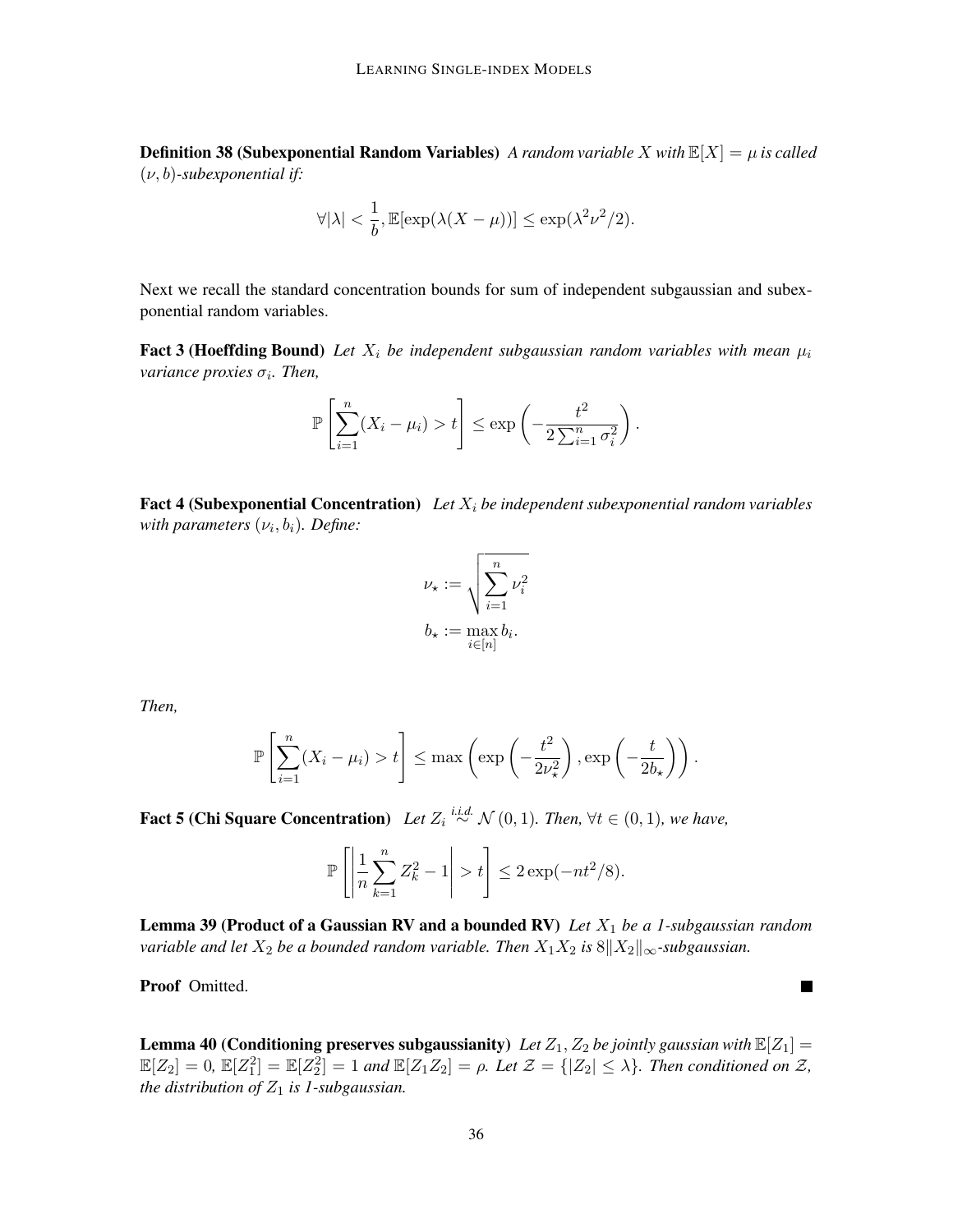**Definition 38 (Subexponential Random Variables)** *A random variable $X$ with $\mathbb{E}[X] = \mu$ is called $(\nu, b)$-subexponential if:*

$$\forall |\lambda| < \frac{1}{b}, \mathbb{E}[\exp(\lambda(X - \mu))] \leq \exp(\lambda^2 \nu^2 / 2).$$

Next we recall the standard concentration bounds for sum of independent subgaussian and subexponential random variables.

**Fact 3 (Hoeffding Bound)** *Let $X_i$ be independent subgaussian random variables with mean $\mu_i$ variance proxies $\sigma_i$. Then,*

$$\mathbb{P}\left[\sum_{i=1}^{n} (X_i - \mu_i) > t\right] \leq \exp\left(-\frac{t^2}{2\sum_{i=1}^{n} \sigma_i^2}\right).$$

**Fact 4 (Subexponential Concentration)** *Let $X_i$ be independent subexponential random variables with parameters $(\nu_i, b_i)$. Define:*

$$\nu_\star := \sqrt{\sum_{i=1}^{n} \nu_i^2}$$

$$b_\star := \max_{i \in [n]} b_i.$$

*Then,*

$$\mathbb{P}\left[\sum_{i=1}^{n} (X_i - \mu_i) > t\right] \leq \max\left(\exp\left(-\frac{t^2}{2\nu_\star^2}\right), \exp\left(-\frac{t}{2b_\star}\right)\right).$$

**Fact 5 (Chi Square Concentration)** *Let $Z_i \overset{i.i.d.}{\sim} \mathcal{N}(0, 1)$. Then, $\forall t \in (0, 1)$, we have,*

$$\mathbb{P}\left[\left|\frac{1}{n}\sum_{k=1}^{n} Z_k^2 - 1\right| > t\right] \leq 2\exp(-nt^2/8).$$

**Lemma 39 (Product of a Gaussian RV and a bounded RV)** *Let $X_1$ be a 1-subgaussian random variable and let $X_2$ be a bounded random variable. Then $X_1 X_2$ is $8\|X_2\|_\infty$-subgaussian.*

**Proof** Omitted. ■

**Lemma 40 (Conditioning preserves subgaussianity)** *Let $Z_1, Z_2$ be jointly gaussian with $\mathbb{E}[Z_1] = \mathbb{E}[Z_2] = 0$, $\mathbb{E}[Z_1^2] = \mathbb{E}[Z_2^2] = 1$ and $\mathbb{E}[Z_1 Z_2] = \rho$. Let $\mathcal{Z} = \{|Z_2| \leq \lambda\}$. Then conditioned on $\mathcal{Z}$, the distribution of $Z_1$ is 1-subgaussian.*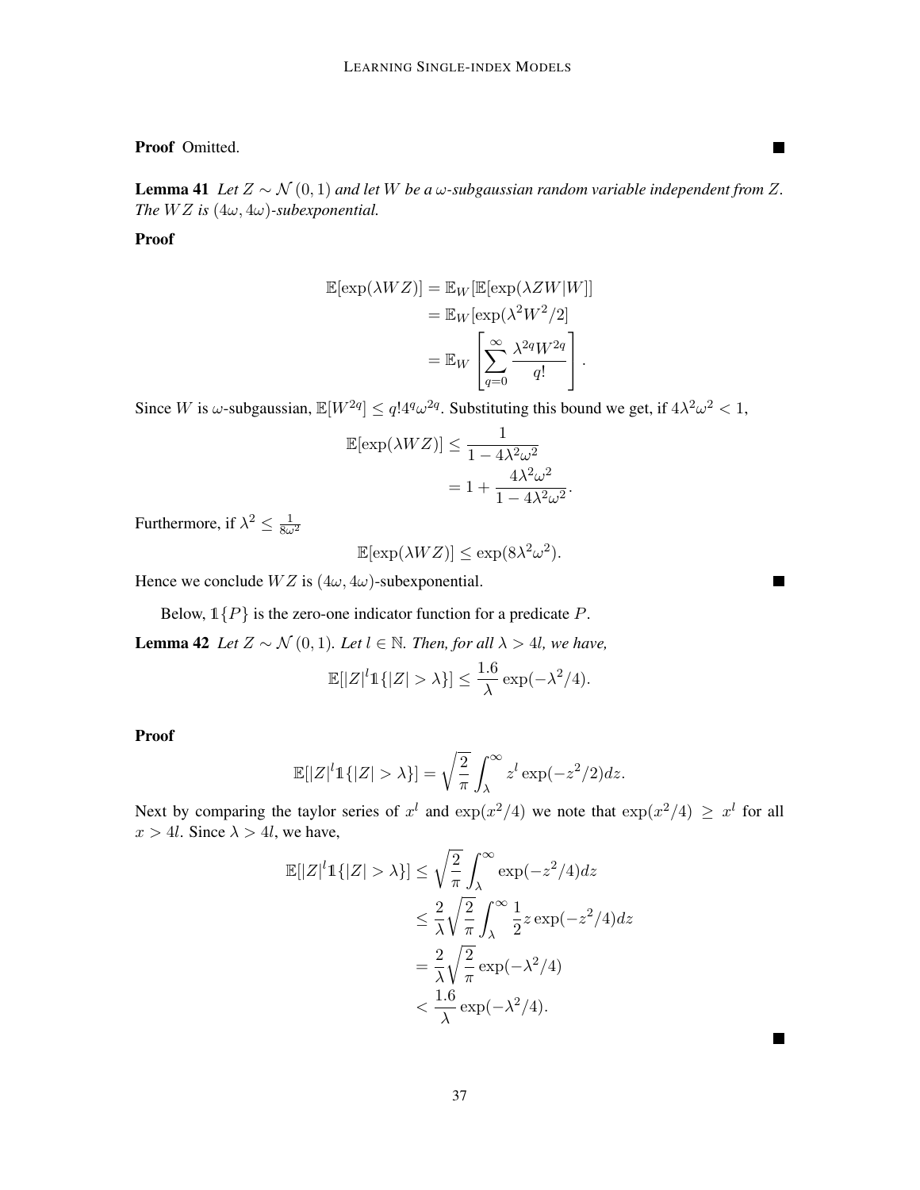**Proof** Omitted. ∎

**Lemma 41** *Let $Z \sim \mathcal{N}(0,1)$ and let $W$ be a $\omega$-subgaussian random variable independent from $Z$. The $WZ$ is $(4\omega, 4\omega)$-subexponential.*

**Proof**

$$
\begin{aligned}
\mathbb{E}[\exp(\lambda WZ)] &= \mathbb{E}_W[\mathbb{E}[\exp(\lambda ZW|W]] \\
&= \mathbb{E}_W[\exp(\lambda^2 W^2/2] \\
&= \mathbb{E}_W\left[\sum_{q=0}^{\infty} \frac{\lambda^{2q} W^{2q}}{q!}\right].
\end{aligned}
$$

Since $W$ is $\omega$-subgaussian, $\mathbb{E}[W^{2q}] \leq q! 4^q \omega^{2q}$. Substituting this bound we get, if $4\lambda^2\omega^2 < 1$,

$$
\begin{aligned}
\mathbb{E}[\exp(\lambda WZ)] &\leq \frac{1}{1 - 4\lambda^2\omega^2} \\
&= 1 + \frac{4\lambda^2\omega^2}{1 - 4\lambda^2\omega^2}.
\end{aligned}
$$

Furthermore, if $\lambda^2 \leq \frac{1}{8\omega^2}$

$$
\mathbb{E}[\exp(\lambda WZ)] \leq \exp(8\lambda^2\omega^2).
$$

Hence we conclude $WZ$ is $(4\omega, 4\omega)$-subexponential. ∎

Below, $\mathbb{1}\{P\}$ is the zero-one indicator function for a predicate $P$.

**Lemma 42** *Let $Z \sim \mathcal{N}(0,1)$. Let $l \in \mathbb{N}$. Then, for all $\lambda > 4l$, we have,*

$$
\mathbb{E}[|Z|^l \mathbb{1}\{|Z| > \lambda\}] \leq \frac{1.6}{\lambda} \exp(-\lambda^2/4).
$$

**Proof**

$$
\mathbb{E}[|Z|^l \mathbb{1}\{|Z| > \lambda\}] = \sqrt{\frac{2}{\pi}} \int_{\lambda}^{\infty} z^l \exp(-z^2/2) dz.
$$

Next by comparing the taylor series of $x^l$ and $\exp(x^2/4)$ we note that $\exp(x^2/4) \geq x^l$ for all $x > 4l$. Since $\lambda > 4l$, we have,

$$
\begin{aligned}
\mathbb{E}[|Z|^l \mathbb{1}\{|Z| > \lambda\}] &\leq \sqrt{\frac{2}{\pi}} \int_{\lambda}^{\infty} \exp(-z^2/4) dz \\
&\leq \frac{2}{\lambda}\sqrt{\frac{2}{\pi}} \int_{\lambda}^{\infty} \frac{1}{2} z \exp(-z^2/4) dz \\
&= \frac{2}{\lambda}\sqrt{\frac{2}{\pi}} \exp(-\lambda^2/4) \\
&< \frac{1.6}{\lambda} \exp(-\lambda^2/4).
\end{aligned}
$$

∎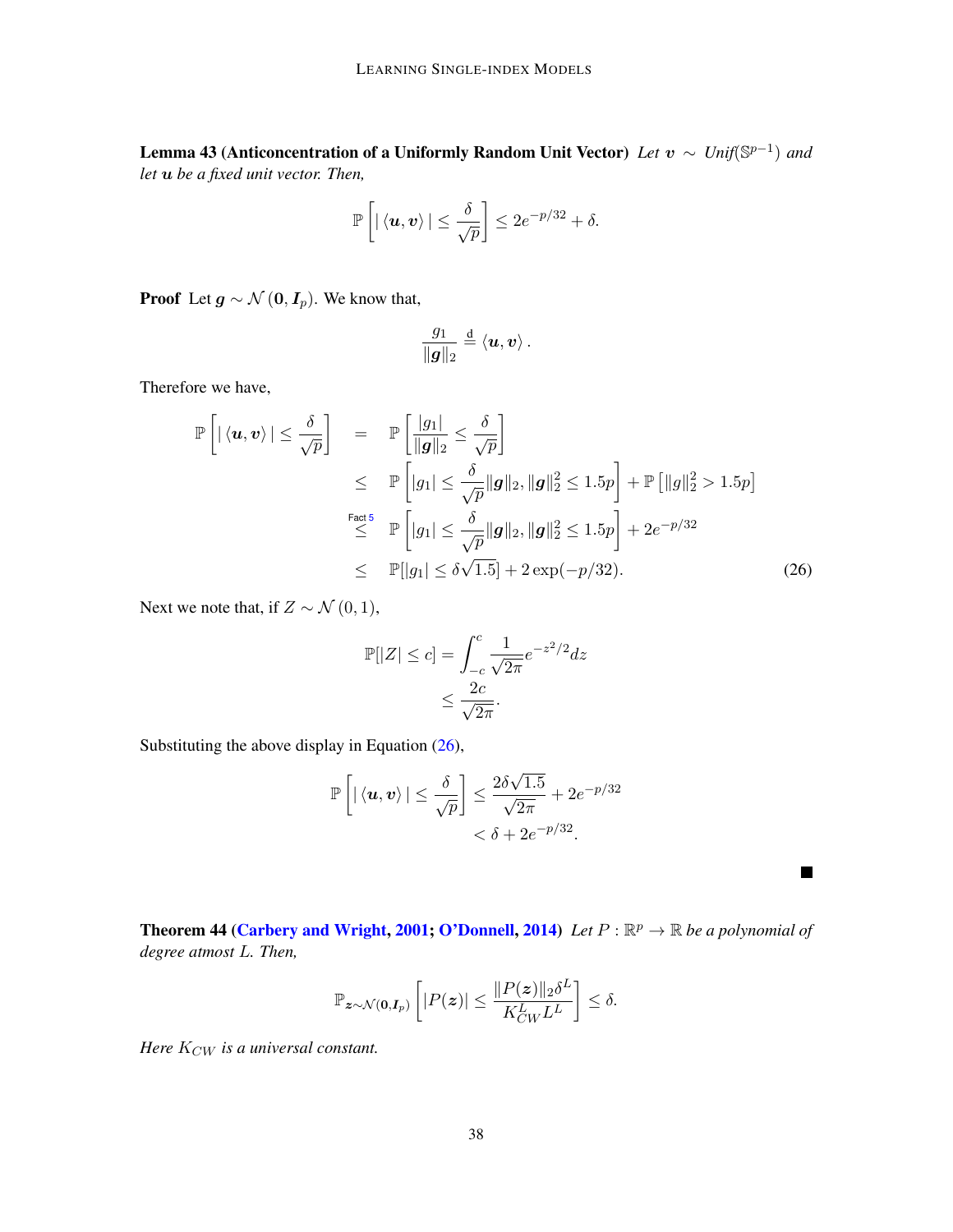**Lemma 43 (Anticoncentration of a Uniformly Random Unit Vector)** *Let $\boldsymbol{v} \sim \text{Unif}(\mathbb{S}^{p-1})$ and let $\boldsymbol{u}$ be a fixed unit vector. Then,*

$$\mathbb{P}\left[ |\langle \boldsymbol{u}, \boldsymbol{v} \rangle| \leq \frac{\delta}{\sqrt{p}} \right] \leq 2e^{-p/32} + \delta.$$

**Proof** Let $\boldsymbol{g} \sim \mathcal{N}(\boldsymbol{0}, \boldsymbol{I}_p)$. We know that,

$$\frac{g_1}{\|\boldsymbol{g}\|_2} \stackrel{\text{d}}{=} \langle \boldsymbol{u}, \boldsymbol{v} \rangle.$$

Therefore we have,

$$\begin{aligned}
\mathbb{P}\left[ |\langle \boldsymbol{u}, \boldsymbol{v} \rangle| \leq \frac{\delta}{\sqrt{p}} \right] &= \mathbb{P}\left[ \frac{|g_1|}{\|\boldsymbol{g}\|_2} \leq \frac{\delta}{\sqrt{p}} \right] \\
&\leq \mathbb{P}\left[ |g_1| \leq \frac{\delta}{\sqrt{p}} \|\boldsymbol{g}\|_2, \|\boldsymbol{g}\|_2^2 \leq 1.5p \right] + \mathbb{P}\left[ \|g\|_2^2 > 1.5p \right] \\
&\stackrel{\text{Fact 5}}{\leq} \mathbb{P}\left[ |g_1| \leq \frac{\delta}{\sqrt{p}} \|\boldsymbol{g}\|_2, \|\boldsymbol{g}\|_2^2 \leq 1.5p \right] + 2e^{-p/32} \\
&\leq \mathbb{P}[|g_1| \leq \delta\sqrt{1.5}] + 2\exp(-p/32). \qquad (26)
\end{aligned}$$

Next we note that, if $Z \sim \mathcal{N}(0, 1)$,

$$\begin{aligned}
\mathbb{P}[|Z| \leq c] &= \int_{-c}^{c} \frac{1}{\sqrt{2\pi}} e^{-z^2/2} dz \\
&\leq \frac{2c}{\sqrt{2\pi}}.
\end{aligned}$$

Substituting the above display in Equation (26),

$$\begin{aligned}
\mathbb{P}\left[ |\langle \boldsymbol{u}, \boldsymbol{v} \rangle| \leq \frac{\delta}{\sqrt{p}} \right] &\leq \frac{2\delta\sqrt{1.5}}{\sqrt{2\pi}} + 2e^{-p/32} \\
&< \delta + 2e^{-p/32}.
\end{aligned}$$

■

**Theorem 44 (Carbery and Wright, 2001; O'Donnell, 2014)** *Let $P : \mathbb{R}^p \to \mathbb{R}$ be a polynomial of degree atmost $L$. Then,*

$$\mathbb{P}_{\boldsymbol{z} \sim \mathcal{N}(\boldsymbol{0}, \boldsymbol{I}_p)}\left[ |P(\boldsymbol{z})| \leq \frac{\|P(\boldsymbol{z})\|_2 \delta^L}{K_{CW}^L L^L} \right] \leq \delta.$$

*Here $K_{CW}$ is a universal constant.*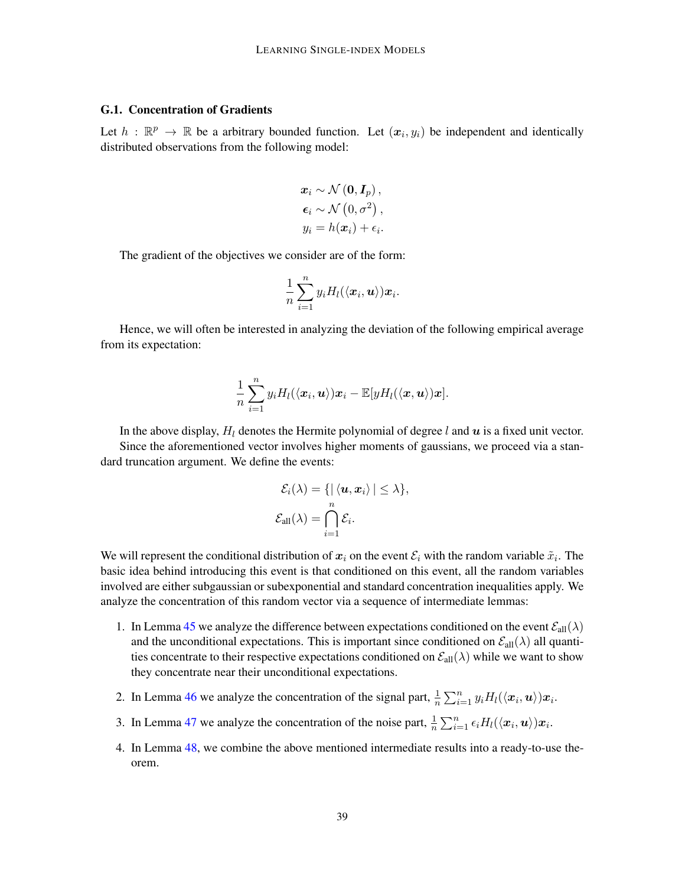### G.1. Concentration of Gradients

Let $h : \mathbb{R}^p \to \mathbb{R}$ be a arbitrary bounded function. Let $(\boldsymbol{x}_i, y_i)$ be independent and identically distributed observations from the following model:

$$
\begin{aligned}
\boldsymbol{x}_i &\sim \mathcal{N}\left(\boldsymbol{0}, \boldsymbol{I}_p\right), \\
\boldsymbol{\epsilon}_i &\sim \mathcal{N}\left(0, \sigma^2\right), \\
y_i &= h(\boldsymbol{x}_i) + \epsilon_i.
\end{aligned}
$$

The gradient of the objectives we consider are of the form:

$$
\frac{1}{n}\sum_{i=1}^{n} y_i H_l(\langle \boldsymbol{x}_i, \boldsymbol{u}\rangle)\boldsymbol{x}_i.
$$

Hence, we will often be interested in analyzing the deviation of the following empirical average from its expectation:

$$
\frac{1}{n}\sum_{i=1}^{n} y_i H_l(\langle \boldsymbol{x}_i, \boldsymbol{u}\rangle)\boldsymbol{x}_i - \mathbb{E}[y H_l(\langle \boldsymbol{x}, \boldsymbol{u}\rangle)\boldsymbol{x}].
$$

In the above display, $H_l$ denotes the Hermite polynomial of degree $l$ and $\boldsymbol{u}$ is a fixed unit vector.

Since the aforementioned vector involves higher moments of gaussians, we proceed via a standard truncation argument. We define the events:

$$
\begin{aligned}
\mathcal{E}_i(\lambda) &= \{|\langle \boldsymbol{u}, \boldsymbol{x}_i\rangle| \leq \lambda\}, \\
\mathcal{E}_{\text{all}}(\lambda) &= \bigcap_{i=1}^{n} \mathcal{E}_i.
\end{aligned}
$$

We will represent the conditional distribution of $\boldsymbol{x}_i$ on the event $\mathcal{E}_i$ with the random variable $\tilde{x}_i$. The basic idea behind introducing this event is that conditioned on this event, all the random variables involved are either subgaussian or subexponential and standard concentration inequalities apply. We analyze the concentration of this random vector via a sequence of intermediate lemmas:

1. In Lemma 45 we analyze the difference between expectations conditioned on the event $\mathcal{E}_{\text{all}}(\lambda)$ and the unconditional expectations. This is important since conditioned on $\mathcal{E}_{\text{all}}(\lambda)$ all quantities concentrate to their respective expectations conditioned on $\mathcal{E}_{\text{all}}(\lambda)$ while we want to show they concentrate near their unconditional expectations.
2. In Lemma 46 we analyze the concentration of the signal part, $\frac{1}{n}\sum_{i=1}^{n} y_i H_l(\langle \boldsymbol{x}_i, \boldsymbol{u}\rangle)\boldsymbol{x}_i$.
3. In Lemma 47 we analyze the concentration of the noise part, $\frac{1}{n}\sum_{i=1}^{n} \epsilon_i H_l(\langle \boldsymbol{x}_i, \boldsymbol{u}\rangle)\boldsymbol{x}_i$.
4. In Lemma 48, we combine the above mentioned intermediate results into a ready-to-use theorem.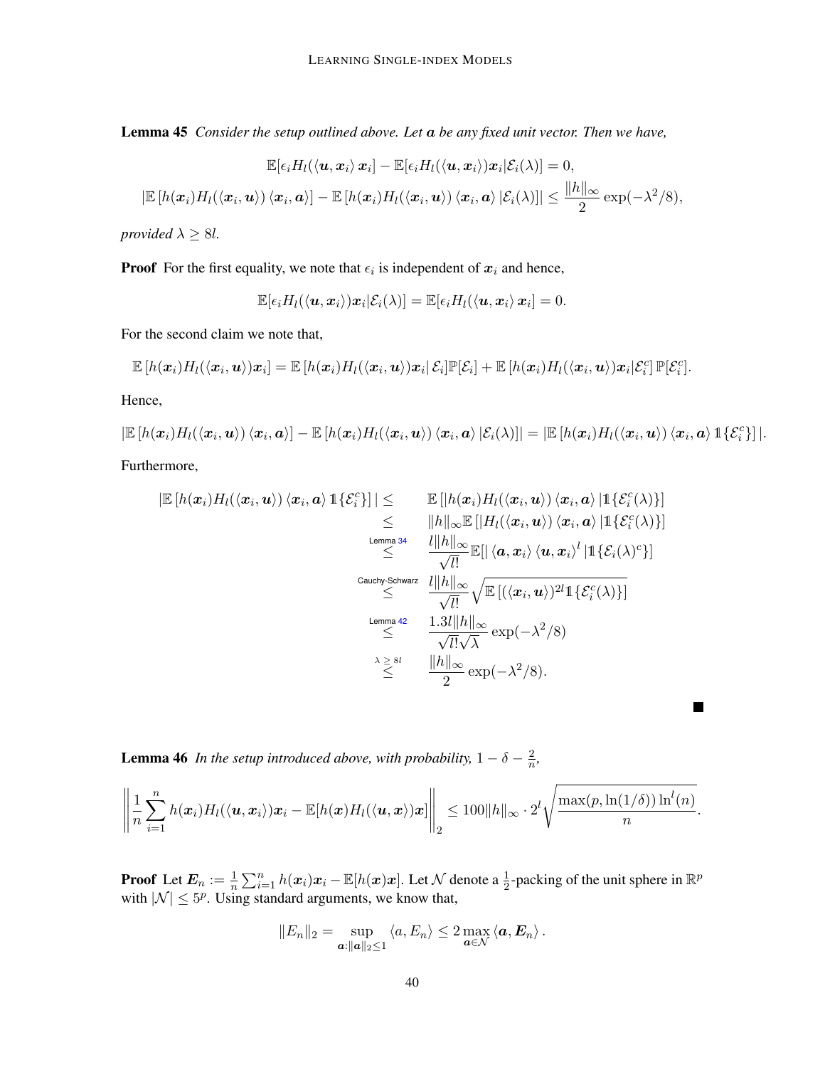**Lemma 45** *Consider the setup outlined above. Let $\boldsymbol{a}$ be any fixed unit vector. Then we have,*

$$\mathbb{E}[\epsilon_i H_l(\langle \boldsymbol{u}, \boldsymbol{x}_i \rangle \boldsymbol{x}_i] - \mathbb{E}[\epsilon_i H_l(\langle \boldsymbol{u}, \boldsymbol{x}_i \rangle)\boldsymbol{x}_i | \mathcal{E}_i(\lambda)] = 0,$$

$$|\mathbb{E}\left[h(\boldsymbol{x}_i) H_l(\langle \boldsymbol{x}_i, \boldsymbol{u} \rangle) \langle \boldsymbol{x}_i, \boldsymbol{a} \rangle\right] - \mathbb{E}\left[h(\boldsymbol{x}_i) H_l(\langle \boldsymbol{x}_i, \boldsymbol{u} \rangle) \langle \boldsymbol{x}_i, \boldsymbol{a} \rangle | \mathcal{E}_i(\lambda)\right]| \leq \frac{\|h\|_\infty}{2} \exp(-\lambda^2/8),$$

*provided $\lambda \geq 8l$.*

**Proof** For the first equality, we note that $\epsilon_i$ is independent of $\boldsymbol{x}_i$ and hence,

$$\mathbb{E}[\epsilon_i H_l(\langle \boldsymbol{u}, \boldsymbol{x}_i \rangle)\boldsymbol{x}_i | \mathcal{E}_i(\lambda)] = \mathbb{E}[\epsilon_i H_l(\langle \boldsymbol{u}, \boldsymbol{x}_i \rangle \boldsymbol{x}_i] = 0.$$

For the second claim we note that,

$$\mathbb{E}\left[h(\boldsymbol{x}_i) H_l(\langle \boldsymbol{x}_i, \boldsymbol{u} \rangle)\boldsymbol{x}_i\right] = \mathbb{E}\left[h(\boldsymbol{x}_i) H_l(\langle \boldsymbol{x}_i, \boldsymbol{u} \rangle)\boldsymbol{x}_i | \, \mathcal{E}_i\right]\mathbb{P}[\mathcal{E}_i] + \mathbb{E}\left[h(\boldsymbol{x}_i) H_l(\langle \boldsymbol{x}_i, \boldsymbol{u} \rangle)\boldsymbol{x}_i | \mathcal{E}_i^c\right]\mathbb{P}[\mathcal{E}_i^c].$$

Hence,

$$|\mathbb{E}\left[h(\boldsymbol{x}_i) H_l(\langle \boldsymbol{x}_i, \boldsymbol{u} \rangle) \langle \boldsymbol{x}_i, \boldsymbol{a} \rangle\right] - \mathbb{E}\left[h(\boldsymbol{x}_i) H_l(\langle \boldsymbol{x}_i, \boldsymbol{u} \rangle) \langle \boldsymbol{x}_i, \boldsymbol{a} \rangle | \mathcal{E}_i(\lambda)\right]| = |\mathbb{E}\left[h(\boldsymbol{x}_i) H_l(\langle \boldsymbol{x}_i, \boldsymbol{u} \rangle) \langle \boldsymbol{x}_i, \boldsymbol{a} \rangle \mathbb{1}\{\mathcal{E}_i^c\}\right]|.$$

Furthermore,

$$\begin{aligned}
|\mathbb{E}\left[h(\boldsymbol{x}_i) H_l(\langle \boldsymbol{x}_i, \boldsymbol{u} \rangle) \langle \boldsymbol{x}_i, \boldsymbol{a} \rangle \mathbb{1}\{\mathcal{E}_i^c\}\right]| &\leq \mathbb{E}\left[|h(\boldsymbol{x}_i) H_l(\langle \boldsymbol{x}_i, \boldsymbol{u} \rangle) \langle \boldsymbol{x}_i, \boldsymbol{a} \rangle | \mathbb{1}\{\mathcal{E}_i^c(\lambda)\}\right] \\
&\leq \|h\|_\infty \mathbb{E}\left[|H_l(\langle \boldsymbol{x}_i, \boldsymbol{u} \rangle) \langle \boldsymbol{x}_i, \boldsymbol{a} \rangle | \mathbb{1}\{\mathcal{E}_i^c(\lambda)\}\right] \\
&\overset{\text{Lemma 34}}{\leq} \frac{l\|h\|_\infty}{\sqrt{l!}} \mathbb{E}[| \langle \boldsymbol{a}, \boldsymbol{x}_i \rangle \langle \boldsymbol{u}, \boldsymbol{x}_i \rangle^l | \mathbb{1}\{\mathcal{E}_i(\lambda)^c\}] \\
&\overset{\text{Cauchy-Schwarz}}{\leq} \frac{l\|h\|_\infty}{\sqrt{l!}} \sqrt{\mathbb{E}\left[(\langle \boldsymbol{x}_i, \boldsymbol{u} \rangle)^{2l} \mathbb{1}\{\mathcal{E}_i^c(\lambda)\}\right]} \\
&\overset{\text{Lemma 42}}{\leq} \frac{1.3l\|h\|_\infty}{\sqrt{l!}\sqrt{\lambda}} \exp(-\lambda^2/8) \\
&\overset{\lambda \geq 8l}{\leq} \frac{\|h\|_\infty}{2} \exp(-\lambda^2/8).
\end{aligned}$$

∎

**Lemma 46** *In the setup introduced above, with probability, $1 - \delta - \frac{2}{n}$,*

$$\left\| \frac{1}{n} \sum_{i=1}^{n} h(\boldsymbol{x}_i) H_l(\langle \boldsymbol{u}, \boldsymbol{x}_i \rangle)\boldsymbol{x}_i - \mathbb{E}[h(\boldsymbol{x}) H_l(\langle \boldsymbol{u}, \boldsymbol{x} \rangle)\boldsymbol{x}] \right\|_2 \leq 100\|h\|_\infty \cdot 2^l \sqrt{\frac{\max(p, \ln(1/\delta)) \ln^l(n)}{n}}.$$

**Proof** Let $\boldsymbol{E}_n := \frac{1}{n}\sum_{i=1}^{n} h(\boldsymbol{x}_i)\boldsymbol{x}_i - \mathbb{E}[h(\boldsymbol{x})\boldsymbol{x}]$. Let $\mathcal{N}$ denote a $\frac{1}{2}$-packing of the unit sphere in $\mathbb{R}^p$ with $|\mathcal{N}| \leq 5^p$. Using standard arguments, we know that,

$$\|E_n\|_2 = \sup_{\boldsymbol{a}:\|\boldsymbol{a}\|_2 \leq 1} \langle a, E_n \rangle \leq 2 \max_{\boldsymbol{a} \in \mathcal{N}} \langle \boldsymbol{a}, \boldsymbol{E}_n \rangle.$$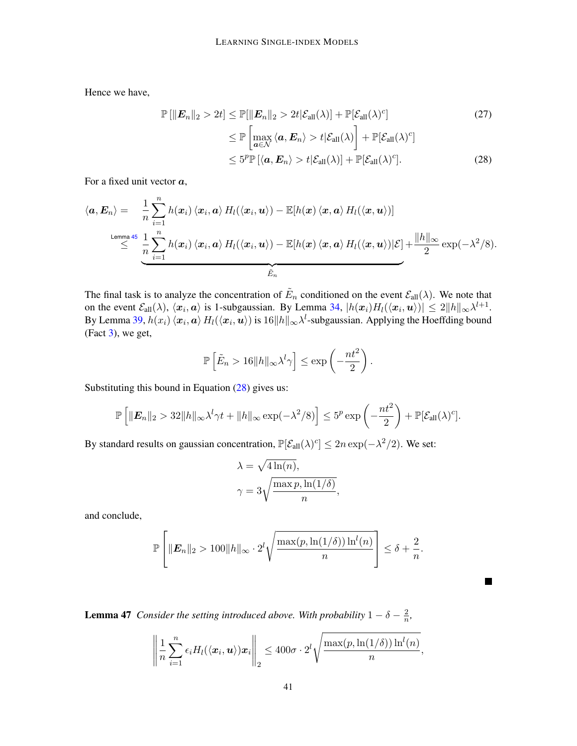Hence we have,

$$
\begin{aligned}
\mathbb{P}\left[\|\boldsymbol{E}_n\|_2 > 2t\right] &\leq \mathbb{P}[\|\boldsymbol{E}_n\|_2 > 2t|\mathcal{E}_{\text{all}}(\lambda)] + \mathbb{P}[\mathcal{E}_{\text{all}}(\lambda)^c] \qquad (27)\\
&\leq \mathbb{P}\left[\max_{\boldsymbol{a}\in\mathcal{N}} \langle \boldsymbol{a}, \boldsymbol{E}_n\rangle > t|\mathcal{E}_{\text{all}}(\lambda)\right] + \mathbb{P}[\mathcal{E}_{\text{all}}(\lambda)^c]\\
&\leq 5^p \mathbb{P}\left[\langle \boldsymbol{a}, \boldsymbol{E}_n\rangle > t|\mathcal{E}_{\text{all}}(\lambda)\right] + \mathbb{P}[\mathcal{E}_{\text{all}}(\lambda)^c]. \qquad (28)
\end{aligned}
$$

For a fixed unit vector $\boldsymbol{a}$,

$$
\begin{aligned}
\langle \boldsymbol{a}, \boldsymbol{E}_n\rangle = &\quad \frac{1}{n}\sum_{i=1}^n h(\boldsymbol{x}_i)\langle \boldsymbol{x}_i, \boldsymbol{a}\rangle H_l(\langle \boldsymbol{x}_i, \boldsymbol{u}\rangle) - \mathbb{E}[h(\boldsymbol{x})\langle \boldsymbol{x}, \boldsymbol{a}\rangle H_l(\langle \boldsymbol{x}, \boldsymbol{u}\rangle)]\\
\overset{\text{Lemma 45}}{\leq} &\underbrace{\frac{1}{n}\sum_{i=1}^n h(\boldsymbol{x}_i)\langle \boldsymbol{x}_i, \boldsymbol{a}\rangle H_l(\langle \boldsymbol{x}_i, \boldsymbol{u}\rangle) - \mathbb{E}[h(\boldsymbol{x})\langle \boldsymbol{x}, \boldsymbol{a}\rangle H_l(\langle \boldsymbol{x}, \boldsymbol{u}\rangle)|\mathcal{E}]}_{\tilde{E}_n} + \frac{\|h\|_\infty}{2}\exp(-\lambda^2/8).
\end{aligned}
$$

The final task is to analyze the concentration of $\tilde{E}_n$ conditioned on the event $\mathcal{E}_{\text{all}}(\lambda)$. We note that on the event $\mathcal{E}_{\text{all}}(\lambda)$, $\langle \boldsymbol{x}_i, \boldsymbol{a}\rangle$ is 1-subgaussian. By Lemma 34, $|h(\boldsymbol{x}_i)H_l(\langle \boldsymbol{x}_i, \boldsymbol{u}\rangle)| \leq 2\|h\|_\infty \lambda^{l+1}$. By Lemma 39, $h(x_i)\langle \boldsymbol{x}_i, \boldsymbol{a}\rangle H_l(\langle \boldsymbol{x}_i, \boldsymbol{u}\rangle)$ is $16\|h\|_\infty\lambda^l$-subgaussian. Applying the Hoeffding bound (Fact 3), we get,

$$
\mathbb{P}\left[\tilde{E}_n > 16\|h\|_\infty\lambda^l\gamma\right] \leq \exp\left(-\frac{nt^2}{2}\right).
$$

Substituting this bound in Equation (28) gives us:

$$
\mathbb{P}\left[\|\boldsymbol{E}_n\|_2 > 32\|h\|_\infty\lambda^l\gamma t + \|h\|_\infty\exp(-\lambda^2/8)\right] \leq 5^p\exp\left(-\frac{nt^2}{2}\right) + \mathbb{P}[\mathcal{E}_{\text{all}}(\lambda)^c].
$$

By standard results on gaussian concentration, $\mathbb{P}[\mathcal{E}_{\text{all}}(\lambda)^c] \leq 2n\exp(-\lambda^2/2)$. We set:

$$
\begin{aligned}
\lambda &= \sqrt{4\ln(n)},\\
\gamma &= 3\sqrt{\frac{\max p, \ln(1/\delta)}{n}},
\end{aligned}
$$

and conclude,

$$
\mathbb{P}\left[\|\boldsymbol{E}_n\|_2 > 100\|h\|_\infty \cdot 2^l\sqrt{\frac{\max(p, \ln(1/\delta))\ln^l(n)}{n}}\right] \leq \delta + \frac{2}{n}.
$$

■

**Lemma 47** *Consider the setting introduced above. With probability* $1 - \delta - \frac{2}{n}$*,*

$$
\left\|\frac{1}{n}\sum_{i=1}^n \epsilon_i H_l(\langle \boldsymbol{x}_i, \boldsymbol{u}\rangle)\boldsymbol{x}_i\right\|_2 \leq 400\sigma \cdot 2^l\sqrt{\frac{\max(p, \ln(1/\delta))\ln^l(n)}{n}},
$$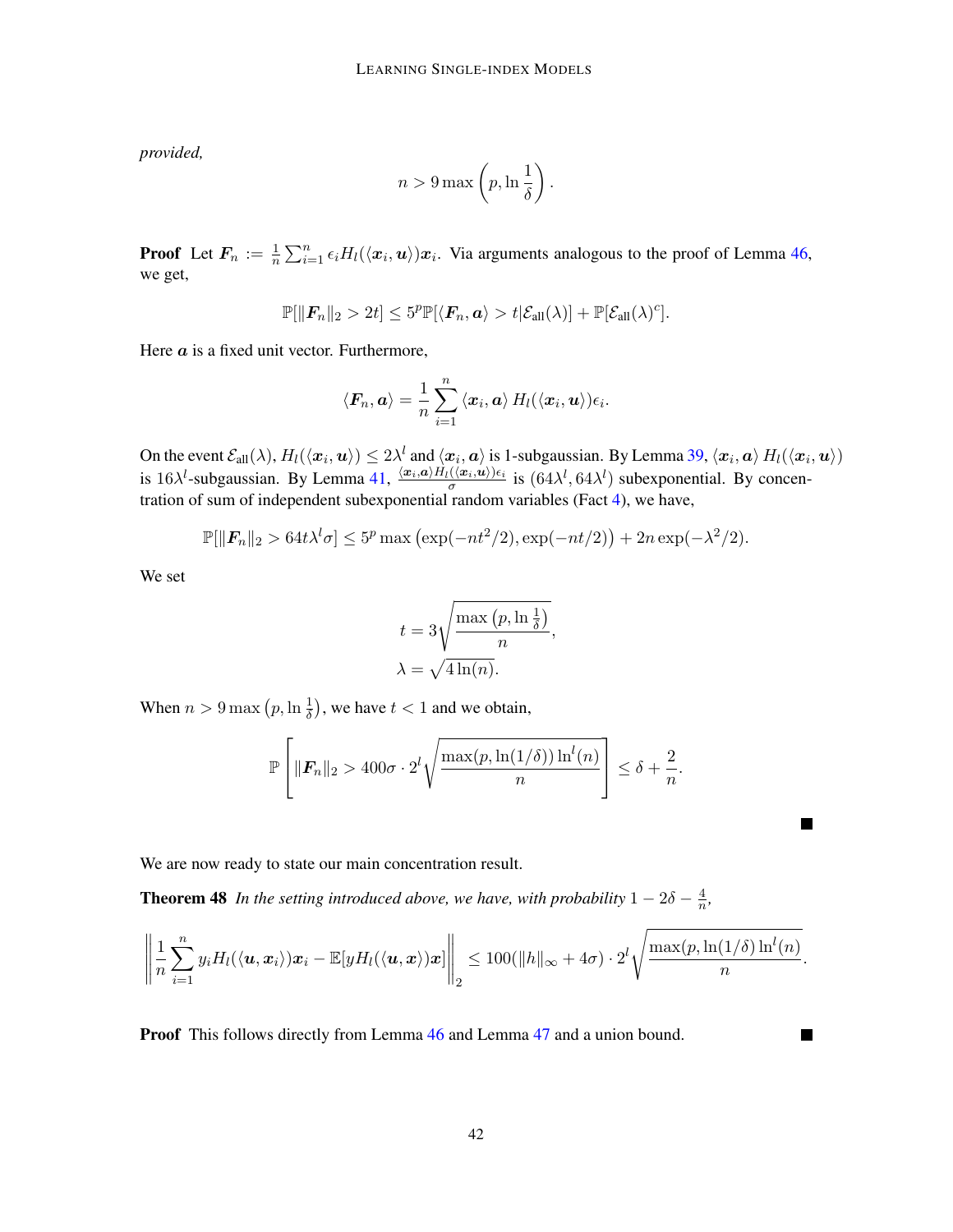*provided,*

$$n > 9 \max\left(p, \ln\frac{1}{\delta}\right).$$

**Proof** Let $\boldsymbol{F}_n := \frac{1}{n}\sum_{i=1}^{n} \epsilon_i H_l(\langle \boldsymbol{x}_i, \boldsymbol{u}\rangle)\boldsymbol{x}_i$. Via arguments analogous to the proof of Lemma 46, we get,

$$\mathbb{P}[\|\boldsymbol{F}_n\|_2 > 2t] \leq 5^p \mathbb{P}[\langle \boldsymbol{F}_n, \boldsymbol{a}\rangle > t | \mathcal{E}_{\text{all}}(\lambda)] + \mathbb{P}[\mathcal{E}_{\text{all}}(\lambda)^c].$$

Here $\boldsymbol{a}$ is a fixed unit vector. Furthermore,

$$\langle \boldsymbol{F}_n, \boldsymbol{a}\rangle = \frac{1}{n}\sum_{i=1}^{n} \langle \boldsymbol{x}_i, \boldsymbol{a}\rangle\, H_l(\langle \boldsymbol{x}_i, \boldsymbol{u}\rangle)\epsilon_i.$$

On the event $\mathcal{E}_{\text{all}}(\lambda)$, $H_l(\langle \boldsymbol{x}_i, \boldsymbol{u}\rangle) \leq 2\lambda^l$ and $\langle \boldsymbol{x}_i, \boldsymbol{a}\rangle$ is 1-subgaussian. By Lemma 39, $\langle \boldsymbol{x}_i, \boldsymbol{a}\rangle\, H_l(\langle \boldsymbol{x}_i, \boldsymbol{u}\rangle)$ is $16\lambda^l$-subgaussian. By Lemma 41, $\frac{\langle \boldsymbol{x}_i, \boldsymbol{a}\rangle H_l(\langle \boldsymbol{x}_i, \boldsymbol{u}\rangle)\epsilon_i}{\sigma}$ is $(64\lambda^l, 64\lambda^l)$ subexponential. By concentration of sum of independent subexponential random variables (Fact 4), we have,

$$\mathbb{P}[\|\boldsymbol{F}_n\|_2 > 64t\lambda^l\sigma] \leq 5^p \max\left(\exp(-nt^2/2), \exp(-nt/2)\right) + 2n\exp(-\lambda^2/2).$$

We set

$$t = 3\sqrt{\frac{\max\left(p, \ln\frac{1}{\delta}\right)}{n}},$$
$$\lambda = \sqrt{4\ln(n)}.$$

When $n > 9\max\left(p, \ln\frac{1}{\delta}\right)$, we have $t < 1$ and we obtain,

$$\mathbb{P}\left[\|\boldsymbol{F}_n\|_2 > 400\sigma \cdot 2^l \sqrt{\frac{\max(p, \ln(1/\delta))\ln^l(n)}{n}}\right] \leq \delta + \frac{2}{n}.$$

■

We are now ready to state our main concentration result.

**Theorem 48** *In the setting introduced above, we have, with probability $1 - 2\delta - \frac{4}{n}$,*

$$\left\|\frac{1}{n}\sum_{i=1}^{n} y_i H_l(\langle \boldsymbol{u}, \boldsymbol{x}_i\rangle)\boldsymbol{x}_i - \mathbb{E}[yH_l(\langle \boldsymbol{u}, \boldsymbol{x}\rangle)\boldsymbol{x}]\right\|_2 \leq 100(\|h\|_\infty + 4\sigma)\cdot 2^l\sqrt{\frac{\max(p, \ln(1/\delta)\ln^l(n)}{n}}.$$

**Proof** This follows directly from Lemma 46 and Lemma 47 and a union bound. ■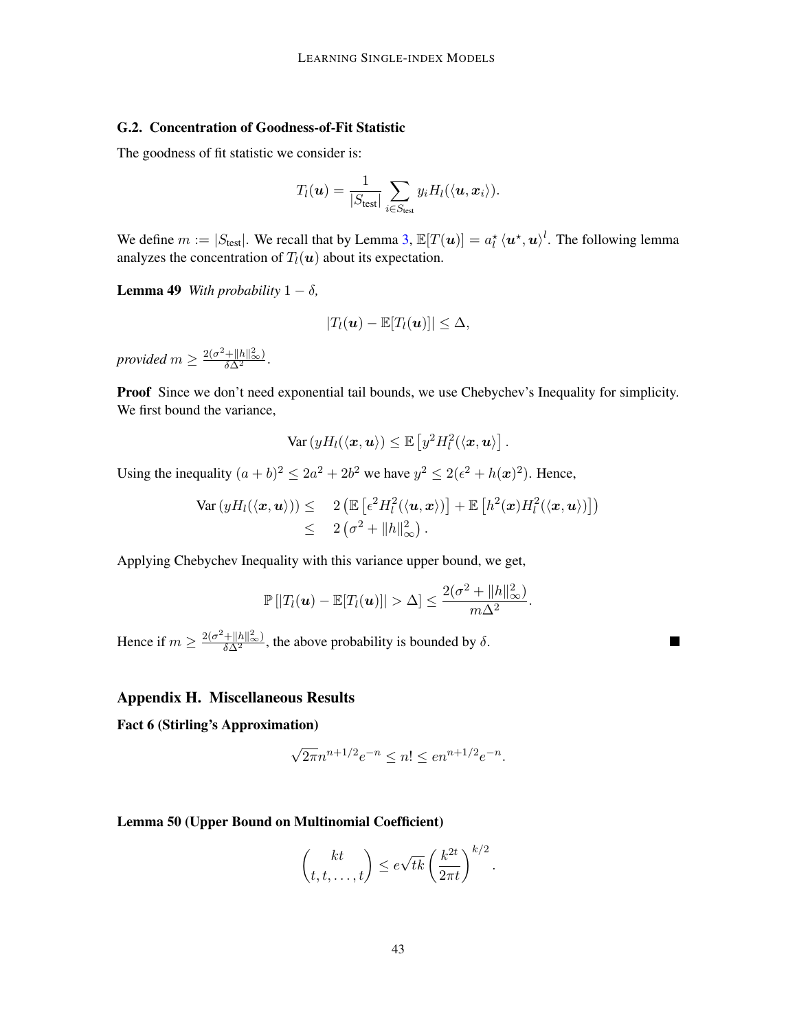### G.2. Concentration of Goodness-of-Fit Statistic

The goodness of fit statistic we consider is:

$$T_l(\boldsymbol{u}) = \frac{1}{|S_{\text{test}}|} \sum_{i \in S_{\text{test}}} y_i H_l(\langle \boldsymbol{u}, \boldsymbol{x}_i \rangle).$$

We define $m := |S_{\text{test}}|$. We recall that by Lemma 3, $\mathbb{E}[T(\boldsymbol{u})] = a_l^\star \langle \boldsymbol{u}^\star, \boldsymbol{u} \rangle^l$. The following lemma analyzes the concentration of $T_l(\boldsymbol{u})$ about its expectation.

**Lemma 49** *With probability* $1 - \delta$*,*

$$|T_l(\boldsymbol{u}) - \mathbb{E}[T_l(\boldsymbol{u})]| \leq \Delta,$$

*provided* $m \geq \frac{2(\sigma^2 + \|h\|_\infty^2)}{\delta \Delta^2}$.

**Proof** Since we don't need exponential tail bounds, we use Chebychev's Inequality for simplicity. We first bound the variance,

$$\text{Var}\left(y H_l(\langle \boldsymbol{x}, \boldsymbol{u} \rangle)\right) \leq \mathbb{E}\left[y^2 H_l^2(\langle \boldsymbol{x}, \boldsymbol{u} \rangle)\right].$$

Using the inequality $(a+b)^2 \leq 2a^2 + 2b^2$ we have $y^2 \leq 2(\epsilon^2 + h(\boldsymbol{x})^2)$. Hence,

$$\begin{aligned} \text{Var}\left(y H_l(\langle \boldsymbol{x}, \boldsymbol{u} \rangle)\right) \leq & \quad 2\left(\mathbb{E}\left[\epsilon^2 H_l^2(\langle \boldsymbol{u}, \boldsymbol{x} \rangle)\right] + \mathbb{E}\left[h^2(\boldsymbol{x}) H_l^2(\langle \boldsymbol{x}, \boldsymbol{u} \rangle)\right]\right) \\ \leq & \quad 2\left(\sigma^2 + \|h\|_\infty^2\right). \end{aligned}$$

Applying Chebychev Inequality with this variance upper bound, we get,

$$\mathbb{P}\left[|T_l(\boldsymbol{u}) - \mathbb{E}[T_l(\boldsymbol{u})]| > \Delta\right] \leq \frac{2(\sigma^2 + \|h\|_\infty^2)}{m \Delta^2}.$$

Hence if $m \geq \frac{2(\sigma^2 + \|h\|_\infty^2)}{\delta \Delta^2}$, the above probability is bounded by $\delta$. ∎

## Appendix H. Miscellaneous Results

**Fact 6 (Stirling's Approximation)**

$$\sqrt{2\pi} n^{n+1/2} e^{-n} \leq n! \leq e n^{n+1/2} e^{-n}.$$

**Lemma 50 (Upper Bound on Multinomial Coefficient)**

$$\binom{kt}{t, t, \ldots, t} \leq e\sqrt{tk} \left(\frac{k^{2t}}{2\pi t}\right)^{k/2}.$$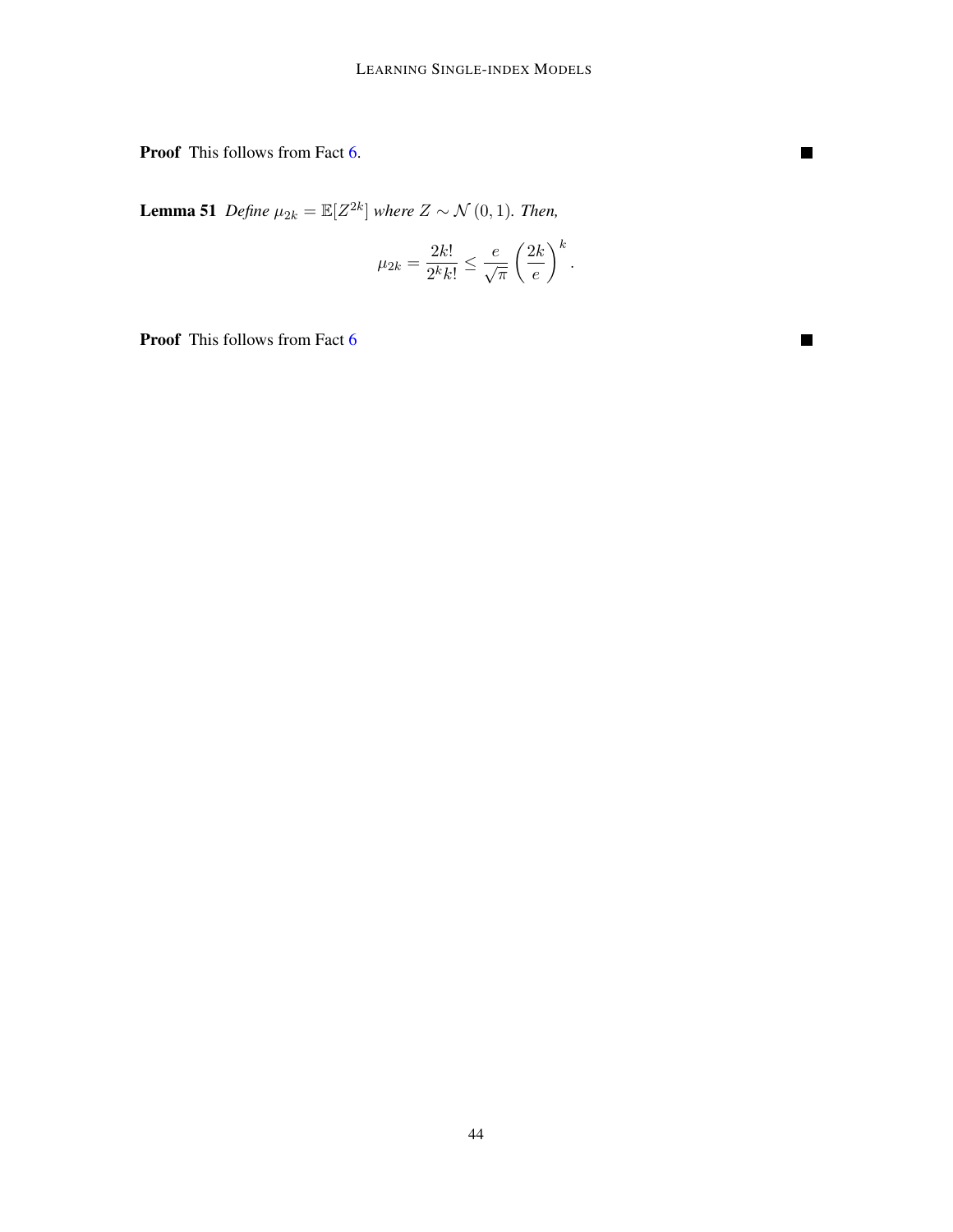**Proof** This follows from Fact 6. ■

**Lemma 51** *Define* $\mu_{2k} = \mathbb{E}[Z^{2k}]$ *where* $Z \sim \mathcal{N}(0, 1)$. *Then,*

$$\mu_{2k} = \frac{2k!}{2^k k!} \leq \frac{e}{\sqrt{\pi}} \left(\frac{2k}{e}\right)^k.$$

**Proof** This follows from Fact 6 ■